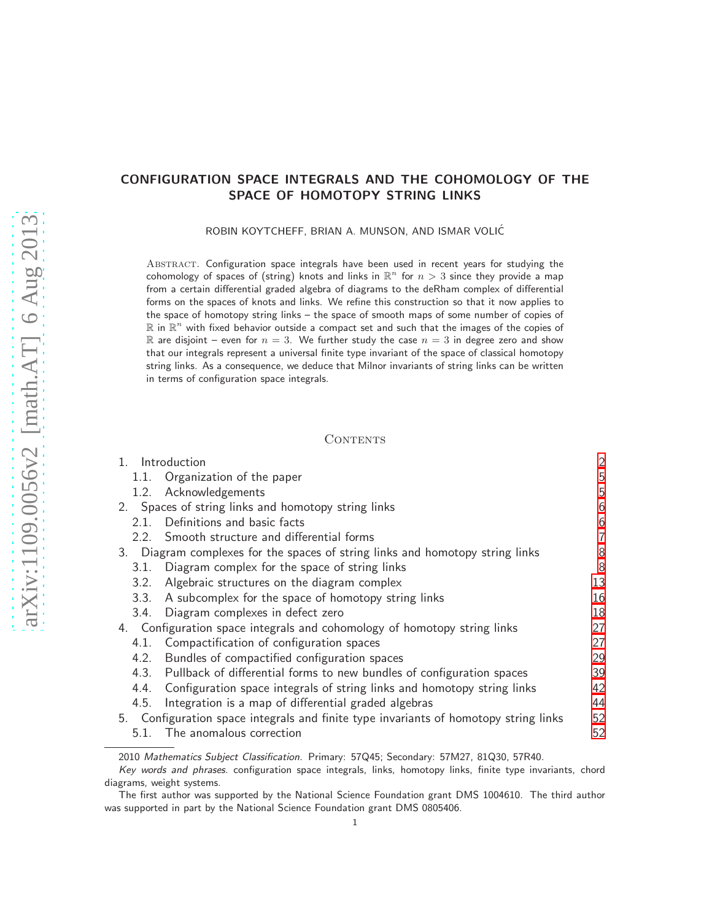# CONFIGURATION SPACE INTEGRALS AND THE COHOMOLOGY OF THE SPACE OF HOMOTOPY STRING LINKS

ROBIN KOYTCHEFF, BRIAN A. MUNSON, AND ISMAR VOLIĆ

Abstract. Configuration space integrals have been used in recent years for studying the cohomology of spaces of (string) knots and links in $\mathbb{R}^n$ for $n > 3$ since they provide a map from a certain differential graded algebra of diagrams to the deRham complex of differential forms on the spaces of knots and links. We refine this construction so that it now applies to the space of homotopy string links – the space of smooth maps of some number of copies of $\mathbb{R}$ in $\mathbb{R}^n$ with fixed behavior outside a compact set and such that the images of the copies of $\mathbb{R}$ are disjoint – even for $n = 3$. We further study the case $n = 3$ in degree zero and show that our integrals represent a universal finite type invariant of the space of classical homotopy string links. As a consequence, we deduce that Milnor invariants of string links can be written in terms of configuration space integrals.

## Contents

- 1. Introduction — 2
  - 1.1. Organization of the paper — 5
  - 1.2. Acknowledgements — 5
- 2. Spaces of string links and homotopy string links — 6
  - 2.1. Definitions and basic facts — 6
  - 2.2. Smooth structure and differential forms — 7
- 3. Diagram complexes for the spaces of string links and homotopy string links — 8
  - 3.1. Diagram complex for the space of string links — 8
  - 3.2. Algebraic structures on the diagram complex — 13
  - 3.3. A subcomplex for the space of homotopy string links — 16
  - 3.4. Diagram complexes in defect zero — 18
- 4. Configuration space integrals and cohomology of homotopy string links — 27
  - 4.1. Compactification of configuration spaces — 27
  - 4.2. Bundles of compactified configuration spaces — 29
  - 4.3. Pullback of differential forms to new bundles of configuration spaces — 39
  - 4.4. Configuration space integrals of string links and homotopy string links — 42
  - 4.5. Integration is a map of differential graded algebras — 44
- 5. Configuration space integrals and finite type invariants of homotopy string links — 52
  - 5.1. The anomalous correction — 52

2010 *Mathematics Subject Classification.* Primary: 57Q45; Secondary: 57M27, 81Q30, 57R40.

*Key words and phrases.* configuration space integrals, links, homotopy links, finite type invariants, chord diagrams, weight systems.

The first author was supported by the National Science Foundation grant DMS 1004610. The third author was supported in part by the National Science Foundation grant DMS 0805406.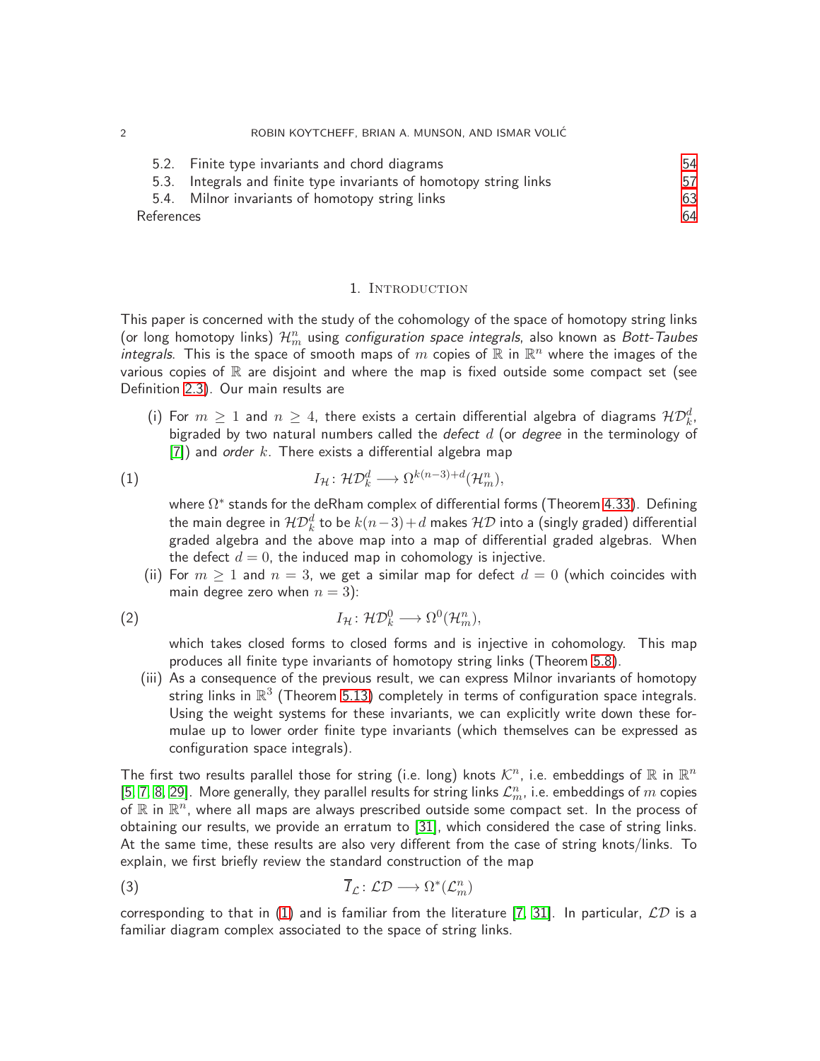5.2. Finite type invariants and chord diagrams 54
5.3. Integrals and finite type invariants of homotopy string links 57
5.4. Milnor invariants of homotopy string links 63
References 64

## 1. Introduction

This paper is concerned with the study of the cohomology of the space of homotopy string links (or long homotopy links) $\mathcal{H}_m^n$ using *configuration space integrals*, also known as *Bott-Taubes integrals*. This is the space of smooth maps of $m$ copies of $\mathbb{R}$ in $\mathbb{R}^n$ where the images of the various copies of $\mathbb{R}$ are disjoint and where the map is fixed outside some compact set (see Definition 2.3). Our main results are

(i) For $m \geq 1$ and $n \geq 4$, there exists a certain differential algebra of diagrams $\mathcal{HD}_k^d$, bigraded by two natural numbers called the *defect* $d$ (or *degree* in the terminology of [7]) and *order* $k$. There exists a differential algebra map

$$I_{\mathcal{H}} \colon \mathcal{HD}_k^d \longrightarrow \Omega^{k(n-3)+d}(\mathcal{H}_m^n), \tag{1}$$

where $\Omega^*$ stands for the deRham complex of differential forms (Theorem 4.33). Defining the main degree in $\mathcal{HD}_k^d$ to be $k(n-3)+d$ makes $\mathcal{HD}$ into a (singly graded) differential graded algebra and the above map into a map of differential graded algebras. When the defect $d = 0$, the induced map in cohomology is injective.

(ii) For $m \geq 1$ and $n = 3$, we get a similar map for defect $d = 0$ (which coincides with main degree zero when $n = 3$):

$$I_{\mathcal{H}} \colon \mathcal{HD}_k^0 \longrightarrow \Omega^0(\mathcal{H}_m^n), \tag{2}$$

which takes closed forms to closed forms and is injective in cohomology. This map produces all finite type invariants of homotopy string links (Theorem 5.8).

(iii) As a consequence of the previous result, we can express Milnor invariants of homotopy string links in $\mathbb{R}^3$ (Theorem 5.13) completely in terms of configuration space integrals. Using the weight systems for these invariants, we can explicitly write down these formulae up to lower order finite type invariants (which themselves can be expressed as configuration space integrals).

The first two results parallel those for string (i.e. long) knots $\mathcal{K}^n$, i.e. embeddings of $\mathbb{R}$ in $\mathbb{R}^n$ [5, 7, 8, 29]. More generally, they parallel results for string links $\mathcal{L}_m^n$, i.e. embeddings of $m$ copies of $\mathbb{R}$ in $\mathbb{R}^n$, where all maps are always prescribed outside some compact set. In the process of obtaining our results, we provide an erratum to [31], which considered the case of string links. At the same time, these results are also very different from the case of string knots/links. To explain, we first briefly review the standard construction of the map

$$\overline{I}_{\mathcal{L}} \colon \mathcal{LD} \longrightarrow \Omega^*(\mathcal{L}_m^n) \tag{3}$$

corresponding to that in (1) and is familiar from the literature [7, 31]. In particular, $\mathcal{LD}$ is a familiar diagram complex associated to the space of string links.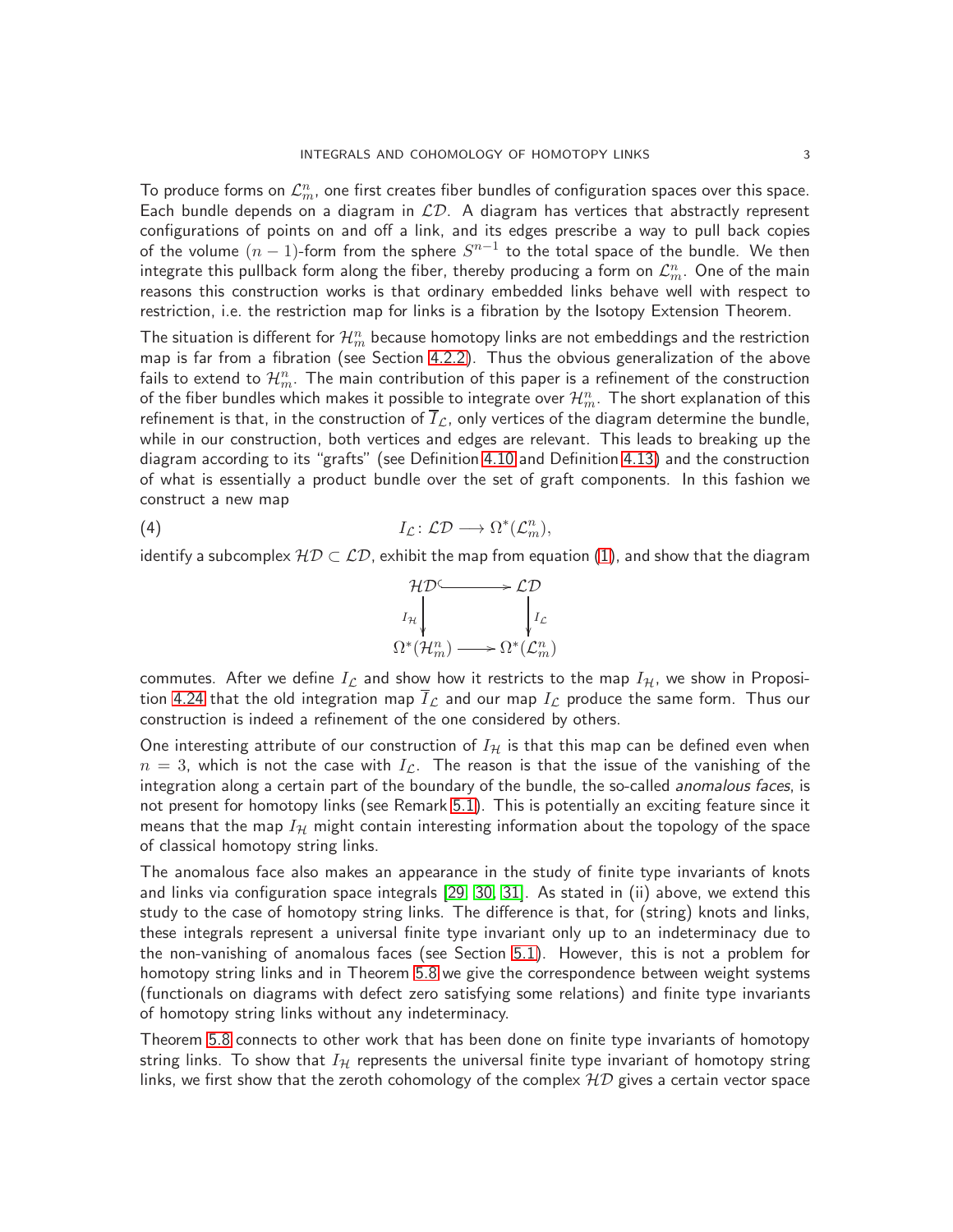To produce forms on $\mathcal{L}^n_m$, one first creates fiber bundles of configuration spaces over this space. Each bundle depends on a diagram in $\mathcal{LD}$. A diagram has vertices that abstractly represent configurations of points on and off a link, and its edges prescribe a way to pull back copies of the volume $(n-1)$-form from the sphere $S^{n-1}$ to the total space of the bundle. We then integrate this pullback form along the fiber, thereby producing a form on $\mathcal{L}^n_m$. One of the main reasons this construction works is that ordinary embedded links behave well with respect to restriction, i.e. the restriction map for links is a fibration by the Isotopy Extension Theorem.

The situation is different for $\mathcal{H}^n_m$ because homotopy links are not embeddings and the restriction map is far from a fibration (see Section 4.2.2). Thus the obvious generalization of the above fails to extend to $\mathcal{H}^n_m$. The main contribution of this paper is a refinement of the construction of the fiber bundles which makes it possible to integrate over $\mathcal{H}^n_m$. The short explanation of this refinement is that, in the construction of $\overline{I}_{\mathcal{L}}$, only vertices of the diagram determine the bundle, while in our construction, both vertices and edges are relevant. This leads to breaking up the diagram according to its "grafts" (see Definition 4.10 and Definition 4.13) and the construction of what is essentially a product bundle over the set of graft components. In this fashion we construct a new map

$$I_{\mathcal{L}} \colon \mathcal{LD} \longrightarrow \Omega^*(\mathcal{L}^n_m), \tag{4}$$

identify a subcomplex $\mathcal{HD} \subset \mathcal{LD}$, exhibit the map from equation (1), and show that the diagram

$$\begin{array}{ccc} \mathcal{HD} & \hookrightarrow & \mathcal{LD} \\ \downarrow{\scriptstyle I_{\mathcal{H}}} & & \downarrow{\scriptstyle I_{\mathcal{L}}} \\ \Omega^*(\mathcal{H}^n_m) & \longrightarrow & \Omega^*(\mathcal{L}^n_m) \end{array}$$

commutes. After we define $I_{\mathcal{L}}$ and show how it restricts to the map $I_{\mathcal{H}}$, we show in Proposition 4.24 that the old integration map $\overline{I}_{\mathcal{L}}$ and our map $I_{\mathcal{L}}$ produce the same form. Thus our construction is indeed a refinement of the one considered by others.

One interesting attribute of our construction of $I_{\mathcal{H}}$ is that this map can be defined even when $n = 3$, which is not the case with $I_{\mathcal{L}}$. The reason is that the issue of the vanishing of the integration along a certain part of the boundary of the bundle, the so-called *anomalous faces*, is not present for homotopy links (see Remark 5.1). This is potentially an exciting feature since it means that the map $I_{\mathcal{H}}$ might contain interesting information about the topology of the space of classical homotopy string links.

The anomalous face also makes an appearance in the study of finite type invariants of knots and links via configuration space integrals [29, 30, 31]. As stated in (ii) above, we extend this study to the case of homotopy string links. The difference is that, for (string) knots and links, these integrals represent a universal finite type invariant only up to an indeterminacy due to the non-vanishing of anomalous faces (see Section 5.1). However, this is not a problem for homotopy string links and in Theorem 5.8 we give the correspondence between weight systems (functionals on diagrams with defect zero satisfying some relations) and finite type invariants of homotopy string links without any indeterminacy.

Theorem 5.8 connects to other work that has been done on finite type invariants of homotopy string links. To show that $I_{\mathcal{H}}$ represents the universal finite type invariant of homotopy string links, we first show that the zeroth cohomology of the complex $\mathcal{HD}$ gives a certain vector space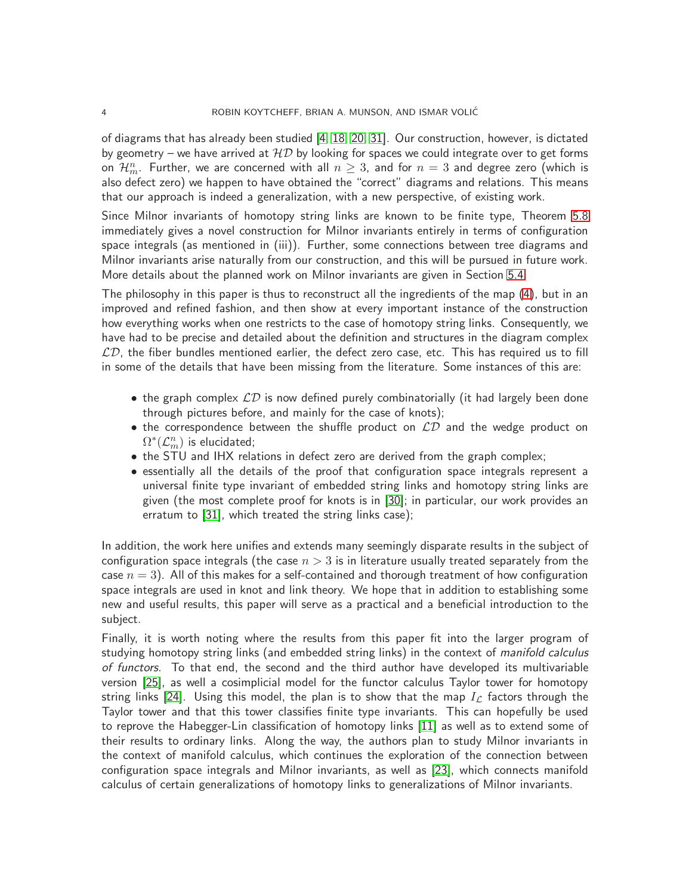of diagrams that has already been studied [4, 18, 20, 31]. Our construction, however, is dictated by geometry – we have arrived at $\mathcal{HD}$ by looking for spaces we could integrate over to get forms on $\mathcal{H}^n_m$. Further, we are concerned with all $n \geq 3$, and for $n = 3$ and degree zero (which is also defect zero) we happen to have obtained the "correct" diagrams and relations. This means that our approach is indeed a generalization, with a new perspective, of existing work.

Since Milnor invariants of homotopy string links are known to be finite type, Theorem 5.8 immediately gives a novel construction for Milnor invariants entirely in terms of configuration space integrals (as mentioned in (iii)). Further, some connections between tree diagrams and Milnor invariants arise naturally from our construction, and this will be pursued in future work. More details about the planned work on Milnor invariants are given in Section 5.4.

The philosophy in this paper is thus to reconstruct all the ingredients of the map (4), but in an improved and refined fashion, and then show at every important instance of the construction how everything works when one restricts to the case of homotopy string links. Consequently, we have had to be precise and detailed about the definition and structures in the diagram complex $\mathcal{LD}$, the fiber bundles mentioned earlier, the defect zero case, etc. This has required us to fill in some of the details that have been missing from the literature. Some instances of this are:

- the graph complex $\mathcal{LD}$ is now defined purely combinatorially (it had largely been done through pictures before, and mainly for the case of knots);
- the correspondence between the shuffle product on $\mathcal{LD}$ and the wedge product on $\Omega^*(\mathcal{L}^n_m)$ is elucidated;
- the STU and IHX relations in defect zero are derived from the graph complex;
- essentially all the details of the proof that configuration space integrals represent a universal finite type invariant of embedded string links and homotopy string links are given (the most complete proof for knots is in [30]; in particular, our work provides an erratum to [31], which treated the string links case);

In addition, the work here unifies and extends many seemingly disparate results in the subject of configuration space integrals (the case $n > 3$ is in literature usually treated separately from the case $n = 3$). All of this makes for a self-contained and thorough treatment of how configuration space integrals are used in knot and link theory. We hope that in addition to establishing some new and useful results, this paper will serve as a practical and a beneficial introduction to the subject.

Finally, it is worth noting where the results from this paper fit into the larger program of studying homotopy string links (and embedded string links) in the context of *manifold calculus of functors*. To that end, the second and the third author have developed its multivariable version [25], as well a cosimplicial model for the functor calculus Taylor tower for homotopy string links [24]. Using this model, the plan is to show that the map $I_{\mathcal{L}}$ factors through the Taylor tower and that this tower classifies finite type invariants. This can hopefully be used to reprove the Habegger-Lin classification of homotopy links [11] as well as to extend some of their results to ordinary links. Along the way, the authors plan to study Milnor invariants in the context of manifold calculus, which continues the exploration of the connection between configuration space integrals and Milnor invariants, as well as [23], which connects manifold calculus of certain generalizations of homotopy links to generalizations of Milnor invariants.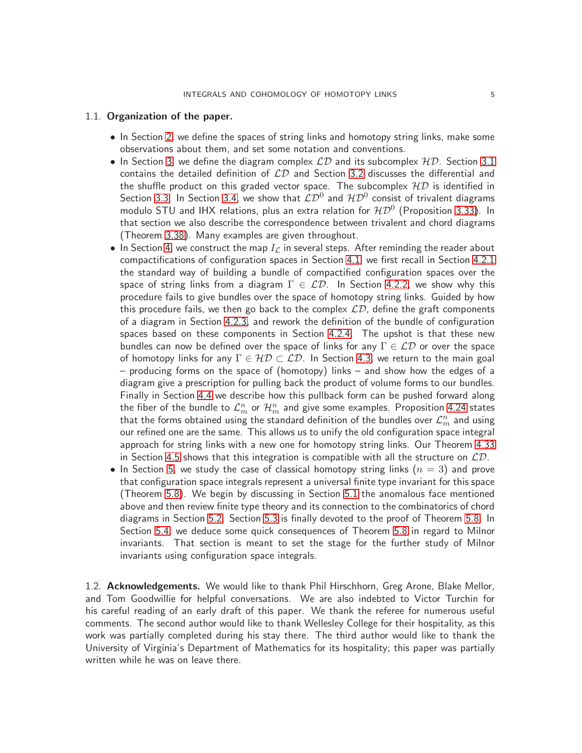### 1.1. **Organization of the paper.**

- In Section 2, we define the spaces of string links and homotopy string links, make some observations about them, and set some notation and conventions.
- In Section 3, we define the diagram complex $\mathcal{LD}$ and its subcomplex $\mathcal{HD}$. Section 3.1 contains the detailed definition of $\mathcal{LD}$ and Section 3.2 discusses the differential and the shuffle product on this graded vector space. The subcomplex $\mathcal{HD}$ is identified in Section 3.3. In Section 3.4, we show that $\mathcal{LD}^0$ and $\mathcal{HD}^0$ consist of trivalent diagrams modulo STU and IHX relations, plus an extra relation for $\mathcal{HD}^0$ (Proposition 3.33). In that section we also describe the correspondence between trivalent and chord diagrams (Theorem 3.38). Many examples are given throughout.
- In Section 4, we construct the map $I_{\mathcal{L}}$ in several steps. After reminding the reader about compactifications of configuration spaces in Section 4.1, we first recall in Section 4.2.1 the standard way of building a bundle of compactified configuration spaces over the space of string links from a diagram $\Gamma \in \mathcal{LD}$. In Section 4.2.2, we show why this procedure fails to give bundles over the space of homotopy string links. Guided by how this procedure fails, we then go back to the complex $\mathcal{LD}$, define the graft components of a diagram in Section 4.2.3, and rework the definition of the bundle of configuration spaces based on these components in Section 4.2.4. The upshot is that these new bundles can now be defined over the space of links for any $\Gamma \in \mathcal{LD}$ or over the space of homotopy links for any $\Gamma \in \mathcal{HD} \subset \mathcal{LD}$. In Section 4.3, we return to the main goal – producing forms on the space of (homotopy) links – and show how the edges of a diagram give a prescription for pulling back the product of volume forms to our bundles. Finally in Section 4.4 we describe how this pullback form can be pushed forward along the fiber of the bundle to $\mathcal{L}^n_m$ or $\mathcal{H}^n_m$ and give some examples. Proposition 4.24 states that the forms obtained using the standard definition of the bundles over $\mathcal{L}^n_m$ and using our refined one are the same. This allows us to unify the old configuration space integral approach for string links with a new one for homotopy string links. Our Theorem 4.33 in Section 4.5 shows that this integration is compatible with all the structure on $\mathcal{LD}$.
- In Section 5, we study the case of classical homotopy string links ($n = 3$) and prove that configuration space integrals represent a universal finite type invariant for this space (Theorem 5.8). We begin by discussing in Section 5.1 the anomalous face mentioned above and then review finite type theory and its connection to the combinatorics of chord diagrams in Section 5.2. Section 5.3 is finally devoted to the proof of Theorem 5.8. In Section 5.4, we deduce some quick consequences of Theorem 5.8 in regard to Milnor invariants. That section is meant to set the stage for the further study of Milnor invariants using configuration space integrals.

### 1.2. **Acknowledgements.**

We would like to thank Phil Hirschhorn, Greg Arone, Blake Mellor, and Tom Goodwillie for helpful conversations. We are also indebted to Victor Turchin for his careful reading of an early draft of this paper. We thank the referee for numerous useful comments. The second author would like to thank Wellesley College for their hospitality, as this work was partially completed during his stay there. The third author would like to thank the University of Virginia's Department of Mathematics for its hospitality; this paper was partially written while he was on leave there.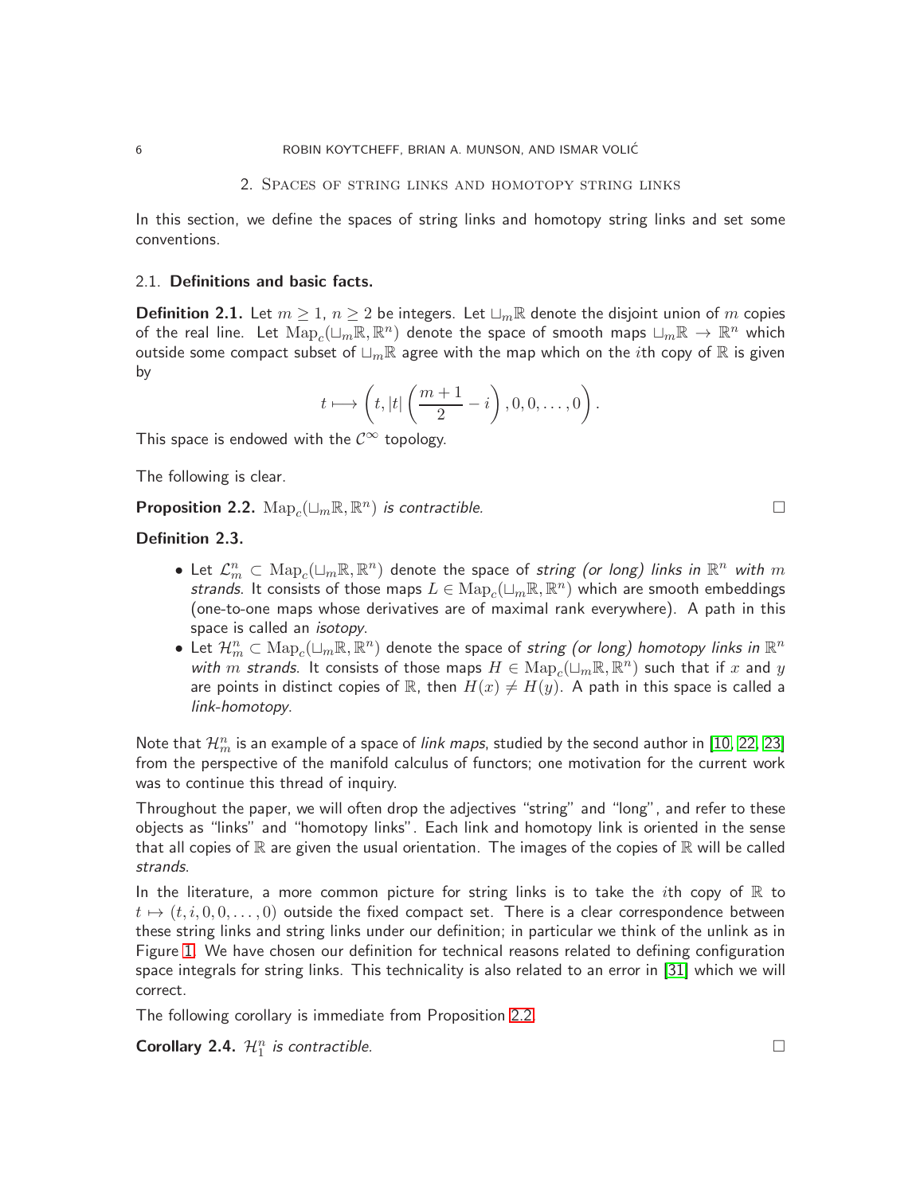## 2. Spaces of string links and homotopy string links

In this section, we define the spaces of string links and homotopy string links and set some conventions.

### 2.1. Definitions and basic facts.

**Definition 2.1.** Let $m \geq 1$, $n \geq 2$ be integers. Let $\sqcup_m \mathbb{R}$ denote the disjoint union of $m$ copies of the real line. Let $\mathrm{Map}_c(\sqcup_m \mathbb{R}, \mathbb{R}^n)$ denote the space of smooth maps $\sqcup_m \mathbb{R} \to \mathbb{R}^n$ which outside some compact subset of $\sqcup_m \mathbb{R}$ agree with the map which on the $i$th copy of $\mathbb{R}$ is given by

$$t \longmapsto \left(t, |t| \left(\frac{m+1}{2} - i\right), 0, 0, \ldots, 0\right).$$

This space is endowed with the $\mathcal{C}^\infty$ topology.

The following is clear.

**Proposition 2.2.** *$\mathrm{Map}_c(\sqcup_m \mathbb{R}, \mathbb{R}^n)$ is contractible.* □

**Definition 2.3.**

- Let $\mathcal{L}^n_m \subset \mathrm{Map}_c(\sqcup_m \mathbb{R}, \mathbb{R}^n)$ denote the space of *string (or long) links in $\mathbb{R}^n$ with $m$ strands*. It consists of those maps $L \in \mathrm{Map}_c(\sqcup_m \mathbb{R}, \mathbb{R}^n)$ which are smooth embeddings (one-to-one maps whose derivatives are of maximal rank everywhere). A path in this space is called an *isotopy*.
- Let $\mathcal{H}^n_m \subset \mathrm{Map}_c(\sqcup_m \mathbb{R}, \mathbb{R}^n)$ denote the space of *string (or long) homotopy links in $\mathbb{R}^n$ with $m$ strands*. It consists of those maps $H \in \mathrm{Map}_c(\sqcup_m \mathbb{R}, \mathbb{R}^n)$ such that if $x$ and $y$ are points in distinct copies of $\mathbb{R}$, then $H(x) \neq H(y)$. A path in this space is called a *link-homotopy*.

Note that $\mathcal{H}^n_m$ is an example of a space of *link maps*, studied by the second author in [10, 22, 23] from the perspective of the manifold calculus of functors; one motivation for the current work was to continue this thread of inquiry.

Throughout the paper, we will often drop the adjectives "string" and "long", and refer to these objects as "links" and "homotopy links". Each link and homotopy link is oriented in the sense that all copies of $\mathbb{R}$ are given the usual orientation. The images of the copies of $\mathbb{R}$ will be called *strands*.

In the literature, a more common picture for string links is to take the $i$th copy of $\mathbb{R}$ to $t \mapsto (t, i, 0, 0, \ldots, 0)$ outside the fixed compact set. There is a clear correspondence between these string links and string links under our definition; in particular we think of the unlink as in Figure 1. We have chosen our definition for technical reasons related to defining configuration space integrals for string links. This technicality is also related to an error in [31] which we will correct.

The following corollary is immediate from Proposition 2.2.

**Corollary 2.4.** *$\mathcal{H}^n_1$ is contractible.* □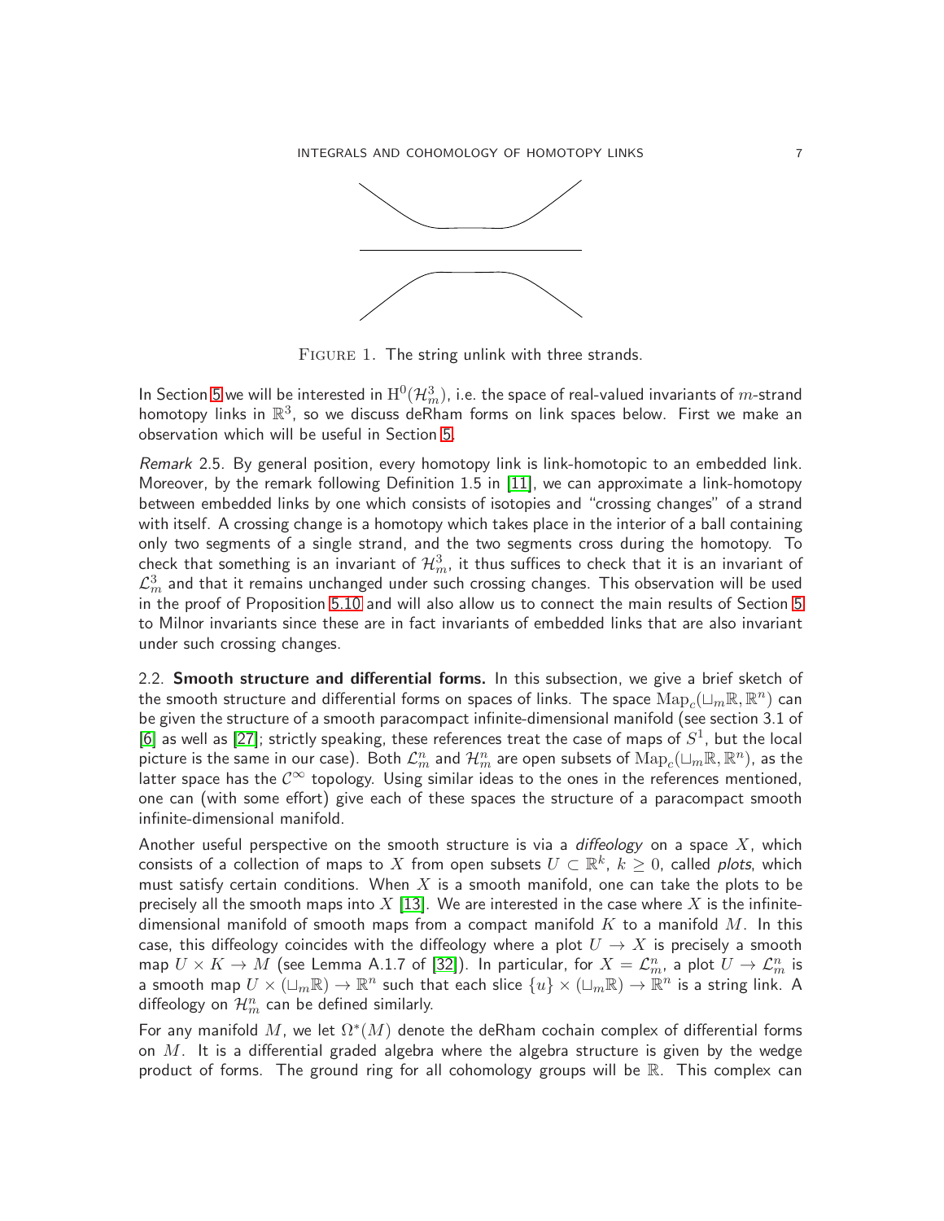FIGURE 1. The string unlink with three strands.

In Section 5 we will be interested in $\mathrm{H}^0(\mathcal{H}^3_m)$, i.e. the space of real-valued invariants of $m$-strand homotopy links in $\mathbb{R}^3$, so we discuss deRham forms on link spaces below. First we make an observation which will be useful in Section 5.

*Remark* 2.5. By general position, every homotopy link is link-homotopic to an embedded link. Moreover, by the remark following Definition 1.5 in [11], we can approximate a link-homotopy between embedded links by one which consists of isotopies and "crossing changes" of a strand with itself. A crossing change is a homotopy which takes place in the interior of a ball containing only two segments of a single strand, and the two segments cross during the homotopy. To check that something is an invariant of $\mathcal{H}^3_m$, it thus suffices to check that it is an invariant of $\mathcal{L}^3_m$ and that it remains unchanged under such crossing changes. This observation will be used in the proof of Proposition 5.10 and will also allow us to connect the main results of Section 5 to Milnor invariants since these are in fact invariants of embedded links that are also invariant under such crossing changes.

2.2. **Smooth structure and differential forms.** In this subsection, we give a brief sketch of the smooth structure and differential forms on spaces of links. The space $\mathrm{Map}_c(\sqcup_m \mathbb{R}, \mathbb{R}^n)$ can be given the structure of a smooth paracompact infinite-dimensional manifold (see section 3.1 of [6] as well as [27]; strictly speaking, these references treat the case of maps of $S^1$, but the local picture is the same in our case). Both $\mathcal{L}^n_m$ and $\mathcal{H}^n_m$ are open subsets of $\mathrm{Map}_c(\sqcup_m \mathbb{R}, \mathbb{R}^n)$, as the latter space has the $\mathcal{C}^\infty$ topology. Using similar ideas to the ones in the references mentioned, one can (with some effort) give each of these spaces the structure of a paracompact smooth infinite-dimensional manifold.

Another useful perspective on the smooth structure is via a *diffeology* on a space $X$, which consists of a collection of maps to $X$ from open subsets $U \subset \mathbb{R}^k$, $k \geq 0$, called *plots*, which must satisfy certain conditions. When $X$ is a smooth manifold, one can take the plots to be precisely all the smooth maps into $X$ [13]. We are interested in the case where $X$ is the infinite-dimensional manifold of smooth maps from a compact manifold $K$ to a manifold $M$. In this case, this diffeology coincides with the diffeology where a plot $U \to X$ is precisely a smooth map $U \times K \to M$ (see Lemma A.1.7 of [32]). In particular, for $X = \mathcal{L}^n_m$, a plot $U \to \mathcal{L}^n_m$ is a smooth map $U \times (\sqcup_m \mathbb{R}) \to \mathbb{R}^n$ such that each slice $\{u\} \times (\sqcup_m \mathbb{R}) \to \mathbb{R}^n$ is a string link. A diffeology on $\mathcal{H}^n_m$ can be defined similarly.

For any manifold $M$, we let $\Omega^*(M)$ denote the deRham cochain complex of differential forms on $M$. It is a differential graded algebra where the algebra structure is given by the wedge product of forms. The ground ring for all cohomology groups will be $\mathbb{R}$. This complex can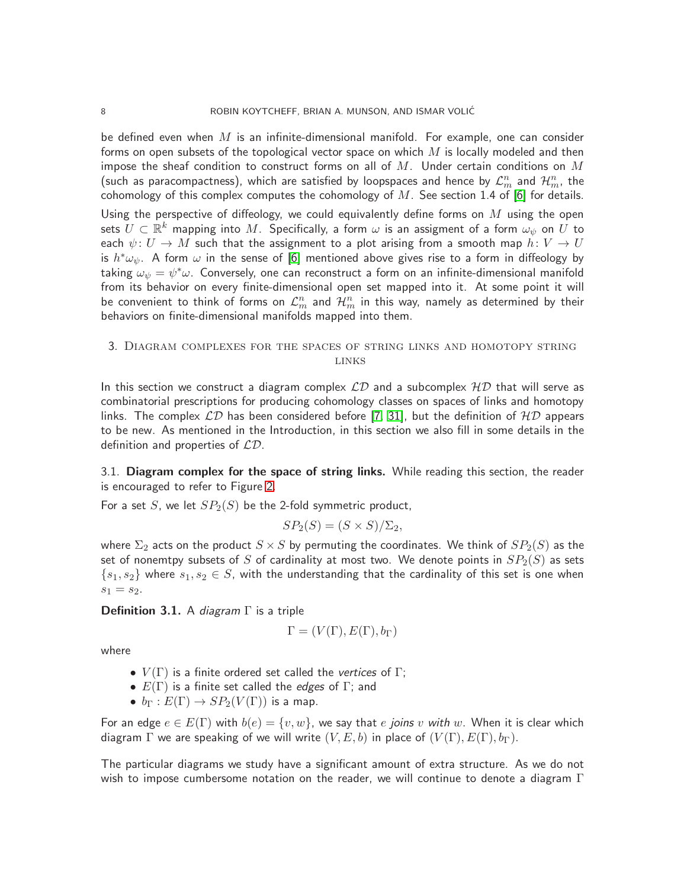be defined even when $M$ is an infinite-dimensional manifold. For example, one can consider forms on open subsets of the topological vector space on which $M$ is locally modeled and then impose the sheaf condition to construct forms on all of $M$. Under certain conditions on $M$ (such as paracompactness), which are satisfied by loopspaces and hence by $\mathcal{L}_m^n$ and $\mathcal{H}_m^n$, the cohomology of this complex computes the cohomology of $M$. See section 1.4 of [6] for details.

Using the perspective of diffeology, we could equivalently define forms on $M$ using the open sets $U \subset \mathbb{R}^k$ mapping into $M$. Specifically, a form $\omega$ is an assigment of a form $\omega_\psi$ on $U$ to each $\psi\colon U \to M$ such that the assignment to a plot arising from a smooth map $h\colon V \to U$ is $h^*\omega_\psi$. A form $\omega$ in the sense of [6] mentioned above gives rise to a form in diffeology by taking $\omega_\psi = \psi^*\omega$. Conversely, one can reconstruct a form on an infinite-dimensional manifold from its behavior on every finite-dimensional open set mapped into it. At some point it will be convenient to think of forms on $\mathcal{L}_m^n$ and $\mathcal{H}_m^n$ in this way, namely as determined by their behaviors on finite-dimensional manifolds mapped into them.

## 3. Diagram complexes for the spaces of string links and homotopy string links

In this section we construct a diagram complex $\mathcal{LD}$ and a subcomplex $\mathcal{HD}$ that will serve as combinatorial prescriptions for producing cohomology classes on spaces of links and homotopy links. The complex $\mathcal{LD}$ has been considered before [7, 31], but the definition of $\mathcal{HD}$ appears to be new. As mentioned in the Introduction, in this section we also fill in some details in the definition and properties of $\mathcal{LD}$.

### 3.1. Diagram complex for the space of string links.

While reading this section, the reader is encouraged to refer to Figure 2.

For a set $S$, we let $SP_2(S)$ be the 2-fold symmetric product,

$$SP_2(S) = (S \times S)/\Sigma_2,$$

where $\Sigma_2$ acts on the product $S \times S$ by permuting the coordinates. We think of $SP_2(S)$ as the set of nonemtpy subsets of $S$ of cardinality at most two. We denote points in $SP_2(S)$ as sets $\{s_1, s_2\}$ where $s_1, s_2 \in S$, with the understanding that the cardinality of this set is one when $s_1 = s_2$.

**Definition 3.1.** A *diagram* $\Gamma$ is a triple

$$\Gamma = (V(\Gamma), E(\Gamma), b_\Gamma)$$

where

- $V(\Gamma)$ is a finite ordered set called the *vertices* of $\Gamma$;
- $E(\Gamma)$ is a finite set called the *edges* of $\Gamma$; and
- $b_\Gamma : E(\Gamma) \to SP_2(V(\Gamma))$ is a map.

For an edge $e \in E(\Gamma)$ with $b(e) = \{v, w\}$, we say that $e$ *joins* $v$ *with* $w$. When it is clear which diagram $\Gamma$ we are speaking of we will write $(V, E, b)$ in place of $(V(\Gamma), E(\Gamma), b_\Gamma)$.

The particular diagrams we study have a significant amount of extra structure. As we do not wish to impose cumbersome notation on the reader, we will continue to denote a diagram $\Gamma$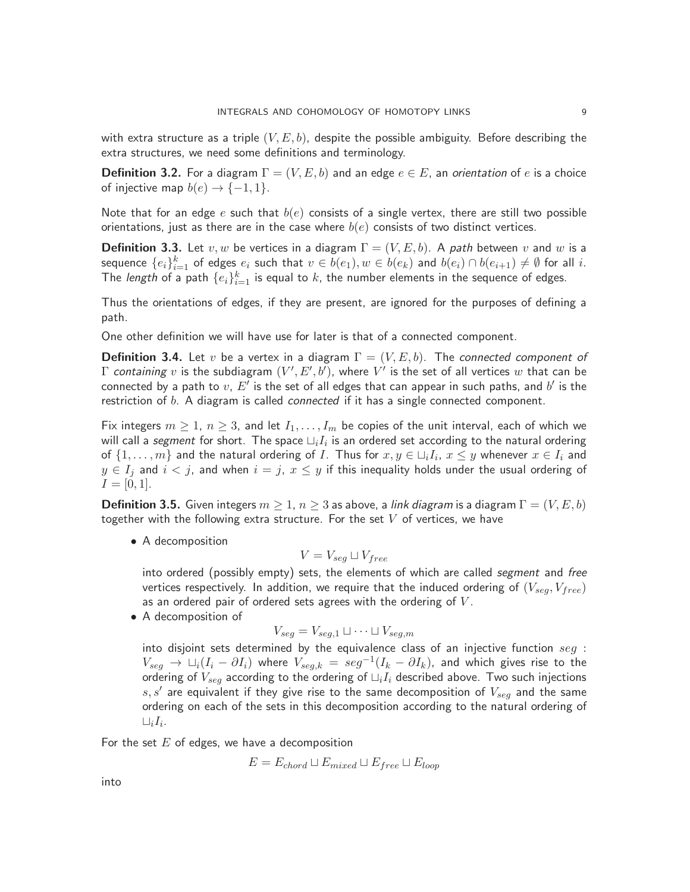with extra structure as a triple $(V, E, b)$, despite the possible ambiguity. Before describing the extra structures, we need some definitions and terminology.

**Definition 3.2.** For a diagram $\Gamma = (V, E, b)$ and an edge $e \in E$, an *orientation* of $e$ is a choice of injective map $b(e) \to \{-1, 1\}$.

Note that for an edge $e$ such that $b(e)$ consists of a single vertex, there are still two possible orientations, just as there are in the case where $b(e)$ consists of two distinct vertices.

**Definition 3.3.** Let $v, w$ be vertices in a diagram $\Gamma = (V, E, b)$. A *path* between $v$ and $w$ is a sequence $\{e_i\}_{i=1}^k$ of edges $e_i$ such that $v \in b(e_1), w \in b(e_k)$ and $b(e_i) \cap b(e_{i+1}) \neq \emptyset$ for all $i$. The *length* of a path $\{e_i\}_{i=1}^k$ is equal to $k$, the number elements in the sequence of edges.

Thus the orientations of edges, if they are present, are ignored for the purposes of defining a path.

One other definition we will have use for later is that of a connected component.

**Definition 3.4.** Let $v$ be a vertex in a diagram $\Gamma = (V, E, b)$. The *connected component of* $\Gamma$ *containing* $v$ is the subdiagram $(V', E', b')$, where $V'$ is the set of all vertices $w$ that can be connected by a path to $v$, $E'$ is the set of all edges that can appear in such paths, and $b'$ is the restriction of $b$. A diagram is called *connected* if it has a single connected component.

Fix integers $m \geq 1$, $n \geq 3$, and let $I_1, \ldots, I_m$ be copies of the unit interval, each of which we will call a *segment* for short. The space $\sqcup_i I_i$ is an ordered set according to the natural ordering of $\{1, \ldots, m\}$ and the natural ordering of $I$. Thus for $x, y \in \sqcup_i I_i$, $x \leq y$ whenever $x \in I_i$ and $y \in I_j$ and $i < j$, and when $i = j$, $x \leq y$ if this inequality holds under the usual ordering of $I = [0, 1]$.

**Definition 3.5.** Given integers $m \geq 1$, $n \geq 3$ as above, a *link diagram* is a diagram $\Gamma = (V, E, b)$ together with the following extra structure. For the set $V$ of vertices, we have

- A decomposition
$$V = V_{seg} \sqcup V_{free}$$
into ordered (possibly empty) sets, the elements of which are called *segment* and *free* vertices respectively. In addition, we require that the induced ordering of $(V_{seg}, V_{free})$ as an ordered pair of ordered sets agrees with the ordering of $V$.
- A decomposition of
$$V_{seg} = V_{seg,1} \sqcup \cdots \sqcup V_{seg,m}$$
into disjoint sets determined by the equivalence class of an injective function $seg : V_{seg} \to \sqcup_i (I_i - \partial I_i)$ where $V_{seg,k} = seg^{-1}(I_k - \partial I_k)$, and which gives rise to the ordering of $V_{seg}$ according to the ordering of $\sqcup_i I_i$ described above. Two such injections $s, s'$ are equivalent if they give rise to the same decomposition of $V_{seg}$ and the same ordering on each of the sets in this decomposition according to the natural ordering of $\sqcup_i I_i$.

For the set $E$ of edges, we have a decomposition
$$E = E_{chord} \sqcup E_{mixed} \sqcup E_{free} \sqcup E_{loop}$$
into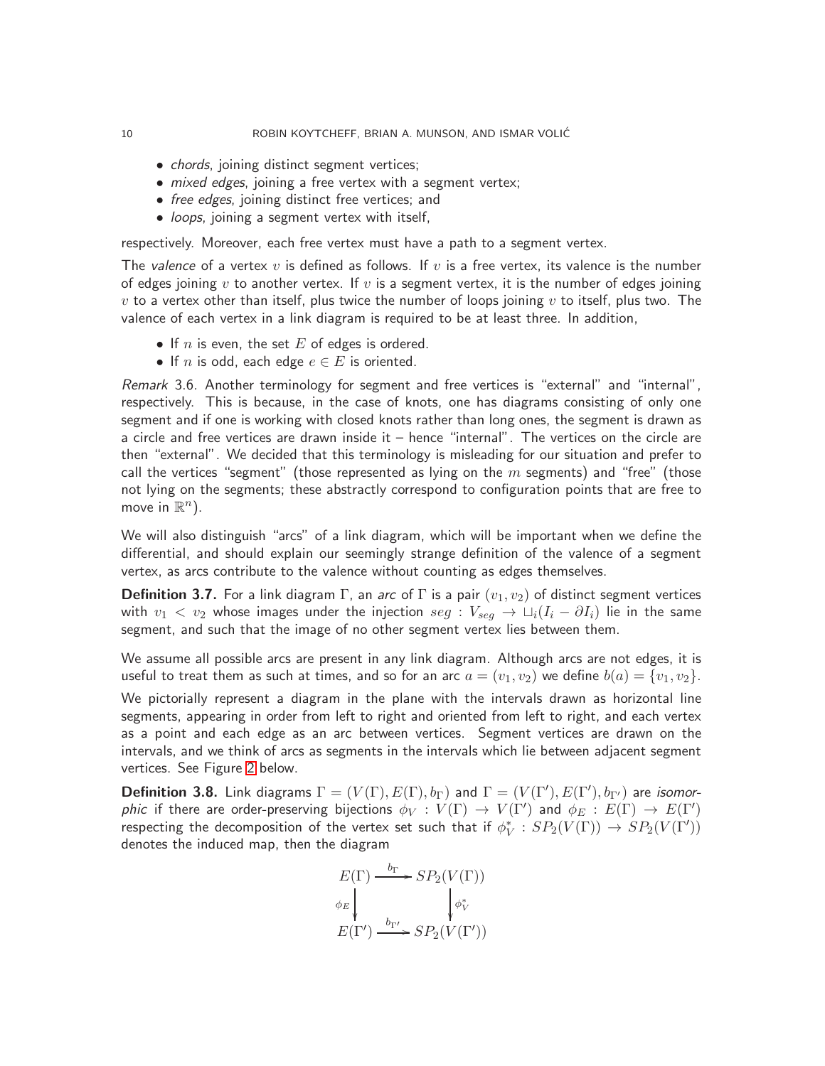- *chords*, joining distinct segment vertices;
- *mixed edges*, joining a free vertex with a segment vertex;
- *free edges*, joining distinct free vertices; and
- *loops*, joining a segment vertex with itself,

respectively. Moreover, each free vertex must have a path to a segment vertex.

The *valence* of a vertex $v$ is defined as follows. If $v$ is a free vertex, its valence is the number of edges joining $v$ to another vertex. If $v$ is a segment vertex, it is the number of edges joining $v$ to a vertex other than itself, plus twice the number of loops joining $v$ to itself, plus two. The valence of each vertex in a link diagram is required to be at least three. In addition,

- If $n$ is even, the set $E$ of edges is ordered.
- If $n$ is odd, each edge $e \in E$ is oriented.

*Remark* 3.6. Another terminology for segment and free vertices is "external" and "internal", respectively. This is because, in the case of knots, one has diagrams consisting of only one segment and if one is working with closed knots rather than long ones, the segment is drawn as a circle and free vertices are drawn inside it – hence "internal". The vertices on the circle are then "external". We decided that this terminology is misleading for our situation and prefer to call the vertices "segment" (those represented as lying on the $m$ segments) and "free" (those not lying on the segments; these abstractly correspond to configuration points that are free to move in $\mathbb{R}^n$).

We will also distinguish "arcs" of a link diagram, which will be important when we define the differential, and should explain our seemingly strange definition of the valence of a segment vertex, as arcs contribute to the valence without counting as edges themselves.

**Definition 3.7.** For a link diagram $\Gamma$, an *arc* of $\Gamma$ is a pair $(v_1, v_2)$ of distinct segment vertices with $v_1 < v_2$ whose images under the injection $seg : V_{seg} \to \sqcup_i (I_i - \partial I_i)$ lie in the same segment, and such that the image of no other segment vertex lies between them.

We assume all possible arcs are present in any link diagram. Although arcs are not edges, it is useful to treat them as such at times, and so for an arc $a = (v_1, v_2)$ we define $b(a) = \{v_1, v_2\}$.

We pictorially represent a diagram in the plane with the intervals drawn as horizontal line segments, appearing in order from left to right and oriented from left to right, and each vertex as a point and each edge as an arc between vertices. Segment vertices are drawn on the intervals, and we think of arcs as segments in the intervals which lie between adjacent segment vertices. See Figure 2 below.

**Definition 3.8.** Link diagrams $\Gamma = (V(\Gamma), E(\Gamma), b_\Gamma)$ and $\Gamma = (V(\Gamma'), E(\Gamma'), b_{\Gamma'})$ are *isomorphic* if there are order-preserving bijections $\phi_V : V(\Gamma) \to V(\Gamma')$ and $\phi_E : E(\Gamma) \to E(\Gamma')$ respecting the decomposition of the vertex set such that if $\phi_V^* : SP_2(V(\Gamma)) \to SP_2(V(\Gamma'))$ denotes the induced map, then the diagram

$$\begin{array}{ccc} E(\Gamma) & \xrightarrow{b_\Gamma} & SP_2(V(\Gamma)) \\ \downarrow{\scriptstyle \phi_E} & & \downarrow{\scriptstyle \phi_V^*} \\ E(\Gamma') & \xrightarrow{b_{\Gamma'}} & SP_2(V(\Gamma')) \end{array}$$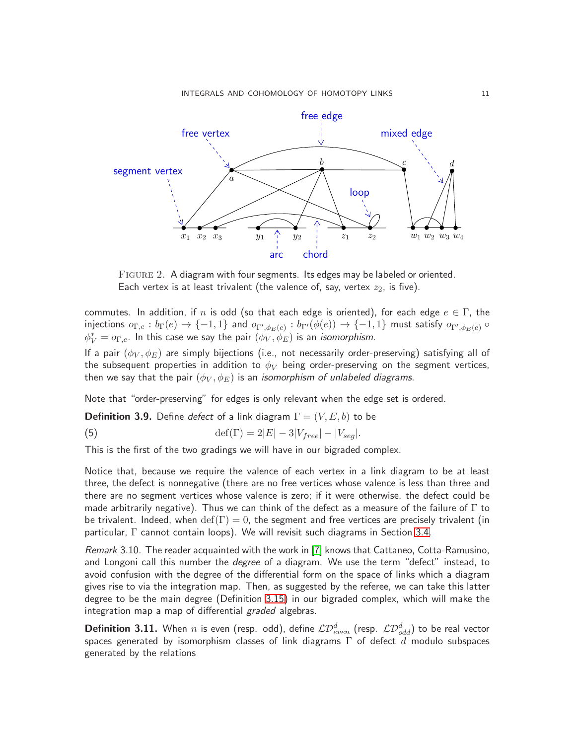FIGURE 2. A diagram with four segments. Its edges may be labeled or oriented. Each vertex is at least trivalent (the valence of, say, vertex $z_2$, is five).

commutes. In addition, if $n$ is odd (so that each edge is oriented), for each edge $e \in \Gamma$, the injections $o_{\Gamma,e} : b_\Gamma(e) \to \{-1, 1\}$ and $o_{\Gamma',\phi_E(e)} : b_{\Gamma'}(\phi(e)) \to \{-1, 1\}$ must satisfy $o_{\Gamma',\phi_E(e)} \circ \phi_V^* = o_{\Gamma,e}$. In this case we say the pair $(\phi_V, \phi_E)$ is an *isomorphism*.

If a pair $(\phi_V, \phi_E)$ are simply bijections (i.e., not necessarily order-preserving) satisfying all of the subsequent properties in addition to $\phi_V$ being order-preserving on the segment vertices, then we say that the pair $(\phi_V, \phi_E)$ is an *isomorphism of unlabeled diagrams*.

Note that "order-preserving" for edges is only relevant when the edge set is ordered.

**Definition 3.9.** Define *defect* of a link diagram $\Gamma = (V, E, b)$ to be

$$\operatorname{def}(\Gamma) = 2|E| - 3|V_{free}| - |V_{seg}|. \tag{5}$$

This is the first of the two gradings we will have in our bigraded complex.

Notice that, because we require the valence of each vertex in a link diagram to be at least three, the defect is nonnegative (there are no free vertices whose valence is less than three and there are no segment vertices whose valence is zero; if it were otherwise, the defect could be made arbitrarily negative). Thus we can think of the defect as a measure of the failure of $\Gamma$ to be trivalent. Indeed, when $\operatorname{def}(\Gamma) = 0$, the segment and free vertices are precisely trivalent (in particular, $\Gamma$ cannot contain loops). We will revisit such diagrams in Section 3.4.

*Remark* 3.10. The reader acquainted with the work in [7] knows that Cattaneo, Cotta-Ramusino, and Longoni call this number the *degree* of a diagram. We use the term "defect" instead, to avoid confusion with the degree of the differential form on the space of links which a diagram gives rise to via the integration map. Then, as suggested by the referee, we can take this latter degree to be the main degree (Definition 3.15) in our bigraded complex, which will make the integration map a map of differential *graded* algebras.

**Definition 3.11.** When $n$ is even (resp. odd), define $\mathcal{LD}^d_{even}$ (resp. $\mathcal{LD}^d_{odd}$) to be real vector spaces generated by isomorphism classes of link diagrams $\Gamma$ of defect $d$ modulo subspaces generated by the relations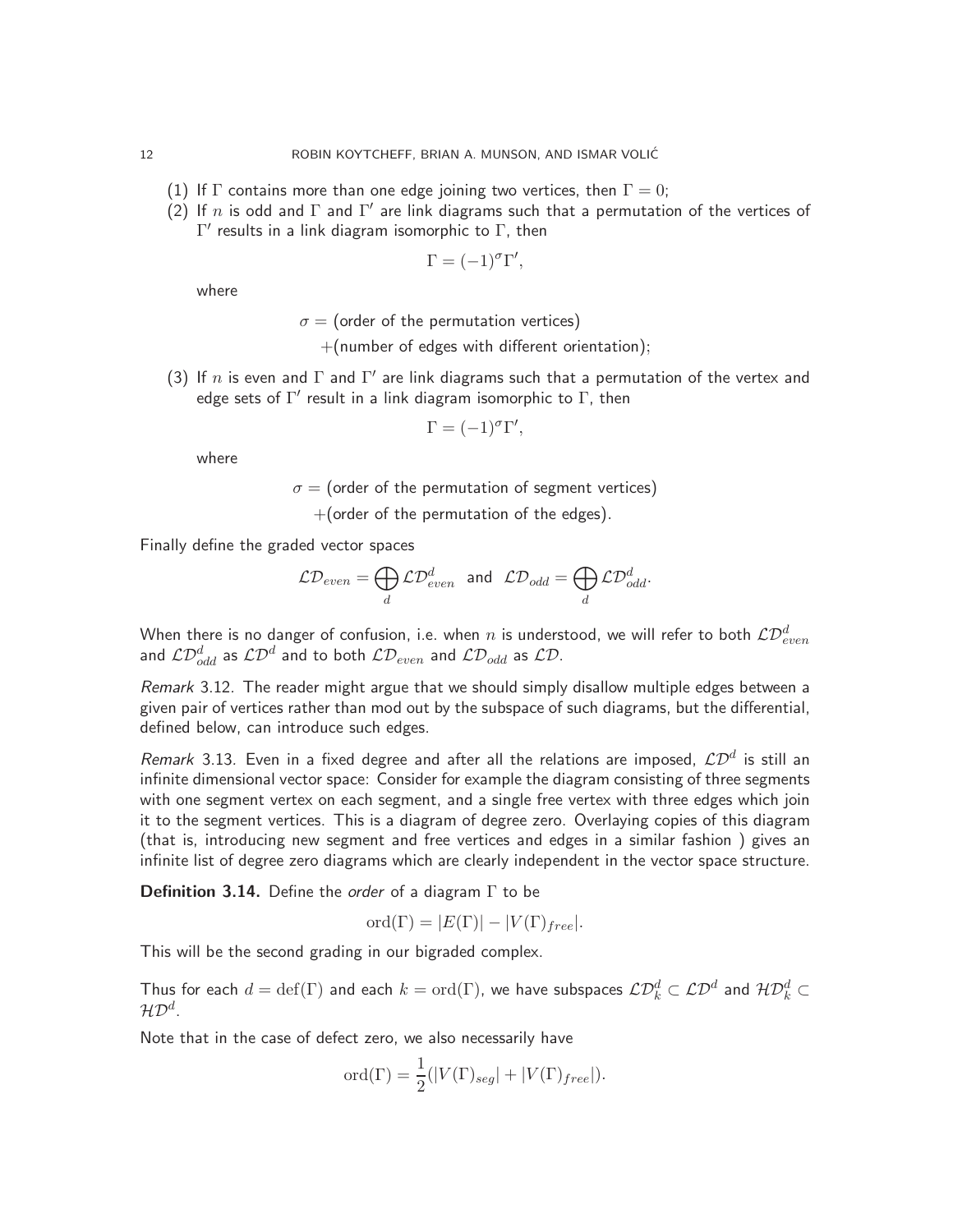(1) If $\Gamma$ contains more than one edge joining two vertices, then $\Gamma = 0$;
(2) If $n$ is odd and $\Gamma$ and $\Gamma'$ are link diagrams such that a permutation of the vertices of $\Gamma'$ results in a link diagram isomorphic to $\Gamma$, then

$$\Gamma = (-1)^{\sigma}\Gamma',$$

where

$$\begin{aligned}\sigma = &\text{ (order of the permutation vertices)}\\ &+\text{(number of edges with different orientation)};\end{aligned}$$

(3) If $n$ is even and $\Gamma$ and $\Gamma'$ are link diagrams such that a permutation of the vertex and edge sets of $\Gamma'$ result in a link diagram isomorphic to $\Gamma$, then

$$\Gamma = (-1)^{\sigma}\Gamma',$$

where

$$\begin{aligned}\sigma = &\text{ (order of the permutation of segment vertices)}\\ &+\text{(order of the permutation of the edges)}.\end{aligned}$$

Finally define the graded vector spaces

$$\mathcal{LD}_{even} = \bigoplus_{d} \mathcal{LD}^d_{even} \text{ and } \mathcal{LD}_{odd} = \bigoplus_{d} \mathcal{LD}^d_{odd}.$$

When there is no danger of confusion, i.e. when $n$ is understood, we will refer to both $\mathcal{LD}^d_{even}$ and $\mathcal{LD}^d_{odd}$ as $\mathcal{LD}^d$ and to both $\mathcal{LD}_{even}$ and $\mathcal{LD}_{odd}$ as $\mathcal{LD}$.

*Remark* 3.12. The reader might argue that we should simply disallow multiple edges between a given pair of vertices rather than mod out by the subspace of such diagrams, but the differential, defined below, can introduce such edges.

*Remark* 3.13. Even in a fixed degree and after all the relations are imposed, $\mathcal{LD}^d$ is still an infinite dimensional vector space: Consider for example the diagram consisting of three segments with one segment vertex on each segment, and a single free vertex with three edges which join it to the segment vertices. This is a diagram of degree zero. Overlaying copies of this diagram (that is, introducing new segment and free vertices and edges in a similar fashion ) gives an infinite list of degree zero diagrams which are clearly independent in the vector space structure.

**Definition 3.14.** Define the *order* of a diagram $\Gamma$ to be

$$\mathrm{ord}(\Gamma) = |E(\Gamma)| - |V(\Gamma)_{free}|.$$

This will be the second grading in our bigraded complex.

Thus for each $d = \mathrm{def}(\Gamma)$ and each $k = \mathrm{ord}(\Gamma)$, we have subspaces $\mathcal{LD}^d_k \subset \mathcal{LD}^d$ and $\mathcal{HD}^d_k \subset \mathcal{HD}^d$.

Note that in the case of defect zero, we also necessarily have

$$\mathrm{ord}(\Gamma) = \frac{1}{2}(|V(\Gamma)_{seg}| + |V(\Gamma)_{free}|).$$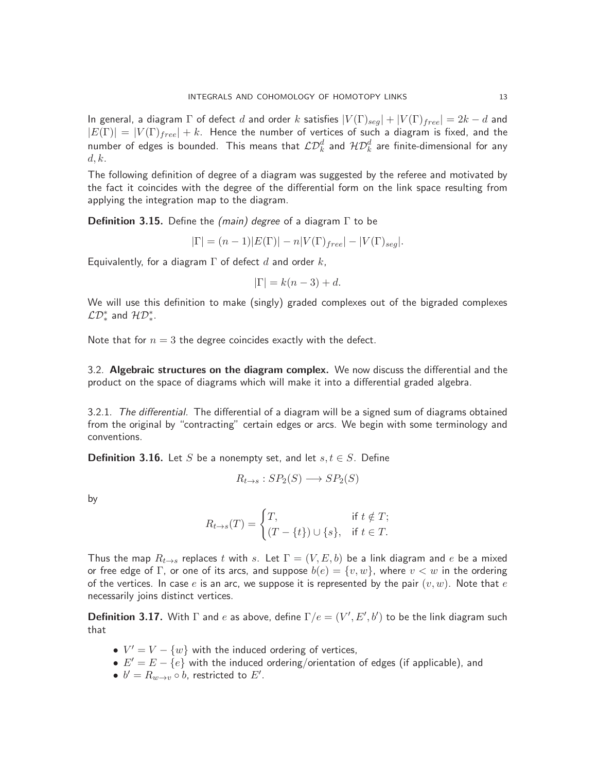In general, a diagram $\Gamma$ of defect $d$ and order $k$ satisfies $|V(\Gamma)_{seg}| + |V(\Gamma)_{free}| = 2k - d$ and $|E(\Gamma)| = |V(\Gamma)_{free}| + k$. Hence the number of vertices of such a diagram is fixed, and the number of edges is bounded. This means that $\mathcal{LD}^d_k$ and $\mathcal{HD}^d_k$ are finite-dimensional for any $d, k$.

The following definition of degree of a diagram was suggested by the referee and motivated by the fact it coincides with the degree of the differential form on the link space resulting from applying the integration map to the diagram.

**Definition 3.15.** Define the *(main) degree* of a diagram $\Gamma$ to be

$$|\Gamma| = (n-1)|E(\Gamma)| - n|V(\Gamma)_{free}| - |V(\Gamma)_{seg}|.$$

Equivalently, for a diagram $\Gamma$ of defect $d$ and order $k$,

$$|\Gamma| = k(n-3) + d.$$

We will use this definition to make (singly) graded complexes out of the bigraded complexes $\mathcal{LD}^*_*$ and $\mathcal{HD}^*_*$.

Note that for $n = 3$ the degree coincides exactly with the defect.

3.2. **Algebraic structures on the diagram complex.** We now discuss the differential and the product on the space of diagrams which will make it into a differential graded algebra.

3.2.1. *The differential.* The differential of a diagram will be a signed sum of diagrams obtained from the original by "contracting" certain edges or arcs. We begin with some terminology and conventions.

**Definition 3.16.** Let $S$ be a nonempty set, and let $s, t \in S$. Define

$$R_{t \to s} : SP_2(S) \longrightarrow SP_2(S)$$

by

$$R_{t\to s}(T) = \begin{cases} T, & \text{if } t \notin T; \\ (T - \{t\}) \cup \{s\}, & \text{if } t \in T. \end{cases}$$

Thus the map $R_{t\to s}$ replaces $t$ with $s$. Let $\Gamma = (V, E, b)$ be a link diagram and $e$ be a mixed or free edge of $\Gamma$, or one of its arcs, and suppose $b(e) = \{v, w\}$, where $v < w$ in the ordering of the vertices. In case $e$ is an arc, we suppose it is represented by the pair $(v, w)$. Note that $e$ necessarily joins distinct vertices.

**Definition 3.17.** With $\Gamma$ and $e$ as above, define $\Gamma/e = (V', E', b')$ to be the link diagram such that

- $V' = V - \{w\}$ with the induced ordering of vertices,
- $E' = E - \{e\}$ with the induced ordering/orientation of edges (if applicable), and
- $b' = R_{w\to v} \circ b$, restricted to $E'$.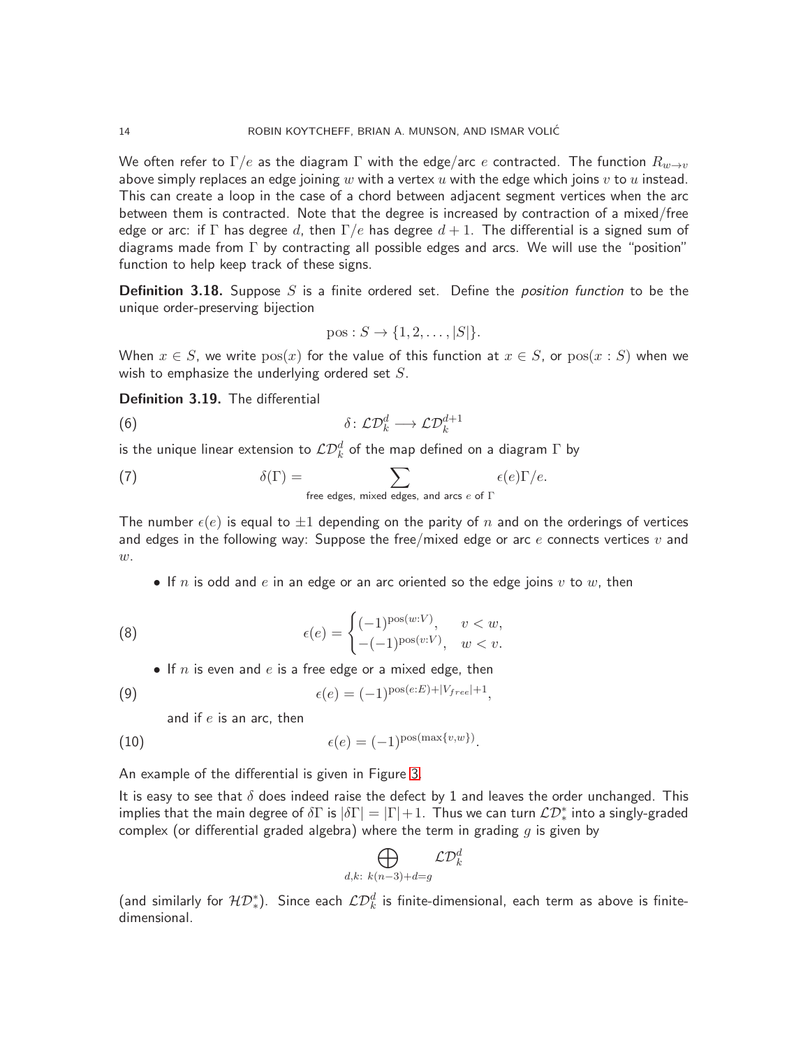We often refer to $\Gamma/e$ as the diagram $\Gamma$ with the edge/arc $e$ contracted. The function $R_{w\to v}$ above simply replaces an edge joining $w$ with a vertex $u$ with the edge which joins $v$ to $u$ instead. This can create a loop in the case of a chord between adjacent segment vertices when the arc between them is contracted. Note that the degree is increased by contraction of a mixed/free edge or arc: if $\Gamma$ has degree $d$, then $\Gamma/e$ has degree $d+1$. The differential is a signed sum of diagrams made from $\Gamma$ by contracting all possible edges and arcs. We will use the "position" function to help keep track of these signs.

**Definition 3.18.** Suppose $S$ is a finite ordered set. Define the *position function* to be the unique order-preserving bijection

$$\mathrm{pos} : S \to \{1, 2, \ldots, |S|\}.$$

When $x \in S$, we write $\mathrm{pos}(x)$ for the value of this function at $x \in S$, or $\mathrm{pos}(x : S)$ when we wish to emphasize the underlying ordered set $S$.

**Definition 3.19.** The differential

$$\delta\colon \mathcal{LD}_k^d \longrightarrow \mathcal{LD}_k^{d+1} \tag{6}$$

is the unique linear extension to $\mathcal{LD}_k^d$ of the map defined on a diagram $\Gamma$ by

$$\delta(\Gamma) = \sum_{\text{free edges, mixed edges, and arcs } e \text{ of } \Gamma} \epsilon(e)\Gamma/e. \tag{7}$$

The number $\epsilon(e)$ is equal to $\pm 1$ depending on the parity of $n$ and on the orderings of vertices and edges in the following way: Suppose the free/mixed edge or arc $e$ connects vertices $v$ and $w$.

- If $n$ is odd and $e$ in an edge or an arc oriented so the edge joins $v$ to $w$, then

$$\epsilon(e) = \begin{cases} (-1)^{\mathrm{pos}(w:V)}, & v < w, \\ -(-1)^{\mathrm{pos}(v:V)}, & w < v. \end{cases} \tag{8}$$

- If $n$ is even and $e$ is a free edge or a mixed edge, then

$$\epsilon(e) = (-1)^{\mathrm{pos}(e:E)+|V_{free}|+1}, \tag{9}$$

  and if $e$ is an arc, then

$$\epsilon(e) = (-1)^{\mathrm{pos}(\max\{v,w\})}. \tag{10}$$

An example of the differential is given in Figure 3.

It is easy to see that $\delta$ does indeed raise the defect by 1 and leaves the order unchanged. This implies that the main degree of $\delta\Gamma$ is $|\delta\Gamma| = |\Gamma|+1$. Thus we can turn $\mathcal{LD}_*^*$ into a singly-graded complex (or differential graded algebra) where the term in grading $g$ is given by

$$\bigoplus_{d,k:\ k(n-3)+d=g} \mathcal{LD}_k^d$$

(and similarly for $\mathcal{HD}_*^*$). Since each $\mathcal{LD}_k^d$ is finite-dimensional, each term as above is finite-dimensional.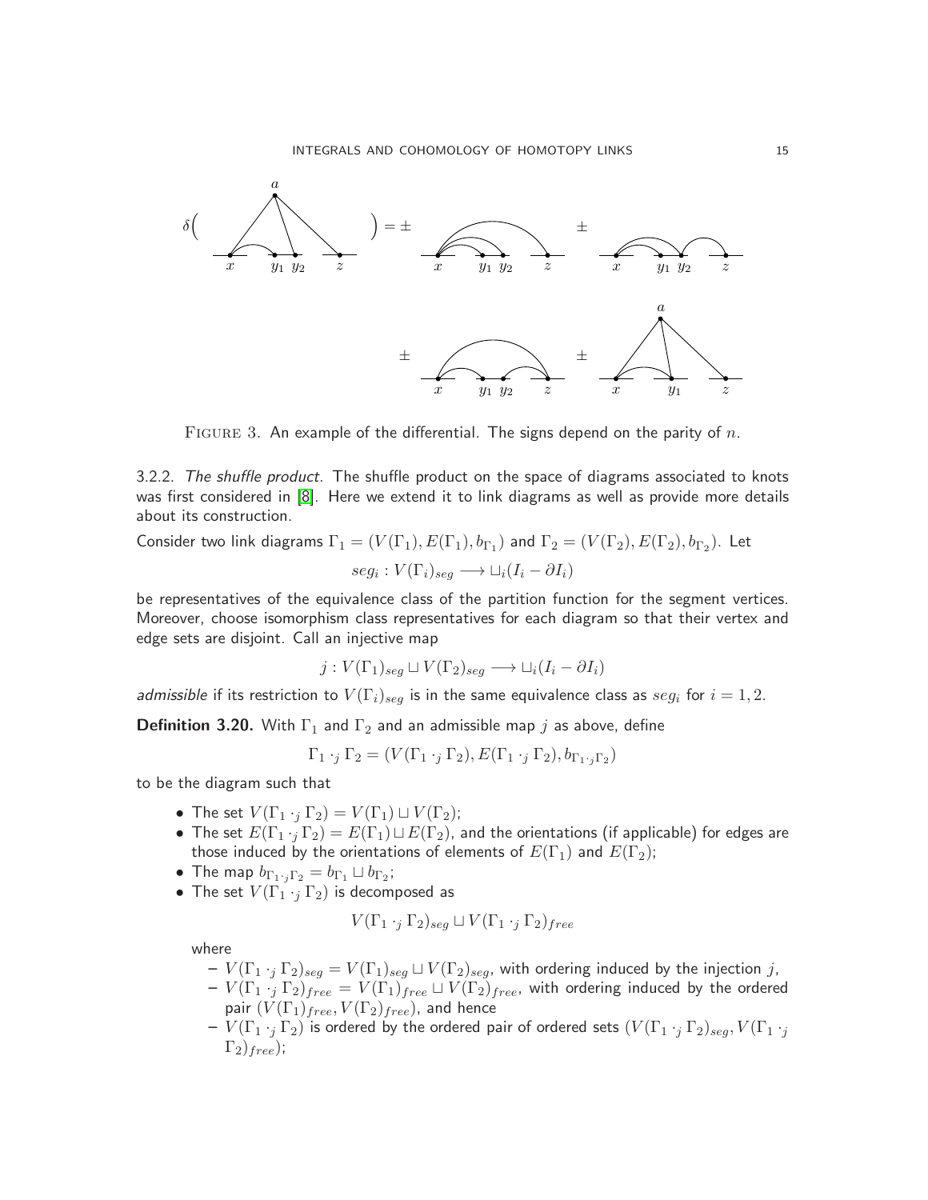FIGURE 3. An example of the differential. The signs depend on the parity of $n$.

3.2.2. *The shuffle product.* The shuffle product on the space of diagrams associated to knots was first considered in [8]. Here we extend it to link diagrams as well as provide more details about its construction.

Consider two link diagrams $\Gamma_1 = (V(\Gamma_1), E(\Gamma_1), b_{\Gamma_1})$ and $\Gamma_2 = (V(\Gamma_2), E(\Gamma_2), b_{\Gamma_2})$. Let

$$seg_i : V(\Gamma_i)_{seg} \longrightarrow \sqcup_i (I_i - \partial I_i)$$

be representatives of the equivalence class of the partition function for the segment vertices. Moreover, choose isomorphism class representatives for each diagram so that their vertex and edge sets are disjoint. Call an injective map

$$j : V(\Gamma_1)_{seg} \sqcup V(\Gamma_2)_{seg} \longrightarrow \sqcup_i (I_i - \partial I_i)$$

*admissible* if its restriction to $V(\Gamma_i)_{seg}$ is in the same equivalence class as $seg_i$ for $i = 1, 2$.

**Definition 3.20.** With $\Gamma_1$ and $\Gamma_2$ and an admissible map $j$ as above, define

$$\Gamma_1 \cdot_j \Gamma_2 = (V(\Gamma_1 \cdot_j \Gamma_2), E(\Gamma_1 \cdot_j \Gamma_2), b_{\Gamma_1 \cdot_j \Gamma_2})$$

to be the diagram such that

- The set $V(\Gamma_1 \cdot_j \Gamma_2) = V(\Gamma_1) \sqcup V(\Gamma_2)$;
- The set $E(\Gamma_1 \cdot_j \Gamma_2) = E(\Gamma_1) \sqcup E(\Gamma_2)$, and the orientations (if applicable) for edges are those induced by the orientations of elements of $E(\Gamma_1)$ and $E(\Gamma_2)$;
- The map $b_{\Gamma_1 \cdot_j \Gamma_2} = b_{\Gamma_1} \sqcup b_{\Gamma_2}$;
- The set $V(\Gamma_1 \cdot_j \Gamma_2)$ is decomposed as

$$V(\Gamma_1 \cdot_j \Gamma_2)_{seg} \sqcup V(\Gamma_1 \cdot_j \Gamma_2)_{free}$$

where
  - $V(\Gamma_1 \cdot_j \Gamma_2)_{seg} = V(\Gamma_1)_{seg} \sqcup V(\Gamma_2)_{seg}$, with ordering induced by the injection $j$,
  - $V(\Gamma_1 \cdot_j \Gamma_2)_{free} = V(\Gamma_1)_{free} \sqcup V(\Gamma_2)_{free}$, with ordering induced by the ordered pair $(V(\Gamma_1)_{free}, V(\Gamma_2)_{free})$, and hence
  - $V(\Gamma_1 \cdot_j \Gamma_2)$ is ordered by the ordered pair of ordered sets $(V(\Gamma_1 \cdot_j \Gamma_2)_{seg}, V(\Gamma_1 \cdot_j \Gamma_2)_{free})$;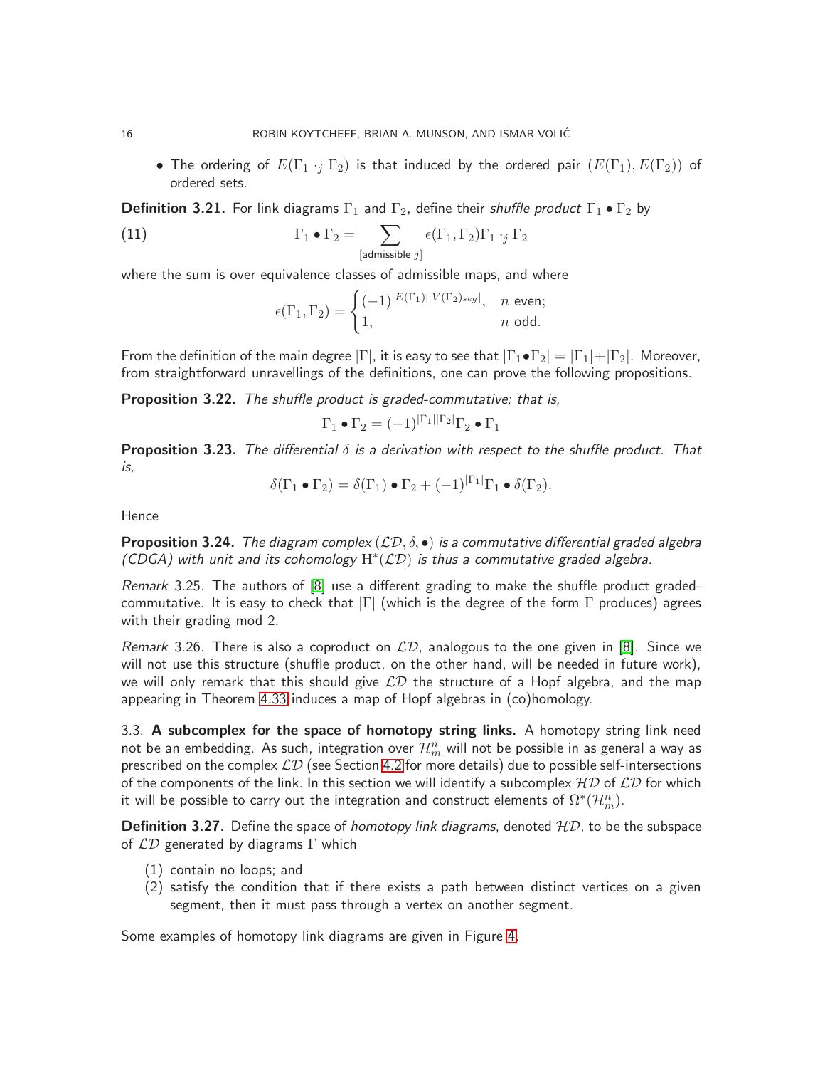- The ordering of $E(\Gamma_1 \cdot_j \Gamma_2)$ is that induced by the ordered pair $(E(\Gamma_1), E(\Gamma_2))$ of ordered sets.

**Definition 3.21.** For link diagrams $\Gamma_1$ and $\Gamma_2$, define their *shuffle product* $\Gamma_1 \bullet \Gamma_2$ by

$$\Gamma_1 \bullet \Gamma_2 = \sum_{[\text{admissible } j]} \epsilon(\Gamma_1, \Gamma_2) \Gamma_1 \cdot_j \Gamma_2 \tag{11}$$

where the sum is over equivalence classes of admissible maps, and where

$$\epsilon(\Gamma_1, \Gamma_2) = \begin{cases} (-1)^{|E(\Gamma_1)||V(\Gamma_2)_{seg}|}, & n \text{ even;} \\ 1, & n \text{ odd.} \end{cases}$$

From the definition of the main degree $|\Gamma|$, it is easy to see that $|\Gamma_1 \bullet \Gamma_2| = |\Gamma_1| + |\Gamma_2|$. Moreover, from straightforward unravellings of the definitions, one can prove the following propositions.

**Proposition 3.22.** *The shuffle product is graded-commutative; that is,*

$$\Gamma_1 \bullet \Gamma_2 = (-1)^{|\Gamma_1||\Gamma_2|} \Gamma_2 \bullet \Gamma_1$$

**Proposition 3.23.** *The differential $\delta$ is a derivation with respect to the shuffle product. That is,*

$$\delta(\Gamma_1 \bullet \Gamma_2) = \delta(\Gamma_1) \bullet \Gamma_2 + (-1)^{|\Gamma_1|} \Gamma_1 \bullet \delta(\Gamma_2).$$

Hence

**Proposition 3.24.** *The diagram complex $(\mathcal{LD}, \delta, \bullet)$ is a commutative differential graded algebra (CDGA) with unit and its cohomology $\mathrm{H}^*(\mathcal{LD})$ is thus a commutative graded algebra.*

*Remark* 3.25. The authors of [8] use a different grading to make the shuffle product graded-commutative. It is easy to check that $|\Gamma|$ (which is the degree of the form $\Gamma$ produces) agrees with their grading mod 2.

*Remark* 3.26. There is also a coproduct on $\mathcal{LD}$, analogous to the one given in [8]. Since we will not use this structure (shuffle product, on the other hand, will be needed in future work), we will only remark that this should give $\mathcal{LD}$ the structure of a Hopf algebra, and the map appearing in Theorem 4.33 induces a map of Hopf algebras in (co)homology.

3.3. **A subcomplex for the space of homotopy string links.** A homotopy string link need not be an embedding. As such, integration over $\mathcal{H}_m^n$ will not be possible in as general a way as prescribed on the complex $\mathcal{LD}$ (see Section 4.2 for more details) due to possible self-intersections of the components of the link. In this section we will identify a subcomplex $\mathcal{HD}$ of $\mathcal{LD}$ for which it will be possible to carry out the integration and construct elements of $\Omega^*(\mathcal{H}_m^n)$.

**Definition 3.27.** Define the space of *homotopy link diagrams*, denoted $\mathcal{HD}$, to be the subspace of $\mathcal{LD}$ generated by diagrams $\Gamma$ which

(1) contain no loops; and
(2) satisfy the condition that if there exists a path between distinct vertices on a given segment, then it must pass through a vertex on another segment.

Some examples of homotopy link diagrams are given in Figure 4.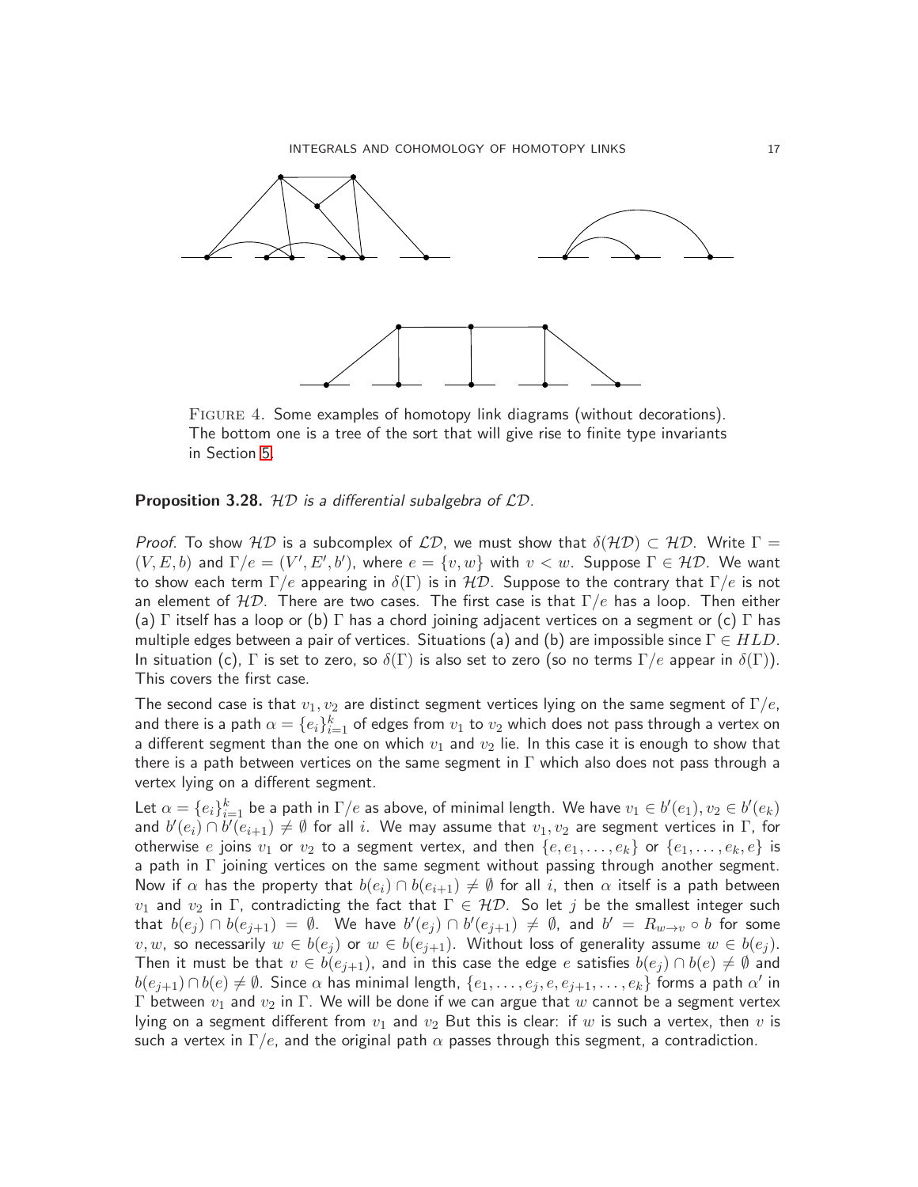FIGURE 4. Some examples of homotopy link diagrams (without decorations). The bottom one is a tree of the sort that will give rise to finite type invariants in Section 5.

**Proposition 3.28.** *$\mathcal{HD}$ is a differential subalgebra of $\mathcal{LD}$.*

*Proof.* To show $\mathcal{HD}$ is a subcomplex of $\mathcal{LD}$, we must show that $\delta(\mathcal{HD}) \subset \mathcal{HD}$. Write $\Gamma = (V, E, b)$ and $\Gamma/e = (V', E', b')$, where $e = \{v, w\}$ with $v < w$. Suppose $\Gamma \in \mathcal{HD}$. We want to show each term $\Gamma/e$ appearing in $\delta(\Gamma)$ is in $\mathcal{HD}$. Suppose to the contrary that $\Gamma/e$ is not an element of $\mathcal{HD}$. There are two cases. The first case is that $\Gamma/e$ has a loop. Then either (a) $\Gamma$ itself has a loop or (b) $\Gamma$ has a chord joining adjacent vertices on a segment or (c) $\Gamma$ has multiple edges between a pair of vertices. Situations (a) and (b) are impossible since $\Gamma \in HLD$. In situation (c), $\Gamma$ is set to zero, so $\delta(\Gamma)$ is also set to zero (so no terms $\Gamma/e$ appear in $\delta(\Gamma)$). This covers the first case.

The second case is that $v_1, v_2$ are distinct segment vertices lying on the same segment of $\Gamma/e$, and there is a path $\alpha = \{e_i\}_{i=1}^k$ of edges from $v_1$ to $v_2$ which does not pass through a vertex on a different segment than the one on which $v_1$ and $v_2$ lie. In this case it is enough to show that there is a path between vertices on the same segment in $\Gamma$ which also does not pass through a vertex lying on a different segment.

Let $\alpha = \{e_i\}_{i=1}^k$ be a path in $\Gamma/e$ as above, of minimal length. We have $v_1 \in b'(e_1), v_2 \in b'(e_k)$ and $b'(e_i) \cap b'(e_{i+1}) \neq \emptyset$ for all $i$. We may assume that $v_1, v_2$ are segment vertices in $\Gamma$, for otherwise $e$ joins $v_1$ or $v_2$ to a segment vertex, and then $\{e, e_1, \ldots, e_k\}$ or $\{e_1, \ldots, e_k, e\}$ is a path in $\Gamma$ joining vertices on the same segment without passing through another segment. Now if $\alpha$ has the property that $b(e_i) \cap b(e_{i+1}) \neq \emptyset$ for all $i$, then $\alpha$ itself is a path between $v_1$ and $v_2$ in $\Gamma$, contradicting the fact that $\Gamma \in \mathcal{HD}$. So let $j$ be the smallest integer such that $b(e_j) \cap b(e_{j+1}) = \emptyset$. We have $b'(e_j) \cap b'(e_{j+1}) \neq \emptyset$, and $b' = R_{w \to v} \circ b$ for some $v, w$, so necessarily $w \in b(e_j)$ or $w \in b(e_{j+1})$. Without loss of generality assume $w \in b(e_j)$. Then it must be that $v \in b(e_{j+1})$, and in this case the edge $e$ satisfies $b(e_j) \cap b(e) \neq \emptyset$ and $b(e_{j+1}) \cap b(e) \neq \emptyset$. Since $\alpha$ has minimal length, $\{e_1, \ldots, e_j, e, e_{j+1}, \ldots, e_k\}$ forms a path $\alpha'$ in $\Gamma$ between $v_1$ and $v_2$ in $\Gamma$. We will be done if we can argue that $w$ cannot be a segment vertex lying on a segment different from $v_1$ and $v_2$ But this is clear: if $w$ is such a vertex, then $v$ is such a vertex in $\Gamma/e$, and the original path $\alpha$ passes through this segment, a contradiction.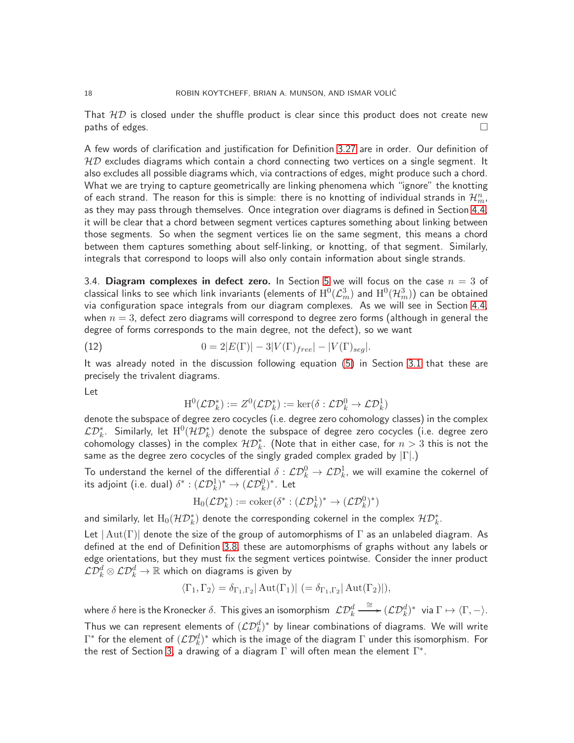That $\mathcal{HD}$ is closed under the shuffle product is clear since this product does not create new paths of edges. □

A few words of clarification and justification for Definition 3.27 are in order. Our definition of $\mathcal{HD}$ excludes diagrams which contain a chord connecting two vertices on a single segment. It also excludes all possible diagrams which, via contractions of edges, might produce such a chord. What we are trying to capture geometrically are linking phenomena which "ignore" the knotting of each strand. The reason for this is simple: there is no knotting of individual strands in $\mathcal{H}^n_m$, as they may pass through themselves. Once integration over diagrams is defined in Section 4.4, it will be clear that a chord between segment vertices captures something about linking between those segments. So when the segment vertices lie on the same segment, this means a chord between them captures something about self-linking, or knotting, of that segment. Similarly, integrals that correspond to loops will also only contain information about single strands.

3.4. **Diagram complexes in defect zero.** In Section 5 we will focus on the case $n = 3$ of classical links to see which link invariants (elements of $\mathrm{H}^0(\mathcal{L}^3_m)$ and $\mathrm{H}^0(\mathcal{H}^3_m)$) can be obtained via configuration space integrals from our diagram complexes. As we will see in Section 4.4, when $n = 3$, defect zero diagrams will correspond to degree zero forms (although in general the degree of forms corresponds to the main degree, not the defect), so we want

$$0 = 2|E(\Gamma)| - 3|V(\Gamma)_{free}| - |V(\Gamma)_{seg}|. \tag{12}$$

It was already noted in the discussion following equation (5) in Section 3.1 that these are precisely the trivalent diagrams.

Let

$$\mathrm{H}^0(\mathcal{LD}^*_k) := Z^0(\mathcal{LD}^*_k) := \ker(\delta : \mathcal{LD}^0_k \to \mathcal{LD}^1_k)$$

denote the subspace of degree zero cocycles (i.e. degree zero cohomology classes) in the complex $\mathcal{LD}^*_k$. Similarly, let $\mathrm{H}^0(\mathcal{HD}^*_k)$ denote the subspace of degree zero cocycles (i.e. degree zero cohomology classes) in the complex $\mathcal{HD}^*_k$. (Note that in either case, for $n > 3$ this is not the same as the degree zero cocycles of the singly graded complex graded by $|\Gamma|$.)

To understand the kernel of the differential $\delta : \mathcal{LD}^0_k \to \mathcal{LD}^1_k$, we will examine the cokernel of its adjoint (i.e. dual) $\delta^* : (\mathcal{LD}^1_k)^* \to (\mathcal{LD}^0_k)^*$. Let

$$\mathrm{H}_0(\mathcal{LD}^*_k) := \mathrm{coker}(\delta^* : (\mathcal{LD}^1_k)^* \to (\mathcal{LD}^0_k)^*)$$

and similarly, let $\mathrm{H}_0(\mathcal{HD}^*_k)$ denote the corresponding cokernel in the complex $\mathcal{HD}^*_k$.

Let $|\mathrm{Aut}(\Gamma)|$ denote the size of the group of automorphisms of $\Gamma$ as an unlabeled diagram. As defined at the end of Definition 3.8, these are automorphisms of graphs without any labels or edge orientations, but they must fix the segment vertices pointwise. Consider the inner product $\mathcal{LD}^d_k \otimes \mathcal{LD}^d_k \to \mathbb{R}$ which on diagrams is given by

$$\langle \Gamma_1, \Gamma_2 \rangle = \delta_{\Gamma_1,\Gamma_2} |\mathrm{Aut}(\Gamma_1)| \ (= \delta_{\Gamma_1,\Gamma_2} |\mathrm{Aut}(\Gamma_2)|),$$

where $\delta$ here is the Kronecker $\delta$. This gives an isomorphism $\mathcal{LD}^d_k \xrightarrow{\cong} (\mathcal{LD}^d_k)^*$ via $\Gamma \mapsto \langle \Gamma, - \rangle$. Thus we can represent elements of $(\mathcal{LD}^d_k)^*$ by linear combinations of diagrams. We will write $\Gamma^*$ for the element of $(\mathcal{LD}^d_k)^*$ which is the image of the diagram $\Gamma$ under this isomorphism. For the rest of Section 3, a drawing of a diagram $\Gamma$ will often mean the element $\Gamma^*$.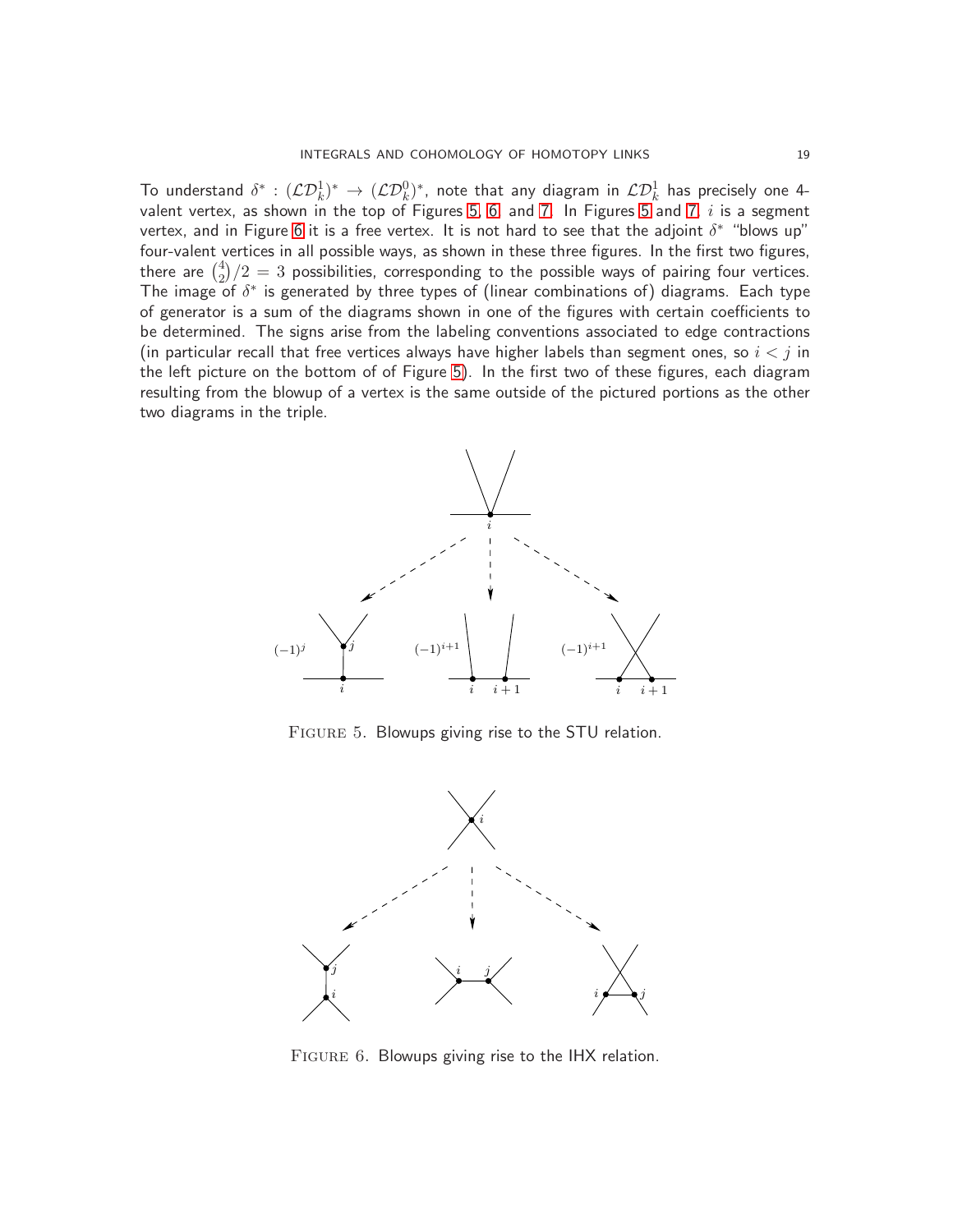To understand $\delta^* : (\mathcal{LD}_k^1)^* \to (\mathcal{LD}_k^0)^*$, note that any diagram in $\mathcal{LD}_k^1$ has precisely one 4-valent vertex, as shown in the top of Figures 5, 6, and 7. In Figures 5 and 7, $i$ is a segment vertex, and in Figure 6 it is a free vertex. It is not hard to see that the adjoint $\delta^*$ "blows up" four-valent vertices in all possible ways, as shown in these three figures. In the first two figures, there are $\binom{4}{2}/2 = 3$ possibilities, corresponding to the possible ways of pairing four vertices. The image of $\delta^*$ is generated by three types of (linear combinations of) diagrams. Each type of generator is a sum of the diagrams shown in one of the figures with certain coefficients to be determined. The signs arise from the labeling conventions associated to edge contractions (in particular recall that free vertices always have higher labels than segment ones, so $i < j$ in the left picture on the bottom of of Figure 5). In the first two of these figures, each diagram resulting from the blowup of a vertex is the same outside of the pictured portions as the other two diagrams in the triple.

FIGURE 5. Blowups giving rise to the STU relation.

FIGURE 6. Blowups giving rise to the IHX relation.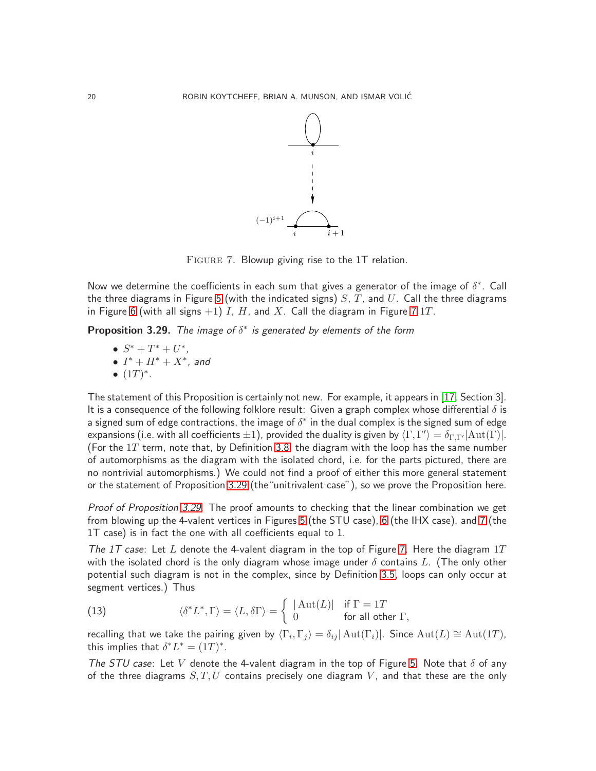FIGURE 7. Blowup giving rise to the 1T relation.

Now we determine the coefficients in each sum that gives a generator of the image of $\delta^*$. Call the three diagrams in Figure 5 (with the indicated signs) $S$, $T$, and $U$. Call the three diagrams in Figure 6 (with all signs $+1$) $I$, $H$, and $X$. Call the diagram in Figure 7 $1T$.

**Proposition 3.29.** *The image of $\delta^*$ is generated by elements of the form*

- $S^* + T^* + U^*$,
- $I^* + H^* + X^*$, *and*
- $(1T)^*$.

The statement of this Proposition is certainly not new. For example, it appears in [17, Section 3]. It is a consequence of the following folklore result: Given a graph complex whose differential $\delta$ is a signed sum of edge contractions, the image of $\delta^*$ in the dual complex is the signed sum of edge expansions (i.e. with all coefficients $\pm 1$), provided the duality is given by $\langle \Gamma, \Gamma' \rangle = \delta_{\Gamma,\Gamma'} |\mathrm{Aut}(\Gamma)|$. (For the $1T$ term, note that, by Definition 3.8, the diagram with the loop has the same number of automorphisms as the diagram with the isolated chord, i.e. for the parts pictured, there are no nontrivial automorphisms.) We could not find a proof of either this more general statement or the statement of Proposition 3.29 (the "unitrivalent case"), so we prove the Proposition here.

*Proof of Proposition 3.29.* The proof amounts to checking that the linear combination we get from blowing up the 4-valent vertices in Figures 5 (the STU case), 6 (the IHX case), and 7 (the 1T case) is in fact the one with all coefficients equal to 1.

*The 1T case*: Let $L$ denote the 4-valent diagram in the top of Figure 7. Here the diagram $1T$ with the isolated chord is the only diagram whose image under $\delta$ contains $L$. (The only other potential such diagram is not in the complex, since by Definition 3.5, loops can only occur at segment vertices.) Thus

$$\langle \delta^* L^*, \Gamma \rangle = \langle L, \delta\Gamma \rangle = \begin{cases} |\mathrm{Aut}(L)| & \text{if } \Gamma = 1T \\ 0 & \text{for all other } \Gamma, \end{cases} \tag{13}$$

recalling that we take the pairing given by $\langle \Gamma_i, \Gamma_j \rangle = \delta_{ij} |\mathrm{Aut}(\Gamma_i)|$. Since $\mathrm{Aut}(L) \cong \mathrm{Aut}(1T)$, this implies that $\delta^* L^* = (1T)^*$.

*The STU case*: Let $V$ denote the 4-valent diagram in the top of Figure 5. Note that $\delta$ of any of the three diagrams $S, T, U$ contains precisely one diagram $V$, and that these are the only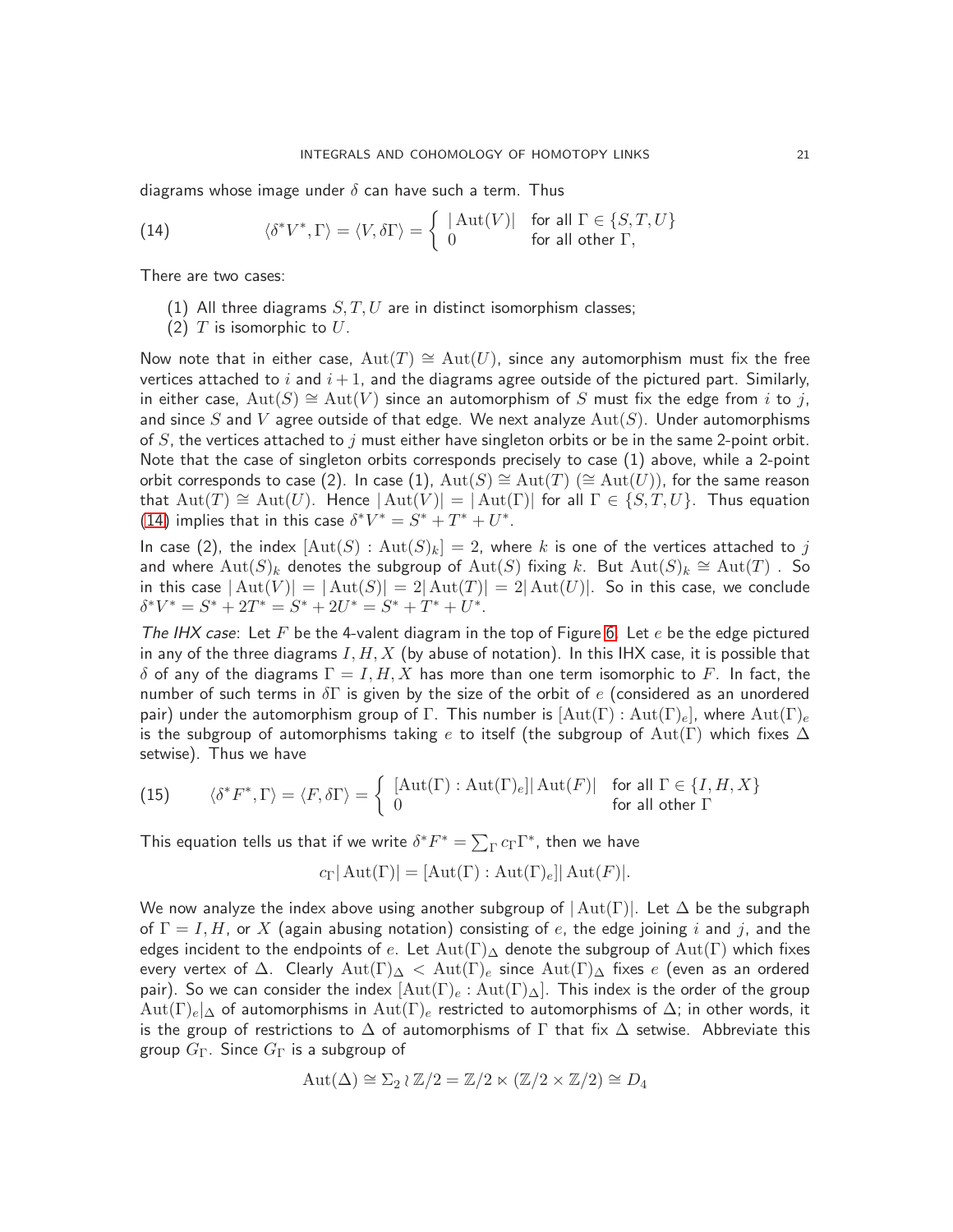diagrams whose image under $\delta$ can have such a term. Thus

$$\langle \delta^* V^*, \Gamma \rangle = \langle V, \delta\Gamma \rangle = \begin{cases} |\operatorname{Aut}(V)| & \text{for all } \Gamma \in \{S, T, U\} \\ 0 & \text{for all other } \Gamma, \end{cases} \tag{14}$$

There are two cases:

(1) All three diagrams $S, T, U$ are in distinct isomorphism classes;
(2) $T$ is isomorphic to $U$.

Now note that in either case, $\operatorname{Aut}(T) \cong \operatorname{Aut}(U)$, since any automorphism must fix the free vertices attached to $i$ and $i+1$, and the diagrams agree outside of the pictured part. Similarly, in either case, $\operatorname{Aut}(S) \cong \operatorname{Aut}(V)$ since an automorphism of $S$ must fix the edge from $i$ to $j$, and since $S$ and $V$ agree outside of that edge. We next analyze $\operatorname{Aut}(S)$. Under automorphisms of $S$, the vertices attached to $j$ must either have singleton orbits or be in the same 2-point orbit. Note that the case of singleton orbits corresponds precisely to case (1) above, while a 2-point orbit corresponds to case (2). In case (1), $\operatorname{Aut}(S) \cong \operatorname{Aut}(T)$ ($\cong \operatorname{Aut}(U)$), for the same reason that $\operatorname{Aut}(T) \cong \operatorname{Aut}(U)$. Hence $|\operatorname{Aut}(V)| = |\operatorname{Aut}(\Gamma)|$ for all $\Gamma \in \{S, T, U\}$. Thus equation (14) implies that in this case $\delta^* V^* = S^* + T^* + U^*$.

In case (2), the index $[\operatorname{Aut}(S) : \operatorname{Aut}(S)_k] = 2$, where $k$ is one of the vertices attached to $j$ and where $\operatorname{Aut}(S)_k$ denotes the subgroup of $\operatorname{Aut}(S)$ fixing $k$. But $\operatorname{Aut}(S)_k \cong \operatorname{Aut}(T)$. So in this case $|\operatorname{Aut}(V)| = |\operatorname{Aut}(S)| = 2|\operatorname{Aut}(T)| = 2|\operatorname{Aut}(U)|$. So in this case, we conclude $\delta^* V^* = S^* + 2T^* = S^* + 2U^* = S^* + T^* + U^*$.

*The IHX case*: Let $F$ be the 4-valent diagram in the top of Figure 6. Let $e$ be the edge pictured in any of the three diagrams $I, H, X$ (by abuse of notation). In this IHX case, it is possible that $\delta$ of any of the diagrams $\Gamma = I, H, X$ has more than one term isomorphic to $F$. In fact, the number of such terms in $\delta\Gamma$ is given by the size of the orbit of $e$ (considered as an unordered pair) under the automorphism group of $\Gamma$. This number is $[\operatorname{Aut}(\Gamma) : \operatorname{Aut}(\Gamma)_e]$, where $\operatorname{Aut}(\Gamma)_e$ is the subgroup of automorphisms taking $e$ to itself (the subgroup of $\operatorname{Aut}(\Gamma)$ which fixes $\Delta$ setwise). Thus we have

$$\langle \delta^* F^*, \Gamma \rangle = \langle F, \delta\Gamma \rangle = \begin{cases} [\operatorname{Aut}(\Gamma) : \operatorname{Aut}(\Gamma)_e] |\operatorname{Aut}(F)| & \text{for all } \Gamma \in \{I, H, X\} \\ 0 & \text{for all other } \Gamma \end{cases} \tag{15}$$

This equation tells us that if we write $\delta^* F^* = \sum_\Gamma c_\Gamma \Gamma^*$, then we have

$$c_\Gamma |\operatorname{Aut}(\Gamma)| = [\operatorname{Aut}(\Gamma) : \operatorname{Aut}(\Gamma)_e] |\operatorname{Aut}(F)|.$$

We now analyze the index above using another subgroup of $|\operatorname{Aut}(\Gamma)|$. Let $\Delta$ be the subgraph of $\Gamma = I, H$, or $X$ (again abusing notation) consisting of $e$, the edge joining $i$ and $j$, and the edges incident to the endpoints of $e$. Let $\operatorname{Aut}(\Gamma)_\Delta$ denote the subgroup of $\operatorname{Aut}(\Gamma)$ which fixes every vertex of $\Delta$. Clearly $\operatorname{Aut}(\Gamma)_\Delta < \operatorname{Aut}(\Gamma)_e$ since $\operatorname{Aut}(\Gamma)_\Delta$ fixes $e$ (even as an ordered pair). So we can consider the index $[\operatorname{Aut}(\Gamma)_e : \operatorname{Aut}(\Gamma)_\Delta]$. This index is the order of the group $\operatorname{Aut}(\Gamma)_e|_\Delta$ of automorphisms in $\operatorname{Aut}(\Gamma)_e$ restricted to automorphisms of $\Delta$; in other words, it is the group of restrictions to $\Delta$ of automorphisms of $\Gamma$ that fix $\Delta$ setwise. Abbreviate this group $G_\Gamma$. Since $G_\Gamma$ is a subgroup of

$$\operatorname{Aut}(\Delta) \cong \Sigma_2 \wr \mathbb{Z}/2 = \mathbb{Z}/2 \ltimes (\mathbb{Z}/2 \times \mathbb{Z}/2) \cong D_4$$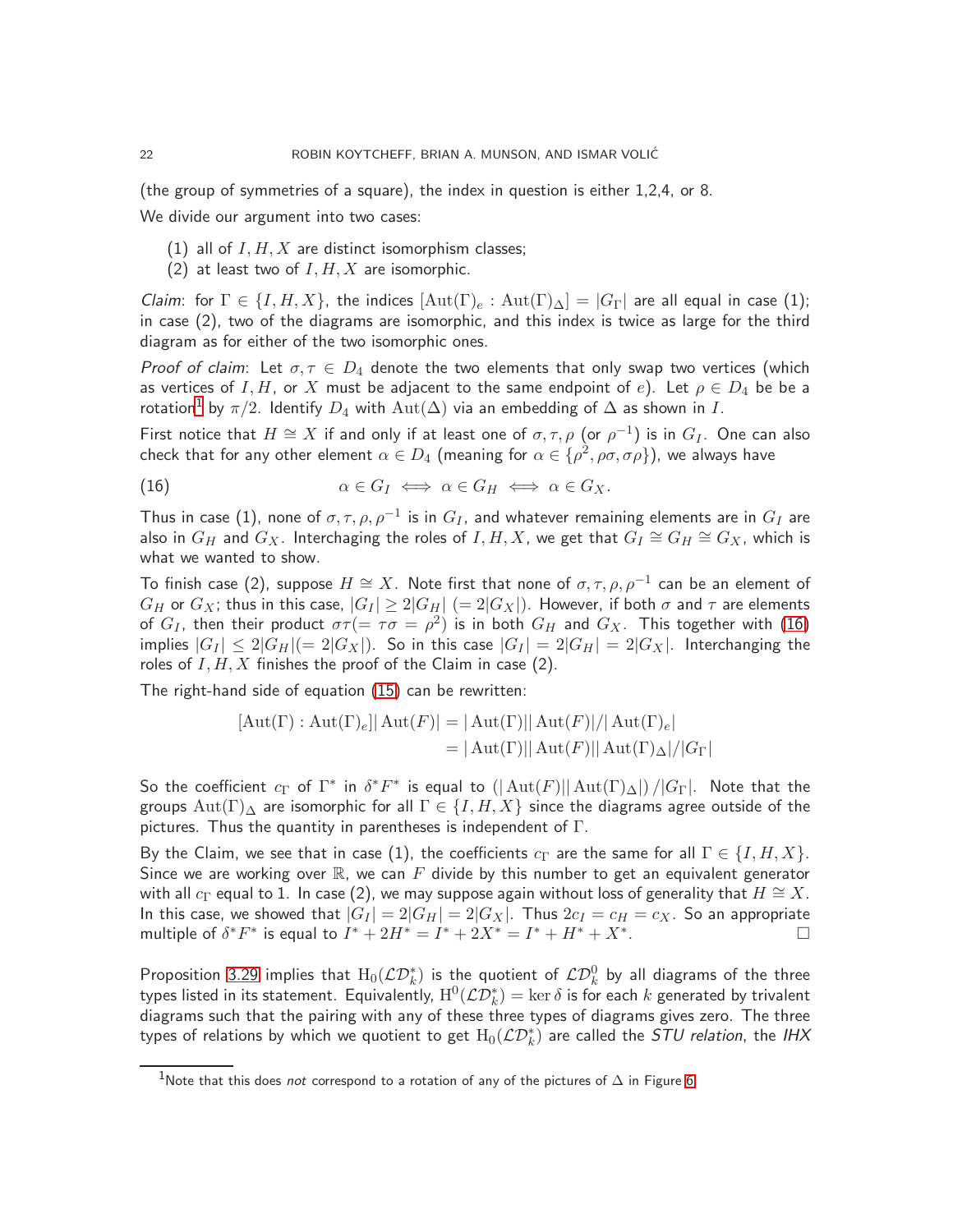(the group of symmetries of a square), the index in question is either 1,2,4, or 8.

We divide our argument into two cases:

1. all of $I, H, X$ are distinct isomorphism classes;
2. at least two of $I, H, X$ are isomorphic.

*Claim*: for $\Gamma \in \{I, H, X\}$, the indices $[\mathrm{Aut}(\Gamma)_e : \mathrm{Aut}(\Gamma)_\Delta] = |G_\Gamma|$ are all equal in case (1); in case (2), two of the diagrams are isomorphic, and this index is twice as large for the third diagram as for either of the two isomorphic ones.

*Proof of claim*: Let $\sigma, \tau \in D_4$ denote the two elements that only swap two vertices (which as vertices of $I, H,$ or $X$ must be adjacent to the same endpoint of $e$). Let $\rho \in D_4$ be be a rotation[1] by $\pi/2$. Identify $D_4$ with $\mathrm{Aut}(\Delta)$ via an embedding of $\Delta$ as shown in $I$.

First notice that $H \cong X$ if and only if at least one of $\sigma, \tau, \rho$ (or $\rho^{-1}$) is in $G_I$. One can also check that for any other element $\alpha \in D_4$ (meaning for $\alpha \in \{\rho^2, \rho\sigma, \sigma\rho\}$), we always have

$$\alpha \in G_I \iff \alpha \in G_H \iff \alpha \in G_X. \tag{16}$$

Thus in case (1), none of $\sigma, \tau, \rho, \rho^{-1}$ is in $G_I$, and whatever remaining elements are in $G_I$ are also in $G_H$ and $G_X$. Interchanging the roles of $I, H, X$, we get that $G_I \cong G_H \cong G_X$, which is what we wanted to show.

To finish case (2), suppose $H \cong X$. Note first that none of $\sigma, \tau, \rho, \rho^{-1}$ can be an element of $G_H$ or $G_X$; thus in this case, $|G_I| \geq 2|G_H|$ $(= 2|G_X|)$. However, if both $\sigma$ and $\tau$ are elements of $G_I$, then their product $\sigma\tau (= \tau\sigma = \rho^2)$ is in both $G_H$ and $G_X$. This together with (16) implies $|G_I| \leq 2|G_H| (= 2|G_X|)$. So in this case $|G_I| = 2|G_H| = 2|G_X|$. Interchanging the roles of $I, H, X$ finishes the proof of the Claim in case (2).

The right-hand side of equation (15) can be rewritten:

$$\begin{aligned}
[\mathrm{Aut}(\Gamma) : \mathrm{Aut}(\Gamma)_e] |\mathrm{Aut}(F)| &= |\mathrm{Aut}(\Gamma)| |\mathrm{Aut}(F)| / |\mathrm{Aut}(\Gamma)_e| \\
&= |\mathrm{Aut}(\Gamma)| |\mathrm{Aut}(F)| |\mathrm{Aut}(\Gamma)_\Delta| / |G_\Gamma|
\end{aligned}$$

So the coefficient $c_\Gamma$ of $\Gamma^*$ in $\delta^* F^*$ is equal to $(|\mathrm{Aut}(F)| |\mathrm{Aut}(\Gamma)_\Delta|) / |G_\Gamma|$. Note that the groups $\mathrm{Aut}(\Gamma)_\Delta$ are isomorphic for all $\Gamma \in \{I, H, X\}$ since the diagrams agree outside of the pictures. Thus the quantity in parentheses is independent of $\Gamma$.

By the Claim, we see that in case (1), the coefficients $c_\Gamma$ are the same for all $\Gamma \in \{I, H, X\}$. Since we are working over $\mathbb{R}$, we can $F$ divide by this number to get an equivalent generator with all $c_\Gamma$ equal to 1. In case (2), we may suppose again without loss of generality that $H \cong X$. In this case, we showed that $|G_I| = 2|G_H| = 2|G_X|$. Thus $2c_I = c_H = c_X$. So an appropriate multiple of $\delta^* F^*$ is equal to $I^* + 2H^* = I^* + 2X^* = I^* + H^* + X^*$. □

Proposition 3.29 implies that $\mathrm{H}_0(\mathcal{LD}_k^*)$ is the quotient of $\mathcal{LD}_k^0$ by all diagrams of the three types listed in its statement. Equivalently, $\mathrm{H}^0(\mathcal{LD}_k^*) = \ker \delta$ is for each $k$ generated by trivalent diagrams such that the pairing with any of these three types of diagrams gives zero. The three types of relations by which we quotient to get $\mathrm{H}_0(\mathcal{LD}_k^*)$ are called the *STU relation*, the *IHX*

[1] Note that this does *not* correspond to a rotation of any of the pictures of $\Delta$ in Figure 6.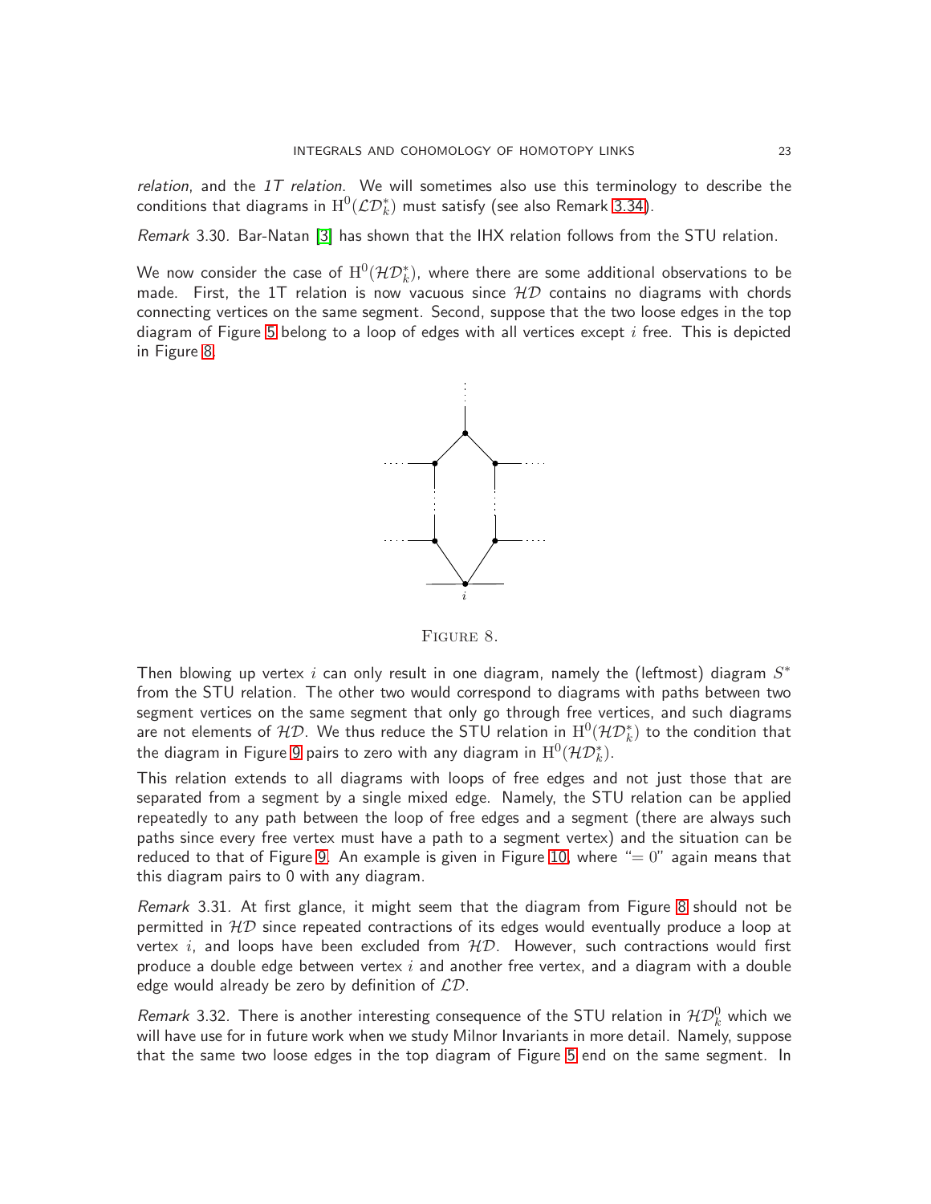*relation*, and the *1T relation*. We will sometimes also use this terminology to describe the conditions that diagrams in $\mathrm{H}^0(\mathcal{LD}_k^*)$ must satisfy (see also Remark 3.34).

*Remark* 3.30. Bar-Natan [3] has shown that the IHX relation follows from the STU relation.

We now consider the case of $\mathrm{H}^0(\mathcal{HD}_k^*)$, where there are some additional observations to be made. First, the 1T relation is now vacuous since $\mathcal{HD}$ contains no diagrams with chords connecting vertices on the same segment. Second, suppose that the two loose edges in the top diagram of Figure 5 belong to a loop of edges with all vertices except $i$ free. This is depicted in Figure 8.

FIGURE 8.

Then blowing up vertex $i$ can only result in one diagram, namely the (leftmost) diagram $S^*$ from the STU relation. The other two would correspond to diagrams with paths between two segment vertices on the same segment that only go through free vertices, and such diagrams are not elements of $\mathcal{HD}$. We thus reduce the STU relation in $\mathrm{H}^0(\mathcal{HD}_k^*)$ to the condition that the diagram in Figure 9 pairs to zero with any diagram in $\mathrm{H}^0(\mathcal{HD}_k^*)$.

This relation extends to all diagrams with loops of free edges and not just those that are separated from a segment by a single mixed edge. Namely, the STU relation can be applied repeatedly to any path between the loop of free edges and a segment (there are always such paths since every free vertex must have a path to a segment vertex) and the situation can be reduced to that of Figure 9. An example is given in Figure 10, where "$= 0$" again means that this diagram pairs to 0 with any diagram.

*Remark* 3.31. At first glance, it might seem that the diagram from Figure 8 should not be permitted in $\mathcal{HD}$ since repeated contractions of its edges would eventually produce a loop at vertex $i$, and loops have been excluded from $\mathcal{HD}$. However, such contractions would first produce a double edge between vertex $i$ and another free vertex, and a diagram with a double edge would already be zero by definition of $\mathcal{LD}$.

*Remark* 3.32. There is another interesting consequence of the STU relation in $\mathcal{HD}_k^0$ which we will have use for in future work when we study Milnor Invariants in more detail. Namely, suppose that the same two loose edges in the top diagram of Figure 5 end on the same segment. In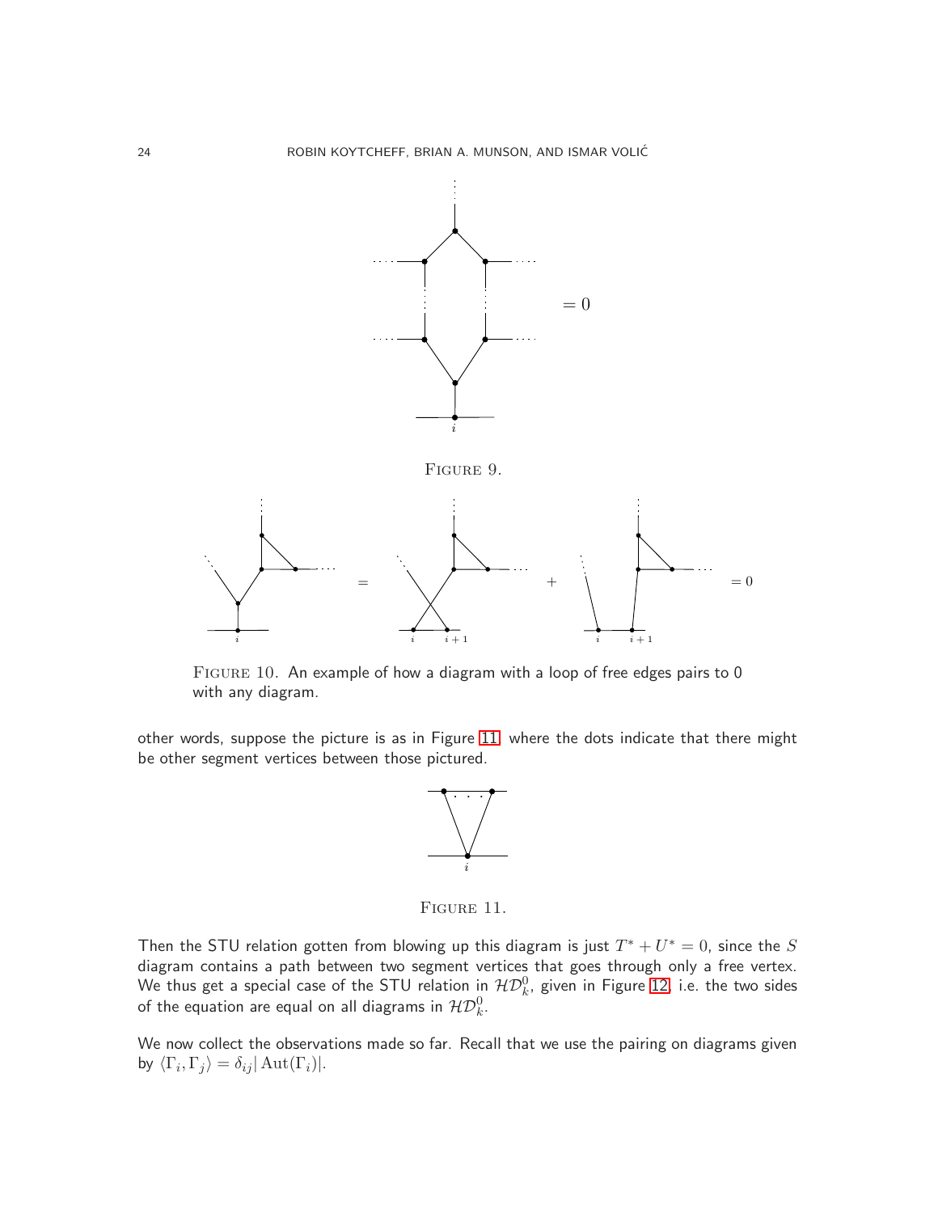FIGURE 9.

FIGURE 10. An example of how a diagram with a loop of free edges pairs to 0 with any diagram.

other words, suppose the picture is as in Figure 11, where the dots indicate that there might be other segment vertices between those pictured.

FIGURE 11.

Then the STU relation gotten from blowing up this diagram is just $T^* + U^* = 0$, since the $S$ diagram contains a path between two segment vertices that goes through only a free vertex. We thus get a special case of the STU relation in $\mathcal{HD}_k^0$, given in Figure 12, i.e. the two sides of the equation are equal on all diagrams in $\mathcal{HD}_k^0$.

We now collect the observations made so far. Recall that we use the pairing on diagrams given by $\langle \Gamma_i, \Gamma_j \rangle = \delta_{ij} |\operatorname{Aut}(\Gamma_i)|$.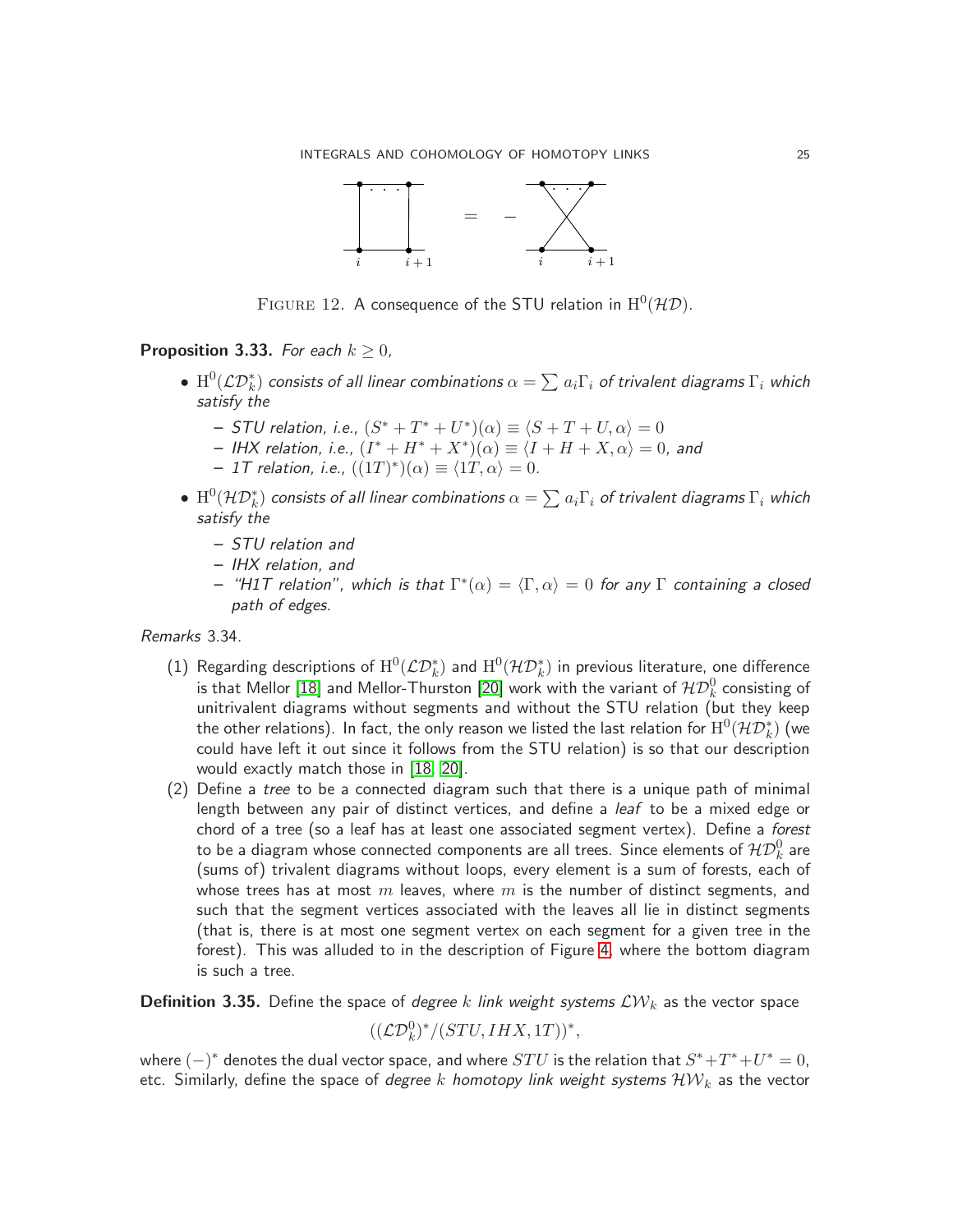FIGURE 12. A consequence of the STU relation in $\mathrm{H}^0(\mathcal{HD})$.

**Proposition 3.33.** *For each $k \geq 0$,*

- $\mathrm{H}^0(\mathcal{LD}_k^*)$ *consists of all linear combinations $\alpha = \sum a_i \Gamma_i$ of trivalent diagrams $\Gamma_i$ which satisfy the*
  - *STU relation, i.e., $(S^* + T^* + U^*)(\alpha) \equiv \langle S + T + U, \alpha \rangle = 0$*
  - *IHX relation, i.e., $(I^* + H^* + X^*)(\alpha) \equiv \langle I + H + X, \alpha \rangle = 0$, and*
  - *1T relation, i.e., $((1T)^*)(\alpha) \equiv \langle 1T, \alpha \rangle = 0$.*
- $\mathrm{H}^0(\mathcal{HD}_k^*)$ *consists of all linear combinations $\alpha = \sum a_i \Gamma_i$ of trivalent diagrams $\Gamma_i$ which satisfy the*
  - *STU relation and*
  - *IHX relation, and*
  - *"H1T relation", which is that $\Gamma^*(\alpha) = \langle \Gamma, \alpha \rangle = 0$ for any $\Gamma$ containing a closed path of edges.*

*Remarks* 3.34.

(1) Regarding descriptions of $\mathrm{H}^0(\mathcal{LD}_k^*)$ and $\mathrm{H}^0(\mathcal{HD}_k^*)$ in previous literature, one difference is that Mellor [18] and Mellor-Thurston [20] work with the variant of $\mathcal{HD}_k^0$ consisting of unitrivalent diagrams without segments and without the STU relation (but they keep the other relations). In fact, the only reason we listed the last relation for $\mathrm{H}^0(\mathcal{HD}_k^*)$ (we could have left it out since it follows from the STU relation) is so that our description would exactly match those in [18, 20].

(2) Define a *tree* to be a connected diagram such that there is a unique path of minimal length between any pair of distinct vertices, and define a *leaf* to be a mixed edge or chord of a tree (so a leaf has at least one associated segment vertex). Define a *forest* to be a diagram whose connected components are all trees. Since elements of $\mathcal{HD}_k^0$ are (sums of) trivalent diagrams without loops, every element is a sum of forests, each of whose trees has at most $m$ leaves, where $m$ is the number of distinct segments, and such that the segment vertices associated with the leaves all lie in distinct segments (that is, there is at most one segment vertex on each segment for a given tree in the forest). This was alluded to in the description of Figure 4, where the bottom diagram is such a tree.

**Definition 3.35.** Define the space of *degree $k$ link weight systems* $\mathcal{LW}_k$ as the vector space

$$((\mathcal{LD}_k^0)^*/(STU, IHX, 1T))^*,$$

where $(-)^*$ denotes the dual vector space, and where $STU$ is the relation that $S^*+T^*+U^* = 0$, etc. Similarly, define the space of *degree $k$ homotopy link weight systems* $\mathcal{HW}_k$ as the vector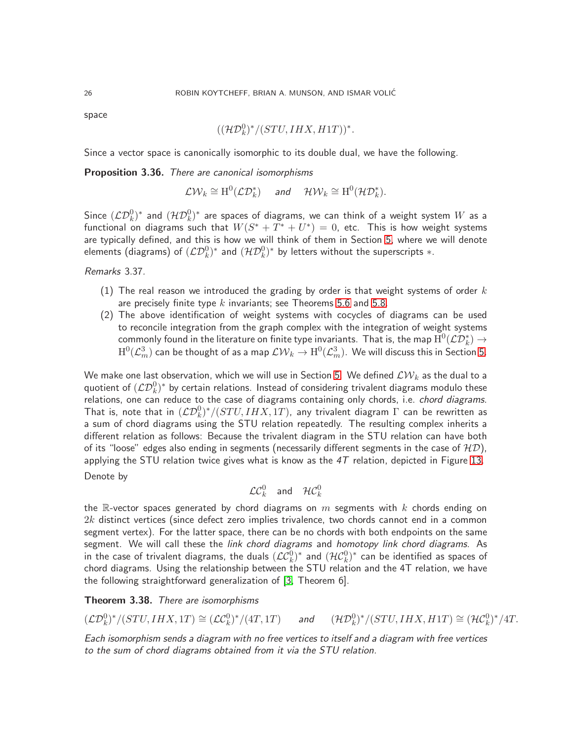space

$$((\mathcal{HD}^0_k)^*/(STU, IHX, H1T))^*.$$

Since a vector space is canonically isomorphic to its double dual, we have the following.

**Proposition 3.36.** *There are canonical isomorphisms*

$$\mathcal{LW}_k \cong \mathrm{H}^0(\mathcal{LD}^*_k) \quad \text{and} \quad \mathcal{HW}_k \cong \mathrm{H}^0(\mathcal{HD}^*_k).$$

Since $(\mathcal{LD}^0_k)^*$ and $(\mathcal{HD}^0_k)^*$ are spaces of diagrams, we can think of a weight system $W$ as a functional on diagrams such that $W(S^* + T^* + U^*) = 0$, etc. This is how weight systems are typically defined, and this is how we will think of them in Section 5, where we will denote elements (diagrams) of $(\mathcal{LD}^0_k)^*$ and $(\mathcal{HD}^0_k)^*$ by letters without the superscripts $*$.

*Remarks* 3.37.

1. The real reason we introduced the grading by order is that weight systems of order $k$ are precisely finite type $k$ invariants; see Theorems 5.6 and 5.8.
2. The above identification of weight systems with cocycles of diagrams can be used to reconcile integration from the graph complex with the integration of weight systems commonly found in the literature on finite type invariants. That is, the map $\mathrm{H}^0(\mathcal{LD}^*_k) \to \mathrm{H}^0(\mathcal{L}^3_m)$ can be thought of as a map $\mathcal{LW}_k \to \mathrm{H}^0(\mathcal{L}^3_m)$. We will discuss this in Section 5.

We make one last observation, which we will use in Section 5. We defined $\mathcal{LW}_k$ as the dual to a quotient of $(\mathcal{LD}^0_k)^*$ by certain relations. Instead of considering trivalent diagrams modulo these relations, one can reduce to the case of diagrams containing only chords, i.e. *chord diagrams*. That is, note that in $(\mathcal{LD}^0_k)^*/(STU, IHX, 1T)$, any trivalent diagram $\Gamma$ can be rewritten as a sum of chord diagrams using the STU relation repeatedly. The resulting complex inherits a different relation as follows: Because the trivalent diagram in the STU relation can have both of its "loose" edges also ending in segments (necessarily different segments in the case of $\mathcal{HD}$), applying the STU relation twice gives what is know as the *4T* relation, depicted in Figure 13.

Denote by

$$\mathcal{LC}^0_k \quad \text{and} \quad \mathcal{HC}^0_k$$

the $\mathbb{R}$-vector spaces generated by chord diagrams on $m$ segments with $k$ chords ending on $2k$ distinct vertices (since defect zero implies trivalence, two chords cannot end in a common segment vertex). For the latter space, there can be no chords with both endpoints on the same segment. We will call these the *link chord diagrams* and *homotopy link chord diagrams*. As in the case of trivalent diagrams, the duals $(\mathcal{LC}^0_k)^*$ and $(\mathcal{HC}^0_k)^*$ can be identified as spaces of chord diagrams. Using the relationship between the STU relation and the 4T relation, we have the following straightforward generalization of [3, Theorem 6].

**Theorem 3.38.** *There are isomorphisms*

$$(\mathcal{LD}^0_k)^*/(STU, IHX, 1T) \cong (\mathcal{LC}^0_k)^*/(4T, 1T) \quad \text{and} \quad (\mathcal{HD}^0_k)^*/(STU, IHX, H1T) \cong (\mathcal{HC}^0_k)^*/4T.$$

*Each isomorphism sends a diagram with no free vertices to itself and a diagram with free vertices to the sum of chord diagrams obtained from it via the STU relation.*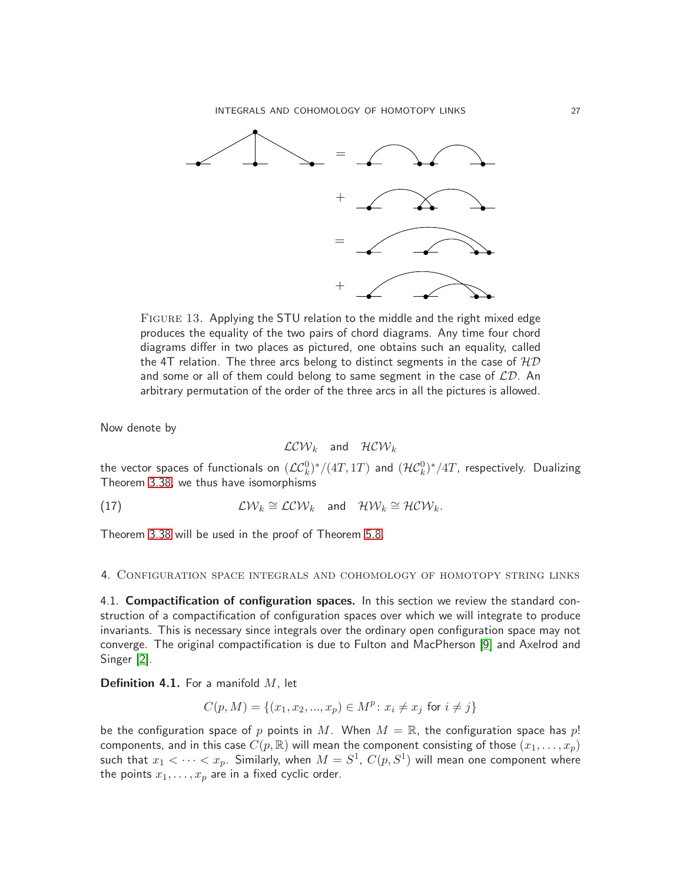Figure 13. Applying the STU relation to the middle and the right mixed edge produces the equality of the two pairs of chord diagrams. Any time four chord diagrams differ in two places as pictured, one obtains such an equality, called the 4T relation. The three arcs belong to distinct segments in the case of $\mathcal{HD}$ and some or all of them could belong to same segment in the case of $\mathcal{LD}$. An arbitrary permutation of the order of the three arcs in all the pictures is allowed.

Now denote by

$$\mathcal{LCW}_k \quad \text{and} \quad \mathcal{HCW}_k$$

the vector spaces of functionals on $(\mathcal{LC}_k^0)^*/(4T, 1T)$ and $(\mathcal{HC}_k^0)^*/4T$, respectively. Dualizing Theorem 3.38, we thus have isomorphisms

$$\mathcal{LW}_k \cong \mathcal{LCW}_k \quad \text{and} \quad \mathcal{HW}_k \cong \mathcal{HCW}_k. \tag{17}$$

Theorem 3.38 will be used in the proof of Theorem 5.8.

## 4. Configuration space integrals and cohomology of homotopy string links

**4.1. Compactification of configuration spaces.** In this section we review the standard construction of a compactification of configuration spaces over which we will integrate to produce invariants. This is necessary since integrals over the ordinary open configuration space may not converge. The original compactification is due to Fulton and MacPherson [9] and Axelrod and Singer [2].

**Definition 4.1.** For a manifold $M$, let

$$C(p, M) = \{(x_1, x_2, ..., x_p) \in M^p : x_i \neq x_j \text{ for } i \neq j\}$$

be the configuration space of $p$ points in $M$. When $M = \mathbb{R}$, the configuration space has $p!$ components, and in this case $C(p, \mathbb{R})$ will mean the component consisting of those $(x_1, \ldots, x_p)$ such that $x_1 < \cdots < x_p$. Similarly, when $M = S^1$, $C(p, S^1)$ will mean one component where the points $x_1, \ldots, x_p$ are in a fixed cyclic order.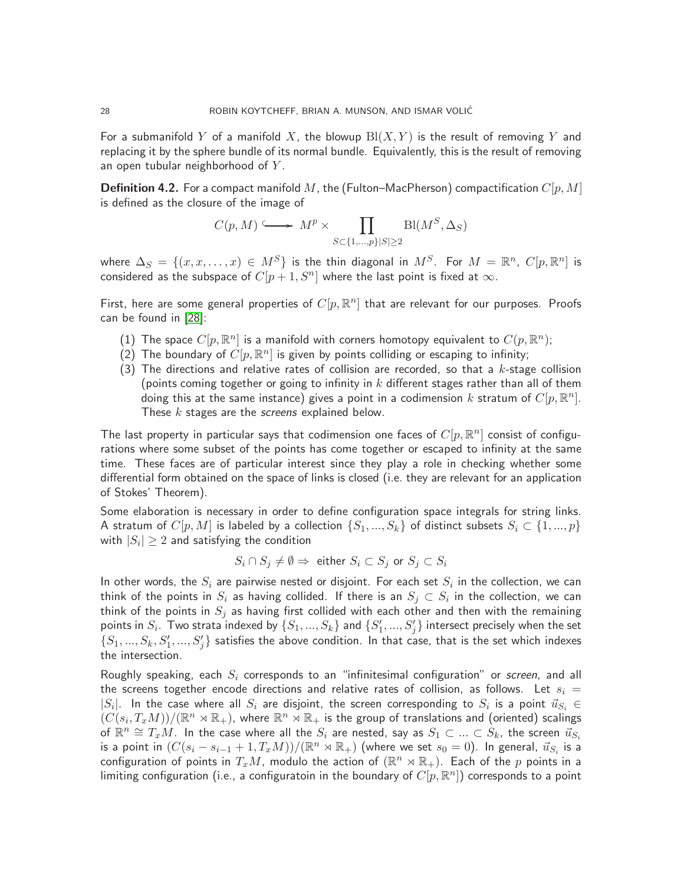For a submanifold $Y$ of a manifold $X$, the blowup $\mathrm{Bl}(X, Y)$ is the result of removing $Y$ and replacing it by the sphere bundle of its normal bundle. Equivalently, this is the result of removing an open tubular neighborhood of $Y$.

**Definition 4.2.** For a compact manifold $M$, the (Fulton–MacPherson) compactification $C[p, M]$ is defined as the closure of the image of

$$C(p, M) \hookrightarrow M^p \times \prod_{S \subset \{1,\ldots,p\} |S| \geq 2} \mathrm{Bl}(M^S, \Delta_S)$$

where $\Delta_S = \{(x, x, \ldots, x) \in M^S\}$ is the thin diagonal in $M^S$. For $M = \mathbb{R}^n$, $C[p, \mathbb{R}^n]$ is considered as the subspace of $C[p+1, S^n]$ where the last point is fixed at $\infty$.

First, here are some general properties of $C[p, \mathbb{R}^n]$ that are relevant for our purposes. Proofs can be found in [28]:

1. The space $C[p, \mathbb{R}^n]$ is a manifold with corners homotopy equivalent to $C(p, \mathbb{R}^n)$;
2. The boundary of $C[p, \mathbb{R}^n]$ is given by points colliding or escaping to infinity;
3. The directions and relative rates of collision are recorded, so that a $k$-stage collision (points coming together or going to infinity in $k$ different stages rather than all of them doing this at the same instance) gives a point in a codimension $k$ stratum of $C[p, \mathbb{R}^n]$. These $k$ stages are the *screens* explained below.

The last property in particular says that codimension one faces of $C[p, \mathbb{R}^n]$ consist of configurations where some subset of the points has come together or escaped to infinity at the same time. These faces are of particular interest since they play a role in checking whether some differential form obtained on the space of links is closed (i.e. they are relevant for an application of Stokes' Theorem).

Some elaboration is necessary in order to define configuration space integrals for string links. A stratum of $C[p, M]$ is labeled by a collection $\{S_1, \ldots, S_k\}$ of distinct subsets $S_i \subset \{1, \ldots, p\}$ with $|S_i| \geq 2$ and satisfying the condition

$$S_i \cap S_j \neq \emptyset \Rightarrow \text{ either } S_i \subset S_j \text{ or } S_j \subset S_i$$

In other words, the $S_i$ are pairwise nested or disjoint. For each set $S_i$ in the collection, we can think of the points in $S_i$ as having collided. If there is an $S_j \subset S_i$ in the collection, we can think of the points in $S_j$ as having first collided with each other and then with the remaining points in $S_i$. Two strata indexed by $\{S_1, \ldots, S_k\}$ and $\{S'_1, \ldots, S'_j\}$ intersect precisely when the set $\{S_1, \ldots, S_k, S'_1, \ldots, S'_j\}$ satisfies the above condition. In that case, that is the set which indexes the intersection.

Roughly speaking, each $S_i$ corresponds to an "infinitesimal configuration" or *screen*, and all the screens together encode directions and relative rates of collision, as follows. Let $s_i = |S_i|$. In the case where all $S_i$ are disjoint, the screen corresponding to $S_i$ is a point $\vec{u}_{S_i} \in (C(s_i, T_xM))/(\mathbb{R}^n \rtimes \mathbb{R}_+)$, where $\mathbb{R}^n \rtimes \mathbb{R}_+$ is the group of translations and (oriented) scalings of $\mathbb{R}^n \cong T_xM$. In the case where all the $S_i$ are nested, say as $S_1 \subset \ldots \subset S_k$, the screen $\vec{u}_{S_i}$ is a point in $(C(s_i - s_{i-1} + 1, T_xM))/(\mathbb{R}^n \rtimes \mathbb{R}_+)$ (where we set $s_0 = 0$). In general, $\vec{u}_{S_i}$ is a configuration of points in $T_xM$, modulo the action of $(\mathbb{R}^n \rtimes \mathbb{R}_+)$. Each of the $p$ points in a limiting configuration (i.e., a configuratoin in the boundary of $C[p, \mathbb{R}^n]$) corresponds to a point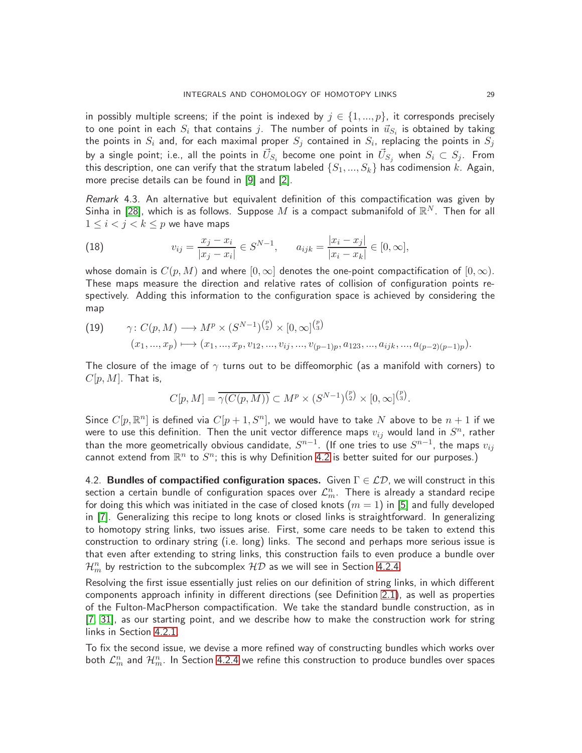in possibly multiple screens; if the point is indexed by $j \in \{1, ..., p\}$, it corresponds precisely to one point in each $S_i$ that contains $j$. The number of points in $\vec{u}_{S_i}$ is obtained by taking the points in $S_i$ and, for each maximal proper $S_j$ contained in $S_i$, replacing the points in $S_j$ by a single point; i.e., all the points in $\vec{U}_{S_i}$ become one point in $\vec{U}_{S_j}$ when $S_i \subset S_j$. From this description, one can verify that the stratum labeled $\{S_1, ..., S_k\}$ has codimension $k$. Again, more precise details can be found in [9] and [2].

*Remark* 4.3. An alternative but equivalent definition of this compactification was given by Sinha in [28], which is as follows. Suppose $M$ is a compact submanifold of $\mathbb{R}^N$. Then for all $1 \leq i < j < k \leq p$ we have maps

$$v_{ij} = \frac{x_j - x_i}{|x_j - x_i|} \in S^{N-1}, \qquad a_{ijk} = \frac{|x_i - x_j|}{|x_i - x_k|} \in [0, \infty], \tag{18}$$

whose domain is $C(p, M)$ and where $[0, \infty]$ denotes the one-point compactification of $[0, \infty)$. These maps measure the direction and relative rates of collision of configuration points respectively. Adding this information to the configuration space is achieved by considering the map

$$\begin{aligned} \gamma\colon C(p, M) &\longrightarrow M^p \times (S^{N-1})^{\binom{p}{2}} \times [0, \infty]^{\binom{p}{3}} \\ (x_1, ..., x_p) &\longmapsto (x_1, ..., x_p, v_{12}, ..., v_{ij}, ..., v_{(p-1)p}, a_{123}, ..., a_{ijk}, ..., a_{(p-2)(p-1)p}). \end{aligned} \tag{19}$$

The closure of the image of $\gamma$ turns out to be diffeomorphic (as a manifold with corners) to $C[p, M]$. That is,

$$C[p, M] = \overline{\gamma(C(p, M))} \subset M^p \times (S^{N-1})^{\binom{p}{2}} \times [0, \infty]^{\binom{p}{3}}.$$

Since $C[p, \mathbb{R}^n]$ is defined via $C[p+1, S^n]$, we would have to take $N$ above to be $n+1$ if we were to use this definition. Then the unit vector difference maps $v_{ij}$ would land in $S^n$, rather than the more geometrically obvious candidate, $S^{n-1}$. (If one tries to use $S^{n-1}$, the maps $v_{ij}$ cannot extend from $\mathbb{R}^n$ to $S^n$; this is why Definition 4.2 is better suited for our purposes.)

4.2. **Bundles of compactified configuration spaces.** Given $\Gamma \in \mathcal{LD}$, we will construct in this section a certain bundle of configuration spaces over $\mathcal{L}^n_m$. There is already a standard recipe for doing this which was initiated in the case of closed knots ($m = 1$) in [5] and fully developed in [7]. Generalizing this recipe to long knots or closed links is straightforward. In generalizing to homotopy string links, two issues arise. First, some care needs to be taken to extend this construction to ordinary string (i.e. long) links. The second and perhaps more serious issue is that even after extending to string links, this construction fails to even produce a bundle over $\mathcal{H}^n_m$ by restriction to the subcomplex $\mathcal{HD}$ as we will see in Section 4.2.4.

Resolving the first issue essentially just relies on our definition of string links, in which different components approach infinity in different directions (see Definition 2.1), as well as properties of the Fulton-MacPherson compactification. We take the standard bundle construction, as in [7, 31], as our starting point, and we describe how to make the construction work for string links in Section 4.2.1.

To fix the second issue, we devise a more refined way of constructing bundles which works over both $\mathcal{L}^n_m$ and $\mathcal{H}^n_m$. In Section 4.2.4 we refine this construction to produce bundles over spaces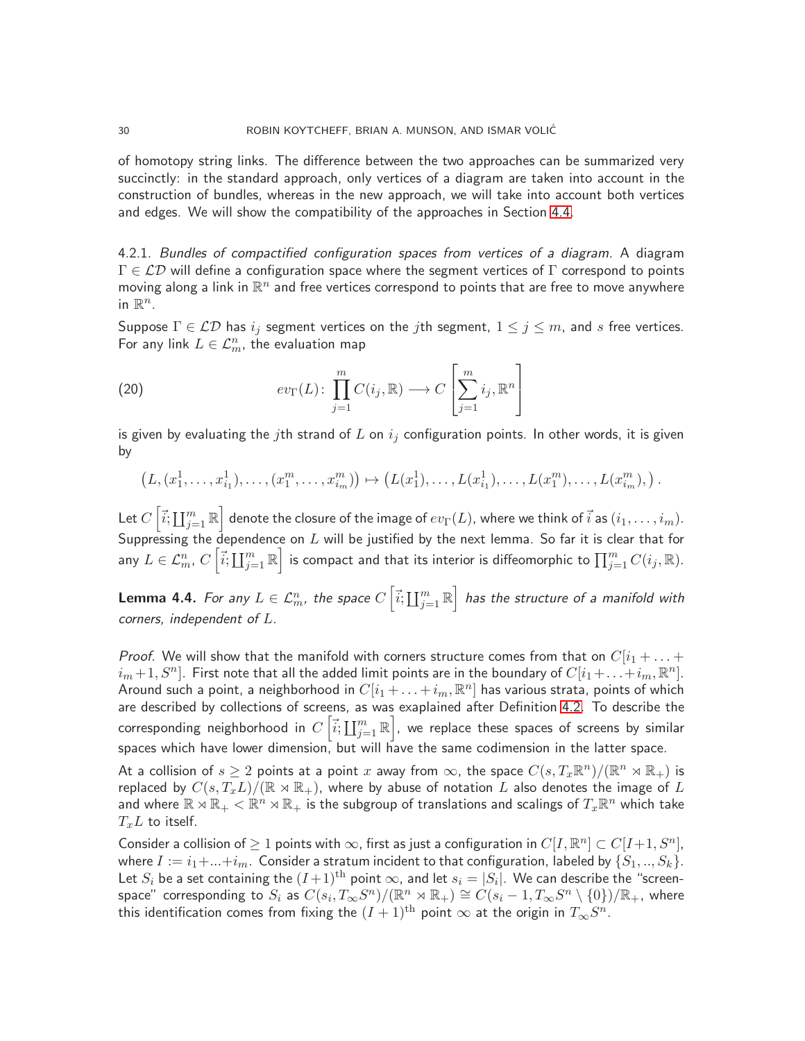of homotopy string links. The difference between the two approaches can be summarized very succinctly: in the standard approach, only vertices of a diagram are taken into account in the construction of bundles, whereas in the new approach, we will take into account both vertices and edges. We will show the compatibility of the approaches in Section 4.4.

4.2.1. *Bundles of compactified configuration spaces from vertices of a diagram.* A diagram $\Gamma \in \mathcal{LD}$ will define a configuration space where the segment vertices of $\Gamma$ correspond to points moving along a link in $\mathbb{R}^n$ and free vertices correspond to points that are free to move anywhere in $\mathbb{R}^n$.

Suppose $\Gamma \in \mathcal{LD}$ has $i_j$ segment vertices on the $j$th segment, $1 \leq j \leq m$, and $s$ free vertices. For any link $L \in \mathcal{L}_m^n$, the evaluation map

$$ev_\Gamma(L) \colon \prod_{j=1}^{m} C(i_j, \mathbb{R}) \longrightarrow C\left[\sum_{j=1}^{m} i_j, \mathbb{R}^n\right] \tag{20}$$

is given by evaluating the $j$th strand of $L$ on $i_j$ configuration points. In other words, it is given by

$$\left(L, (x_1^1, \ldots, x_{i_1}^1), \ldots, (x_1^m, \ldots, x_{i_m}^m)\right) \mapsto \left(L(x_1^1), \ldots, L(x_{i_1}^1), \ldots, L(x_1^m), \ldots, L(x_{i_m}^m), \right).$$

Let $C\left[\vec{i}; \coprod_{j=1}^m \mathbb{R}\right]$ denote the closure of the image of $ev_\Gamma(L)$, where we think of $\vec{i}$ as $(i_1, \ldots, i_m)$. Suppressing the dependence on $L$ will be justified by the next lemma. So far it is clear that for any $L \in \mathcal{L}_m^n$, $C\left[\vec{i}; \coprod_{j=1}^m \mathbb{R}\right]$ is compact and that its interior is diffeomorphic to $\prod_{j=1}^m C(i_j, \mathbb{R})$.

**Lemma 4.4.** *For any $L \in \mathcal{L}_m^n$, the space $C\left[\vec{i}; \coprod_{j=1}^m \mathbb{R}\right]$ has the structure of a manifold with corners, independent of $L$.*

*Proof.* We will show that the manifold with corners structure comes from that on $C[i_1 + \ldots + i_m + 1, S^n]$. First note that all the added limit points are in the boundary of $C[i_1 + \ldots + i_m, \mathbb{R}^n]$. Around such a point, a neighborhood in $C[i_1 + \ldots + i_m, \mathbb{R}^n]$ has various strata, points of which are described by collections of screens, as was exaplained after Definition 4.2. To describe the corresponding neighborhood in $C\left[\vec{i}; \coprod_{j=1}^m \mathbb{R}\right]$, we replace these spaces of screens by similar spaces which have lower dimension, but will have the same codimension in the latter space.

At a collision of $s \geq 2$ points at a point $x$ away from $\infty$, the space $C(s, T_x\mathbb{R}^n)/(\mathbb{R}^n \rtimes \mathbb{R}_+)$ is replaced by $C(s, T_x L)/(\mathbb{R} \rtimes \mathbb{R}_+)$, where by abuse of notation $L$ also denotes the image of $L$ and where $\mathbb{R} \rtimes \mathbb{R}_+ < \mathbb{R}^n \rtimes \mathbb{R}_+$ is the subgroup of translations and scalings of $T_x\mathbb{R}^n$ which take $T_x L$ to itself.

Consider a collision of $\geq 1$ points with $\infty$, first as just a configuration in $C[I, \mathbb{R}^n] \subset C[I+1, S^n]$, where $I := i_1 + ... + i_m$. Consider a stratum incident to that configuration, labeled by $\{S_1, .., S_k\}$. Let $S_i$ be a set containing the $(I+1)^{\text{th}}$ point $\infty$, and let $s_i = |S_i|$. We can describe the "screen-space" corresponding to $S_i$ as $C(s_i, T_\infty S^n)/(\mathbb{R}^n \rtimes \mathbb{R}_+) \cong C(s_i - 1, T_\infty S^n \setminus \{0\})/\mathbb{R}_+$, where this identification comes from fixing the $(I+1)^{\text{th}}$ point $\infty$ at the origin in $T_\infty S^n$.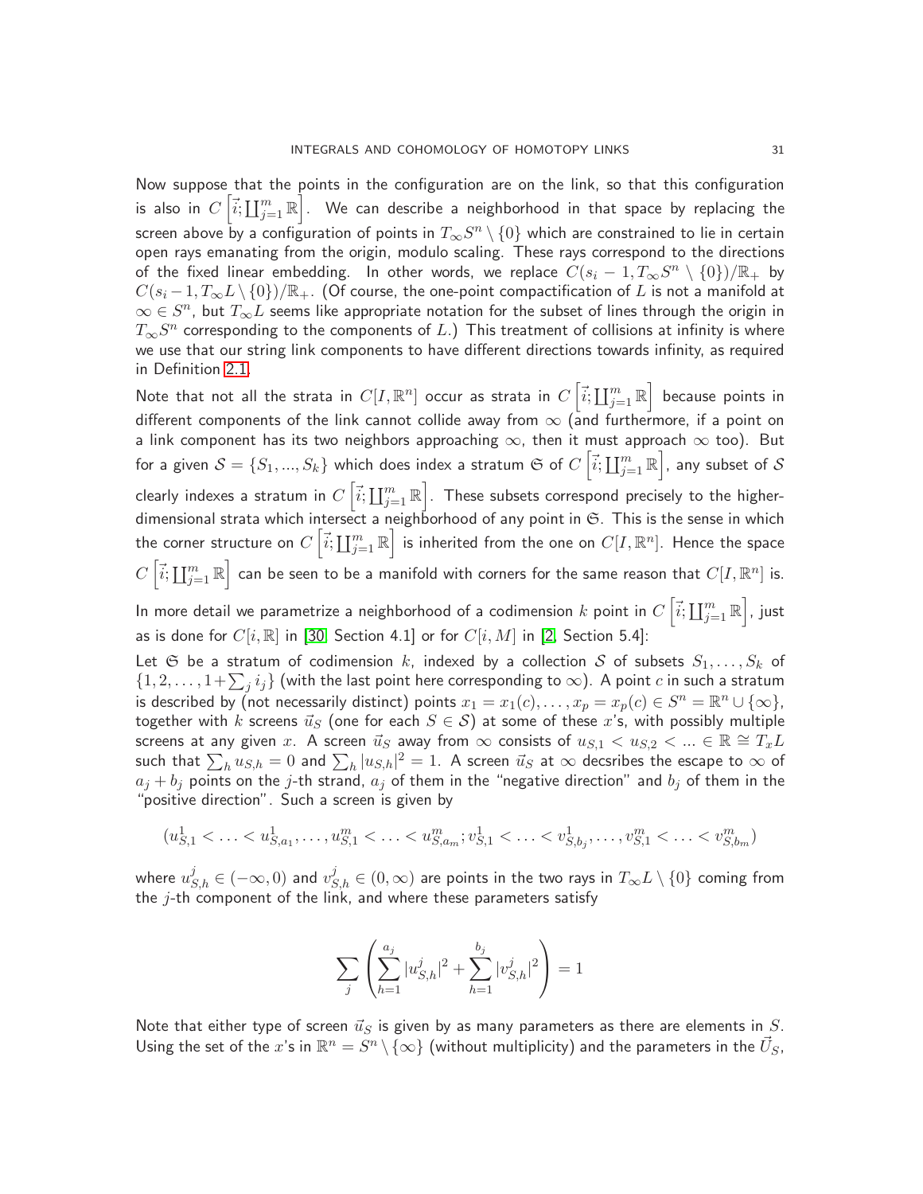Now suppose that the points in the configuration are on the link, so that this configuration is also in $C\left[\vec{i}; \coprod_{j=1}^m \mathbb{R}\right]$. We can describe a neighborhood in that space by replacing the screen above by a configuration of points in $T_\infty S^n \setminus \{0\}$ which are constrained to lie in certain open rays emanating from the origin, modulo scaling. These rays correspond to the directions of the fixed linear embedding. In other words, we replace $C(s_i - 1, T_\infty S^n \setminus \{0\})/\mathbb{R}_+$ by $C(s_i - 1, T_\infty L \setminus \{0\})/\mathbb{R}_+$. (Of course, the one-point compactification of $L$ is not a manifold at $\infty \in S^n$, but $T_\infty L$ seems like appropriate notation for the subset of lines through the origin in $T_\infty S^n$ corresponding to the components of $L$.) This treatment of collisions at infinity is where we use that our string link components to have different directions towards infinity, as required in Definition 2.1.

Note that not all the strata in $C[I, \mathbb{R}^n]$ occur as strata in $C\left[\vec{i}; \coprod_{j=1}^m \mathbb{R}\right]$ because points in different components of the link cannot collide away from $\infty$ (and furthermore, if a point on a link component has its two neighbors approaching $\infty$, then it must approach $\infty$ too). But for a given $\mathcal{S} = \{S_1, ..., S_k\}$ which does index a stratum $\mathfrak{S}$ of $C\left[\vec{i}; \coprod_{j=1}^m \mathbb{R}\right]$, any subset of $\mathcal{S}$ clearly indexes a stratum in $C\left[\vec{i}; \coprod_{j=1}^m \mathbb{R}\right]$. These subsets correspond precisely to the higher-dimensional strata which intersect a neighborhood of any point in $\mathfrak{S}$. This is the sense in which the corner structure on $C\left[\vec{i}; \coprod_{j=1}^m \mathbb{R}\right]$ is inherited from the one on $C[I, \mathbb{R}^n]$. Hence the space $C\left[\vec{i}; \coprod_{j=1}^m \mathbb{R}\right]$ can be seen to be a manifold with corners for the same reason that $C[I, \mathbb{R}^n]$ is.

In more detail we parametrize a neighborhood of a codimension $k$ point in $C\left[\vec{i}; \coprod_{j=1}^m \mathbb{R}\right]$, just as is done for $C[i, \mathbb{R}]$ in [30, Section 4.1] or for $C[i, M]$ in [2, Section 5.4]:

Let $\mathfrak{S}$ be a stratum of codimension $k$, indexed by a collection $\mathcal{S}$ of subsets $S_1, \dots, S_k$ of $\{1, 2, \dots, 1 + \sum_j i_j\}$ (with the last point here corresponding to $\infty$). A point $c$ in such a stratum is described by (not necessarily distinct) points $x_1 = x_1(c), \dots, x_p = x_p(c) \in S^n = \mathbb{R}^n \cup \{\infty\}$, together with $k$ screens $\vec{u}_S$ (one for each $S \in \mathcal{S}$) at some of these $x$'s, with possibly multiple screens at any given $x$. A screen $\vec{u}_S$ away from $\infty$ consists of $u_{S,1} < u_{S,2} < \dots \in \mathbb{R} \cong T_x L$ such that $\sum_h u_{S,h} = 0$ and $\sum_h |u_{S,h}|^2 = 1$. A screen $\vec{u}_S$ at $\infty$ decsribes the escape to $\infty$ of $a_j + b_j$ points on the $j$-th strand, $a_j$ of them in the "negative direction" and $b_j$ of them in the "positive direction". Such a screen is given by

$$(u^1_{S,1} < \dots < u^1_{S,a_1}, \dots, u^m_{S,1} < \dots < u^m_{S,a_m}; v^1_{S,1} < \dots < v^1_{S,b_j}, \dots, v^m_{S,1} < \dots < v^m_{S,b_m})$$

where $u^j_{S,h} \in (-\infty, 0)$ and $v^j_{S,h} \in (0, \infty)$ are points in the two rays in $T_\infty L \setminus \{0\}$ coming from the $j$-th component of the link, and where these parameters satisfy

$$\sum_j \left( \sum_{h=1}^{a_j} |u^j_{S,h}|^2 + \sum_{h=1}^{b_j} |v^j_{S,h}|^2 \right) = 1$$

Note that either type of screen $\vec{u}_S$ is given by as many parameters as there are elements in $S$. Using the set of the $x$'s in $\mathbb{R}^n = S^n \setminus \{\infty\}$ (without multiplicity) and the parameters in the $\vec{U}_S$,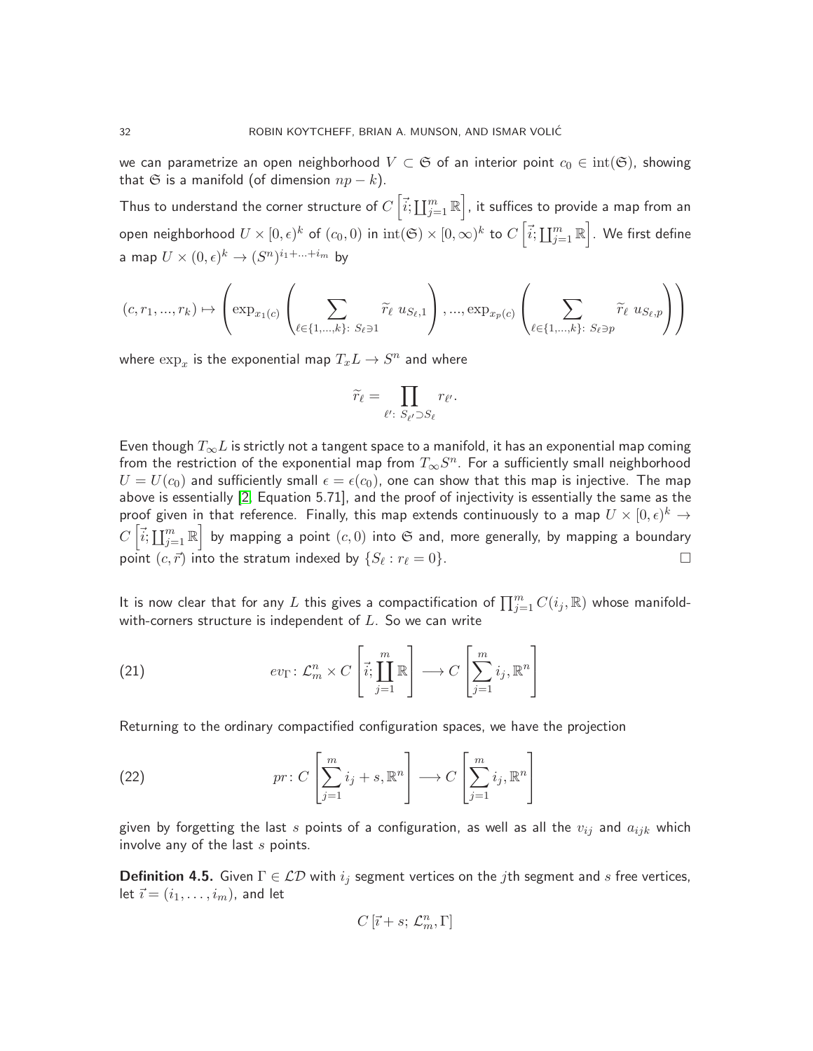we can parametrize an open neighborhood $V \subset \mathfrak{S}$ of an interior point $c_0 \in \mathrm{int}(\mathfrak{S})$, showing that $\mathfrak{S}$ is a manifold (of dimension $np - k$).

Thus to understand the corner structure of $C\left[\vec{i}; \coprod_{j=1}^m \mathbb{R}\right]$, it suffices to provide a map from an open neighborhood $U \times [0,\epsilon)^k$ of $(c_0, 0)$ in $\mathrm{int}(\mathfrak{S}) \times [0,\infty)^k$ to $C\left[\vec{i}; \coprod_{j=1}^m \mathbb{R}\right]$. We first define a map $U \times (0,\epsilon)^k \to (S^n)^{i_1+\ldots+i_m}$ by

$$(c, r_1, ..., r_k) \mapsto \left( \exp_{x_1(c)} \left( \sum_{\ell \in \{1,...,k\}:\ S_\ell \ni 1} \widetilde{r}_\ell\ u_{S_\ell,1} \right), ..., \exp_{x_p(c)} \left( \sum_{\ell \in \{1,...,k\}:\ S_\ell \ni p} \widetilde{r}_\ell\ u_{S_\ell,p} \right) \right)$$

where $\exp_x$ is the exponential map $T_xL \to S^n$ and where

$$\widetilde{r}_\ell = \prod_{\ell':\ S_{\ell'} \supset S_\ell} r_{\ell'}.$$

Even though $T_\infty L$ is strictly not a tangent space to a manifold, it has an exponential map coming from the restriction of the exponential map from $T_\infty S^n$. For a sufficiently small neighborhood $U = U(c_0)$ and sufficiently small $\epsilon = \epsilon(c_0)$, one can show that this map is injective. The map above is essentially [2, Equation 5.71], and the proof of injectivity is essentially the same as the proof given in that reference. Finally, this map extends continuously to a map $U \times [0,\epsilon)^k \to C\left[\vec{i}; \coprod_{j=1}^m \mathbb{R}\right]$ by mapping a point $(c, 0)$ into $\mathfrak{S}$ and, more generally, by mapping a boundary point $(c, \vec{r})$ into the stratum indexed by $\{S_\ell : r_\ell = 0\}$. □

It is now clear that for any $L$ this gives a compactification of $\prod_{j=1}^m C(i_j, \mathbb{R})$ whose manifold-with-corners structure is independent of $L$. So we can write

$$ev_\Gamma \colon \mathcal{L}_m^n \times C\left[\vec{i}; \coprod_{j=1}^m \mathbb{R}\right] \longrightarrow C\left[\sum_{j=1}^m i_j, \mathbb{R}^n\right] \tag{21}$$

Returning to the ordinary compactified configuration spaces, we have the projection

$$pr \colon C\left[\sum_{j=1}^m i_j + s, \mathbb{R}^n\right] \longrightarrow C\left[\sum_{j=1}^m i_j, \mathbb{R}^n\right] \tag{22}$$

given by forgetting the last $s$ points of a configuration, as well as all the $v_{ij}$ and $a_{ijk}$ which involve any of the last $s$ points.

**Definition 4.5.** Given $\Gamma \in \mathcal{LD}$ with $i_j$ segment vertices on the $j$th segment and $s$ free vertices, let $\vec{\imath} = (i_1, \ldots, i_m)$, and let

$$C\left[\vec{\imath} + s;\ \mathcal{L}_m^n, \Gamma\right]$$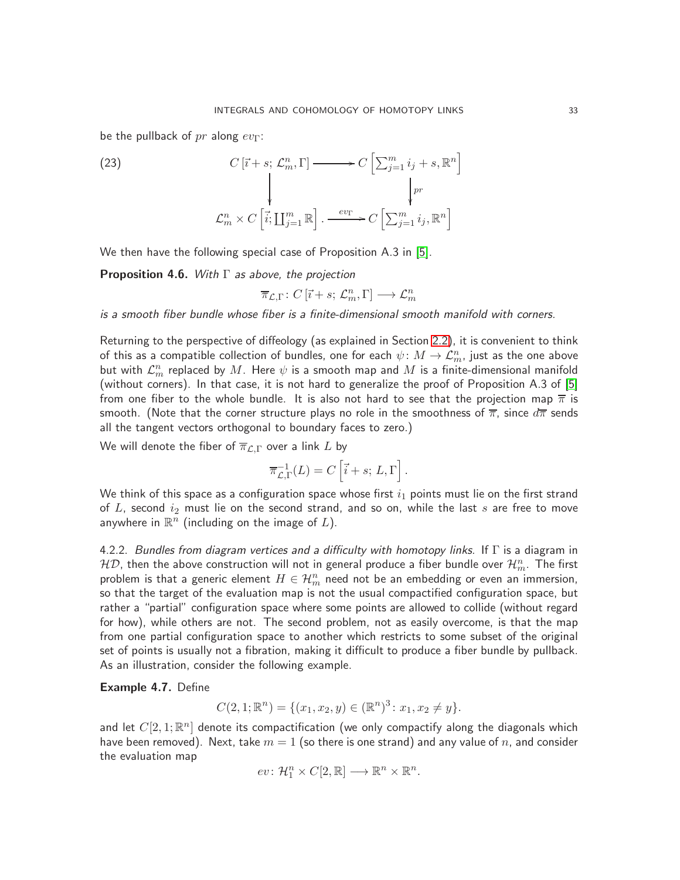be the pullback of $pr$ along $ev_\Gamma$:

$$
\begin{array}{ccc}
C\left[\vec{\imath}+s;\, \mathcal{L}^n_m, \Gamma\right] & \longrightarrow & C\left[\sum_{j=1}^m i_j + s, \mathbb{R}^n\right] \\
\Big\downarrow & & \Big\downarrow {\scriptstyle pr} \\
\mathcal{L}^n_m \times C\left[\vec{\imath}; \coprod_{j=1}^m \mathbb{R}\right]. & \xrightarrow{ev_\Gamma} & C\left[\sum_{j=1}^m i_j, \mathbb{R}^n\right]
\end{array}
\tag{23}
$$

We then have the following special case of Proposition A.3 in [5].

**Proposition 4.6.** *With $\Gamma$ as above, the projection*

$$\overline{\pi}_{\mathcal{L},\Gamma} \colon C\left[\vec{\imath}+s;\, \mathcal{L}^n_m, \Gamma\right] \longrightarrow \mathcal{L}^n_m$$

*is a smooth fiber bundle whose fiber is a finite-dimensional smooth manifold with corners.*

Returning to the perspective of diffeology (as explained in Section 2.2), it is convenient to think of this as a compatible collection of bundles, one for each $\psi\colon M \to \mathcal{L}^n_m$, just as the one above but with $\mathcal{L}^n_m$ replaced by $M$. Here $\psi$ is a smooth map and $M$ is a finite-dimensional manifold (without corners). In that case, it is not hard to generalize the proof of Proposition A.3 of [5] from one fiber to the whole bundle. It is also not hard to see that the projection map $\overline{\pi}$ is smooth. (Note that the corner structure plays no role in the smoothness of $\overline{\pi}$, since $d\overline{\pi}$ sends all the tangent vectors orthogonal to boundary faces to zero.)

We will denote the fiber of $\overline{\pi}_{\mathcal{L},\Gamma}$ over a link $L$ by

$$\overline{\pi}^{-1}_{\mathcal{L},\Gamma}(L) = C\left[\vec{\imath}+s;\, L, \Gamma\right].$$

We think of this space as a configuration space whose first $i_1$ points must lie on the first strand of $L$, second $i_2$ must lie on the second strand, and so on, while the last $s$ are free to move anywhere in $\mathbb{R}^n$ (including on the image of $L$).

4.2.2. *Bundles from diagram vertices and a difficulty with homotopy links.* If $\Gamma$ is a diagram in $\mathcal{HD}$, then the above construction will not in general produce a fiber bundle over $\mathcal{H}^n_m$. The first problem is that a generic element $H \in \mathcal{H}^n_m$ need not be an embedding or even an immersion, so that the target of the evaluation map is not the usual compactified configuration space, but rather a "partial" configuration space where some points are allowed to collide (without regard for how), while others are not. The second problem, not as easily overcome, is that the map from one partial configuration space to another which restricts to some subset of the original set of points is usually not a fibration, making it difficult to produce a fiber bundle by pullback. As an illustration, consider the following example.

**Example 4.7.** Define

$$C(2,1;\mathbb{R}^n) = \{(x_1, x_2, y) \in (\mathbb{R}^n)^3 \colon x_1, x_2 \neq y\}.$$

and let $C[2,1;\mathbb{R}^n]$ denote its compactification (we only compactify along the diagonals which have been removed). Next, take $m = 1$ (so there is one strand) and any value of $n$, and consider the evaluation map

$$ev\colon \mathcal{H}^n_1 \times C[2,\mathbb{R}] \longrightarrow \mathbb{R}^n \times \mathbb{R}^n.$$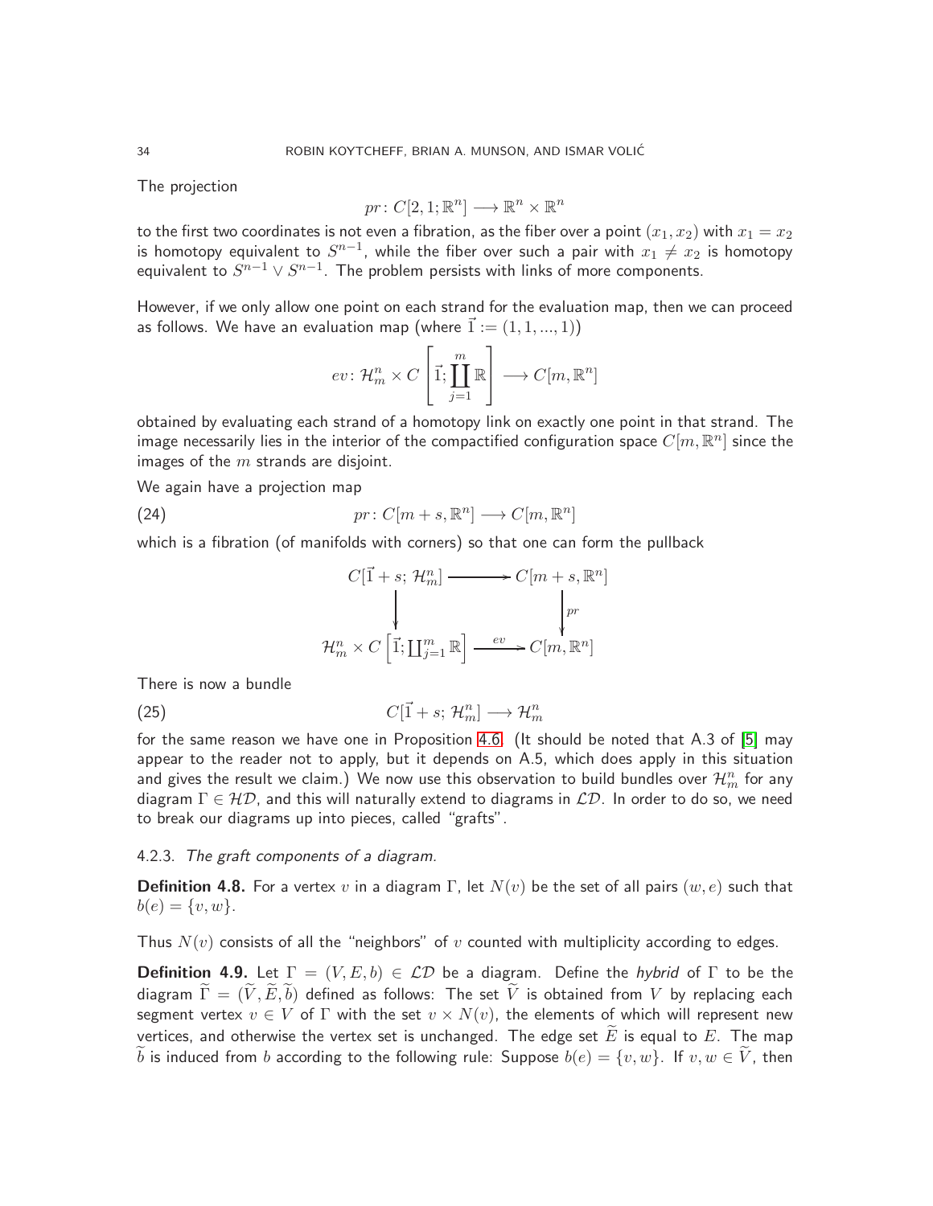The projection

$$pr\colon C[2,1;\mathbb{R}^n] \longrightarrow \mathbb{R}^n \times \mathbb{R}^n$$

to the first two coordinates is not even a fibration, as the fiber over a point $(x_1, x_2)$ with $x_1 = x_2$ is homotopy equivalent to $S^{n-1}$, while the fiber over such a pair with $x_1 \neq x_2$ is homotopy equivalent to $S^{n-1} \vee S^{n-1}$. The problem persists with links of more components.

However, if we only allow one point on each strand for the evaluation map, then we can proceed as follows. We have an evaluation map (where $\vec{1} := (1, 1, ..., 1)$)

$$ev\colon \mathcal{H}_m^n \times C\left[\vec{1}; \coprod_{j=1}^{m} \mathbb{R}\right] \longrightarrow C[m, \mathbb{R}^n]$$

obtained by evaluating each strand of a homotopy link on exactly one point in that strand. The image necessarily lies in the interior of the compactified configuration space $C[m, \mathbb{R}^n]$ since the images of the $m$ strands are disjoint.

We again have a projection map

$$pr\colon C[m+s, \mathbb{R}^n] \longrightarrow C[m, \mathbb{R}^n] \tag{24}$$

which is a fibration (of manifolds with corners) so that one can form the pullback

$$\begin{array}{ccc} C[\vec{1}+s;\, \mathcal{H}_m^n] & \longrightarrow & C[m+s, \mathbb{R}^n] \\ \downarrow & & \downarrow{\scriptstyle pr} \\ \mathcal{H}_m^n \times C\left[\vec{1}; \coprod_{j=1}^{m} \mathbb{R}\right] & \xrightarrow{\ ev\ } & C[m, \mathbb{R}^n] \end{array}$$

There is now a bundle

$$C[\vec{1}+s;\, \mathcal{H}_m^n] \longrightarrow \mathcal{H}_m^n \tag{25}$$

for the same reason we have one in Proposition 4.6. (It should be noted that A.3 of [5] may appear to the reader not to apply, but it depends on A.5, which does apply in this situation and gives the result we claim.) We now use this observation to build bundles over $\mathcal{H}_m^n$ for any diagram $\Gamma \in \mathcal{HD}$, and this will naturally extend to diagrams in $\mathcal{LD}$. In order to do so, we need to break our diagrams up into pieces, called "grafts".

#### 4.2.3. *The graft components of a diagram.*

**Definition 4.8.** For a vertex $v$ in a diagram $\Gamma$, let $N(v)$ be the set of all pairs $(w, e)$ such that $b(e) = \{v, w\}$.

Thus $N(v)$ consists of all the "neighbors" of $v$ counted with multiplicity according to edges.

**Definition 4.9.** Let $\Gamma = (V, E, b) \in \mathcal{LD}$ be a diagram. Define the *hybrid* of $\Gamma$ to be the diagram $\widetilde{\Gamma} = (\widetilde{V}, \widetilde{E}, \widetilde{b})$ defined as follows: The set $\widetilde{V}$ is obtained from $V$ by replacing each segment vertex $v \in V$ of $\Gamma$ with the set $v \times N(v)$, the elements of which will represent new vertices, and otherwise the vertex set is unchanged. The edge set $\widetilde{E}$ is equal to $E$. The map $\widetilde{b}$ is induced from $b$ according to the following rule: Suppose $b(e) = \{v, w\}$. If $v, w \in \widetilde{V}$, then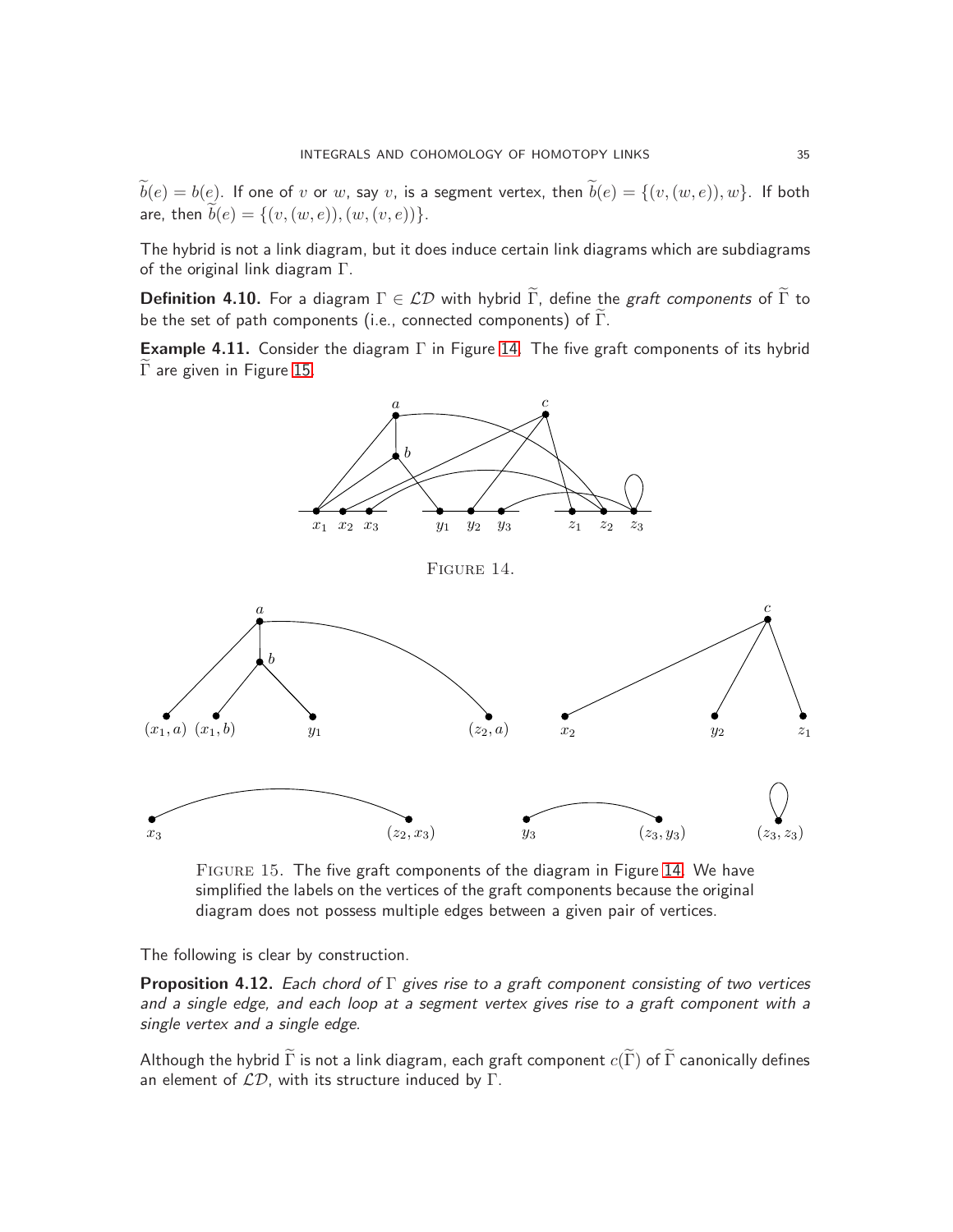$\widetilde{b}(e) = b(e)$. If one of $v$ or $w$, say $v$, is a segment vertex, then $\widetilde{b}(e) = \{(v,(w,e)), w\}$. If both are, then $\widetilde{b}(e) = \{(v,(w,e)),(w,(v,e))\}$.

The hybrid is not a link diagram, but it does induce certain link diagrams which are subdiagrams of the original link diagram $\Gamma$.

**Definition 4.10.** For a diagram $\Gamma \in \mathcal{LD}$ with hybrid $\widetilde{\Gamma}$, define the *graft components* of $\widetilde{\Gamma}$ to be the set of path components (i.e., connected components) of $\widetilde{\Gamma}$.

**Example 4.11.** Consider the diagram $\Gamma$ in Figure 14. The five graft components of its hybrid $\widetilde{\Gamma}$ are given in Figure 15.

FIGURE 14.

FIGURE 15. The five graft components of the diagram in Figure 14. We have simplified the labels on the vertices of the graft components because the original diagram does not possess multiple edges between a given pair of vertices.

The following is clear by construction.

**Proposition 4.12.** *Each chord of $\Gamma$ gives rise to a graft component consisting of two vertices and a single edge, and each loop at a segment vertex gives rise to a graft component with a single vertex and a single edge.*

Although the hybrid $\widetilde{\Gamma}$ is not a link diagram, each graft component $c(\widetilde{\Gamma})$ of $\widetilde{\Gamma}$ canonically defines an element of $\mathcal{LD}$, with its structure induced by $\Gamma$.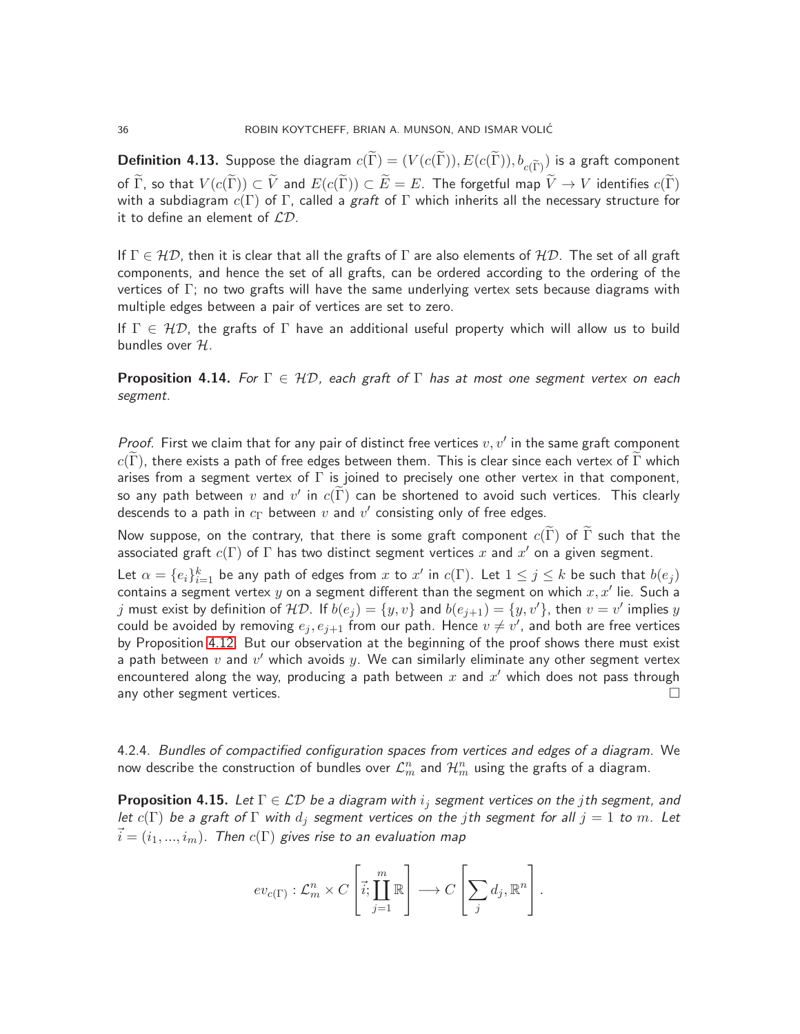**Definition 4.13.** Suppose the diagram $c(\widetilde{\Gamma}) = (V(c(\widetilde{\Gamma})), E(c(\widetilde{\Gamma})), b_{c(\widetilde{\Gamma})})$ is a graft component of $\widetilde{\Gamma}$, so that $V(c(\widetilde{\Gamma})) \subset \widetilde{V}$ and $E(c(\widetilde{\Gamma})) \subset \widetilde{E} = E$. The forgetful map $\widetilde{V} \to V$ identifies $c(\widetilde{\Gamma})$ with a subdiagram $c(\Gamma)$ of $\Gamma$, called a *graft* of $\Gamma$ which inherits all the necessary structure for it to define an element of $\mathcal{LD}$.

If $\Gamma \in \mathcal{HD}$, then it is clear that all the grafts of $\Gamma$ are also elements of $\mathcal{HD}$. The set of all graft components, and hence the set of all grafts, can be ordered according to the ordering of the vertices of $\Gamma$; no two grafts will have the same underlying vertex sets because diagrams with multiple edges between a pair of vertices are set to zero.

If $\Gamma \in \mathcal{HD}$, the grafts of $\Gamma$ have an additional useful property which will allow us to build bundles over $\mathcal{H}$.

**Proposition 4.14.** *For $\Gamma \in \mathcal{HD}$, each graft of $\Gamma$ has at most one segment vertex on each segment.*

*Proof.* First we claim that for any pair of distinct free vertices $v, v'$ in the same graft component $c(\widetilde{\Gamma})$, there exists a path of free edges between them. This is clear since each vertex of $\widetilde{\Gamma}$ which arises from a segment vertex of $\Gamma$ is joined to precisely one other vertex in that component, so any path between $v$ and $v'$ in $c(\widetilde{\Gamma})$ can be shortened to avoid such vertices. This clearly descends to a path in $c_\Gamma$ between $v$ and $v'$ consisting only of free edges.

Now suppose, on the contrary, that there is some graft component $c(\widetilde{\Gamma})$ of $\widetilde{\Gamma}$ such that the associated graft $c(\Gamma)$ of $\Gamma$ has two distinct segment vertices $x$ and $x'$ on a given segment.

Let $\alpha = \{e_i\}_{i=1}^k$ be any path of edges from $x$ to $x'$ in $c(\Gamma)$. Let $1 \leq j \leq k$ be such that $b(e_j)$ contains a segment vertex $y$ on a segment different than the segment on which $x, x'$ lie. Such a $j$ must exist by definition of $\mathcal{HD}$. If $b(e_j) = \{y, v\}$ and $b(e_{j+1}) = \{y, v'\}$, then $v = v'$ implies $y$ could be avoided by removing $e_j, e_{j+1}$ from our path. Hence $v \neq v'$, and both are free vertices by Proposition 4.12. But our observation at the beginning of the proof shows there must exist a path between $v$ and $v'$ which avoids $y$. We can similarly eliminate any other segment vertex encountered along the way, producing a path between $x$ and $x'$ which does not pass through any other segment vertices. $\square$

4.2.4. *Bundles of compactified configuration spaces from vertices and edges of a diagram.* We now describe the construction of bundles over $\mathcal{L}_m^n$ and $\mathcal{H}_m^n$ using the grafts of a diagram.

**Proposition 4.15.** *Let $\Gamma \in \mathcal{LD}$ be a diagram with $i_j$ segment vertices on the $j$th segment, and let $c(\Gamma)$ be a graft of $\Gamma$ with $d_j$ segment vertices on the $j$th segment for all $j = 1$ to $m$. Let $\vec{i} = (i_1, ..., i_m)$. Then $c(\Gamma)$ gives rise to an evaluation map*

$$ev_{c(\Gamma)} : \mathcal{L}_m^n \times C\left[\vec{i}; \coprod_{j=1}^m \mathbb{R}\right] \longrightarrow C\left[\sum_j d_j, \mathbb{R}^n\right].$$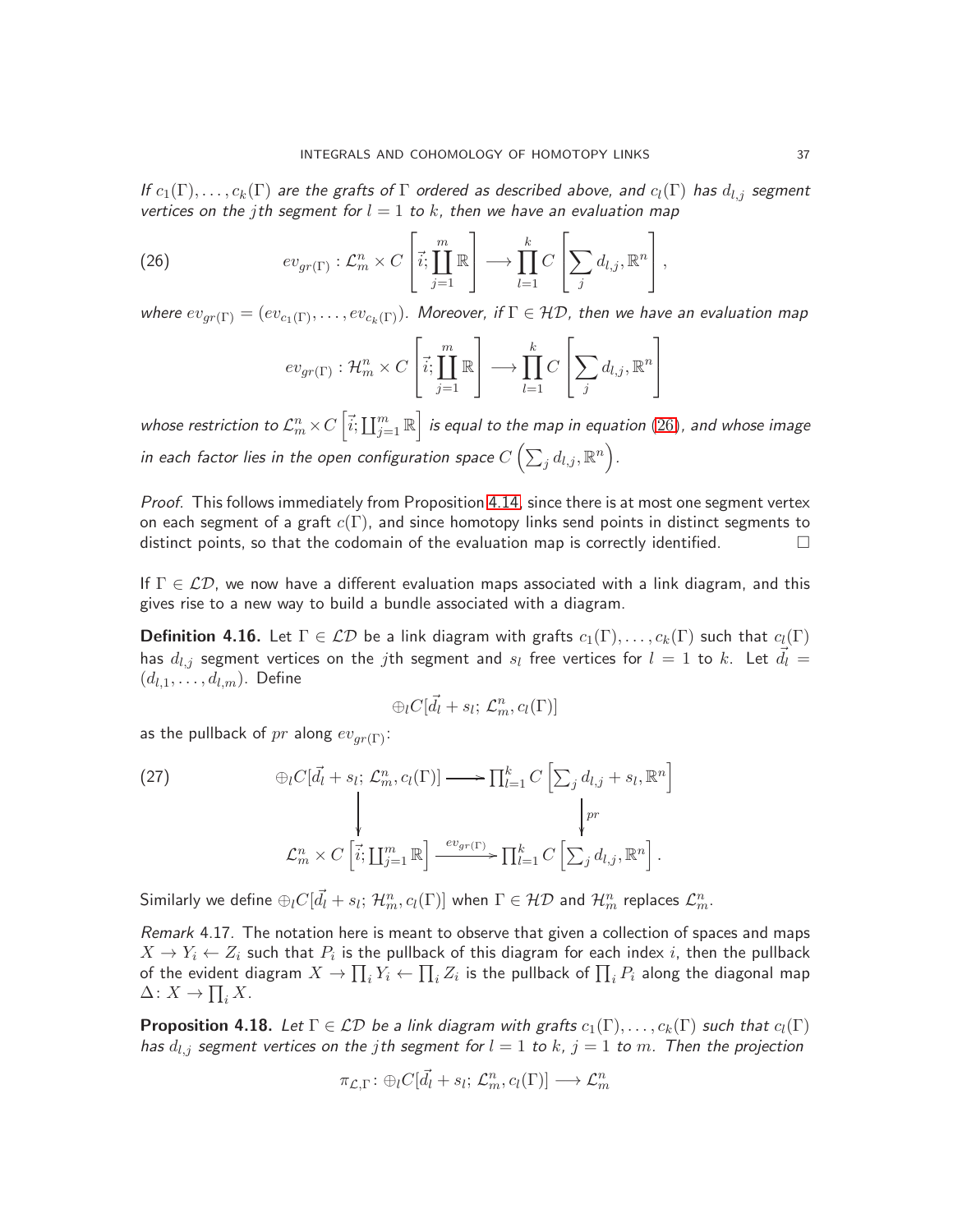*If $c_1(\Gamma), \ldots, c_k(\Gamma)$ are the grafts of $\Gamma$ ordered as described above, and $c_l(\Gamma)$ has $d_{l,j}$ segment vertices on the $j$th segment for $l = 1$ to $k$, then we have an evaluation map*

$$ev_{gr(\Gamma)} : \mathcal{L}^n_m \times C\left[\vec{i}; \coprod_{j=1}^{m} \mathbb{R}\right] \longrightarrow \prod_{l=1}^{k} C\left[\sum_j d_{l,j}, \mathbb{R}^n\right], \tag{26}$$

*where $ev_{gr(\Gamma)} = (ev_{c_1(\Gamma)}, \ldots, ev_{c_k(\Gamma)})$. Moreover, if $\Gamma \in \mathcal{HD}$, then we have an evaluation map*

$$ev_{gr(\Gamma)} : \mathcal{H}^n_m \times C\left[\vec{i}; \coprod_{j=1}^{m} \mathbb{R}\right] \longrightarrow \prod_{l=1}^{k} C\left[\sum_j d_{l,j}, \mathbb{R}^n\right]$$

*whose restriction to $\mathcal{L}^n_m \times C\left[\vec{i}; \coprod_{j=1}^{m} \mathbb{R}\right]$ is equal to the map in equation (26), and whose image in each factor lies in the open configuration space $C\left(\sum_j d_{l,j}, \mathbb{R}^n\right)$.*

*Proof.* This follows immediately from Proposition 4.14, since there is at most one segment vertex on each segment of a graft $c(\Gamma)$, and since homotopy links send points in distinct segments to distinct points, so that the codomain of the evaluation map is correctly identified. □

If $\Gamma \in \mathcal{LD}$, we now have a different evaluation maps associated with a link diagram, and this gives rise to a new way to build a bundle associated with a diagram.

**Definition 4.16.** Let $\Gamma \in \mathcal{LD}$ be a link diagram with grafts $c_1(\Gamma), \ldots, c_k(\Gamma)$ such that $c_l(\Gamma)$ has $d_{l,j}$ segment vertices on the $j$th segment and $s_l$ free vertices for $l = 1$ to $k$. Let $\vec{d_l} = (d_{l,1}, \ldots, d_{l,m})$. Define

$$\oplus_l C[\vec{d_l} + s_l;\, \mathcal{L}^n_m, c_l(\Gamma)]$$

as the pullback of $pr$ along $ev_{gr(\Gamma)}$:

$$\begin{array}{ccc} \oplus_l C[\vec{d_l} + s_l;\, \mathcal{L}^n_m, c_l(\Gamma)] & \longrightarrow & \prod_{l=1}^k C\left[\sum_j d_{l,j} + s_l, \mathbb{R}^n\right] \\ \big\downarrow & & \big\downarrow {\scriptstyle pr} \\ \mathcal{L}^n_m \times C\left[\vec{i}; \coprod_{j=1}^m \mathbb{R}\right] & \xrightarrow{ev_{gr(\Gamma)}} & \prod_{l=1}^k C\left[\sum_j d_{l,j}, \mathbb{R}^n\right]. \end{array} \tag{27}$$

Similarly we define $\oplus_l C[\vec{d_l} + s_l;\, \mathcal{H}^n_m, c_l(\Gamma)]$ when $\Gamma \in \mathcal{HD}$ and $\mathcal{H}^n_m$ replaces $\mathcal{L}^n_m$.

*Remark* 4.17. The notation here is meant to observe that given a collection of spaces and maps $X \to Y_i \leftarrow Z_i$ such that $P_i$ is the pullback of this diagram for each index $i$, then the pullback of the evident diagram $X \to \prod_i Y_i \leftarrow \prod_i Z_i$ is the pullback of $\prod_i P_i$ along the diagonal map $\Delta \colon X \to \prod_i X$.

**Proposition 4.18.** *Let $\Gamma \in \mathcal{LD}$ be a link diagram with grafts $c_1(\Gamma), \ldots, c_k(\Gamma)$ such that $c_l(\Gamma)$ has $d_{l,j}$ segment vertices on the $j$th segment for $l = 1$ to $k$, $j = 1$ to $m$. Then the projection*

$$\pi_{\mathcal{L},\Gamma} \colon \oplus_l C[\vec{d_l} + s_l;\, \mathcal{L}^n_m, c_l(\Gamma)] \longrightarrow \mathcal{L}^n_m$$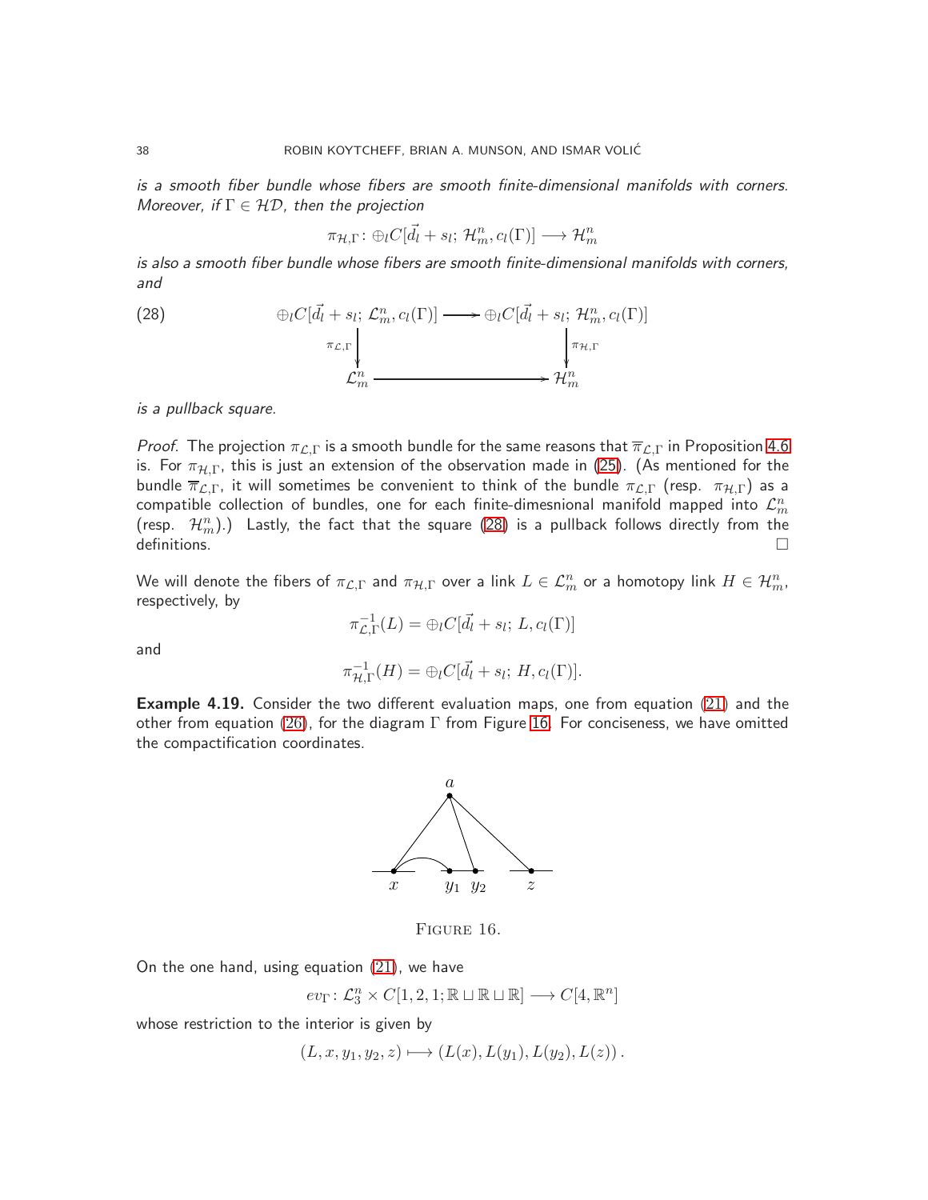*is a smooth fiber bundle whose fibers are smooth finite-dimensional manifolds with corners. Moreover, if $\Gamma \in \mathcal{HD}$, then the projection*

$$\pi_{\mathcal{H},\Gamma} \colon \oplus_l C[\vec{d}_l + s_l;\, \mathcal{H}^n_m, c_l(\Gamma)] \longrightarrow \mathcal{H}^n_m$$

*is also a smooth fiber bundle whose fibers are smooth finite-dimensional manifolds with corners, and*

$$\begin{array}{ccc} \oplus_l C[\vec{d}_l + s_l;\, \mathcal{L}^n_m, c_l(\Gamma)] & \longrightarrow & \oplus_l C[\vec{d}_l + s_l;\, \mathcal{H}^n_m, c_l(\Gamma)] \\ \downarrow{\scriptstyle \pi_{\mathcal{L},\Gamma}} & & \downarrow{\scriptstyle \pi_{\mathcal{H},\Gamma}} \\ \mathcal{L}^n_m & \longrightarrow & \mathcal{H}^n_m \end{array} \tag{28}$$

*is a pullback square.*

*Proof.* The projection $\pi_{\mathcal{L},\Gamma}$ is a smooth bundle for the same reasons that $\overline{\pi}_{\mathcal{L},\Gamma}$ in Proposition 4.6 is. For $\pi_{\mathcal{H},\Gamma}$, this is just an extension of the observation made in (25). (As mentioned for the bundle $\overline{\pi}_{\mathcal{L},\Gamma}$, it will sometimes be convenient to think of the bundle $\pi_{\mathcal{L},\Gamma}$ (resp. $\pi_{\mathcal{H},\Gamma}$) as a compatible collection of bundles, one for each finite-dimesnional manifold mapped into $\mathcal{L}^n_m$ (resp. $\mathcal{H}^n_m$).) Lastly, the fact that the square (28) is a pullback follows directly from the definitions. □

We will denote the fibers of $\pi_{\mathcal{L},\Gamma}$ and $\pi_{\mathcal{H},\Gamma}$ over a link $L \in \mathcal{L}^n_m$ or a homotopy link $H \in \mathcal{H}^n_m$, respectively, by

$$\pi^{-1}_{\mathcal{L},\Gamma}(L) = \oplus_l C[\vec{d}_l + s_l;\, L, c_l(\Gamma)]$$

and

$$\pi^{-1}_{\mathcal{H},\Gamma}(H) = \oplus_l C[\vec{d}_l + s_l;\, H, c_l(\Gamma)].$$

**Example 4.19.** Consider the two different evaluation maps, one from equation (21) and the other from equation (26), for the diagram $\Gamma$ from Figure 16. For conciseness, we have omitted the compactification coordinates.

Figure 16.

On the one hand, using equation (21), we have

$$ev_\Gamma \colon \mathcal{L}^n_3 \times C[1,2,1; \mathbb{R} \sqcup \mathbb{R} \sqcup \mathbb{R}] \longrightarrow C[4, \mathbb{R}^n]$$

whose restriction to the interior is given by

$$(L, x, y_1, y_2, z) \longmapsto (L(x), L(y_1), L(y_2), L(z))\,.$$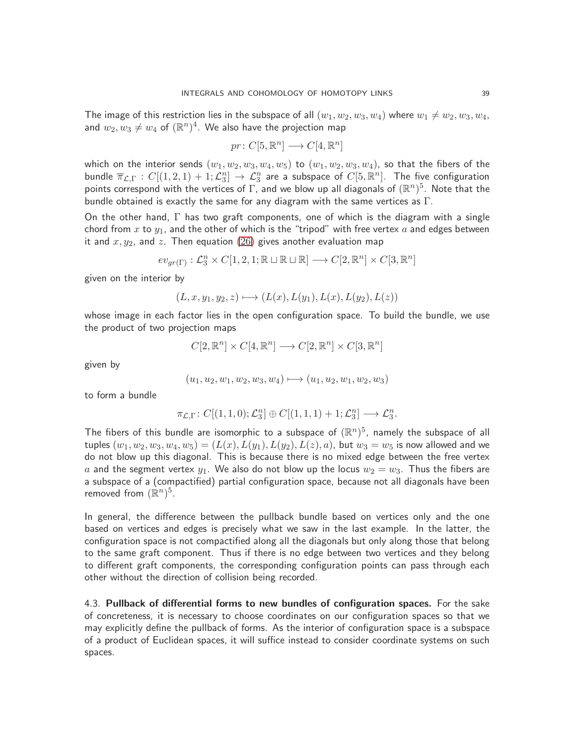The image of this restriction lies in the subspace of all $(w_1, w_2, w_3, w_4)$ where $w_1 \neq w_2, w_3, w_4$, and $w_2, w_3 \neq w_4$ of $(\mathbb{R}^n)^4$. We also have the projection map

$$pr\colon C[5, \mathbb{R}^n] \longrightarrow C[4, \mathbb{R}^n]$$

which on the interior sends $(w_1, w_2, w_3, w_4, w_5)$ to $(w_1, w_2, w_3, w_4)$, so that the fibers of the bundle $\overline{\pi}_{\mathcal{L},\Gamma} : C[(1, 2, 1) + 1; \mathcal{L}_3^n] \to \mathcal{L}_3^n$ are a subspace of $C[5, \mathbb{R}^n]$. The five configuration points correspond with the vertices of $\Gamma$, and we blow up all diagonals of $(\mathbb{R}^n)^5$. Note that the bundle obtained is exactly the same for any diagram with the same vertices as $\Gamma$.

On the other hand, $\Gamma$ has two graft components, one of which is the diagram with a single chord from $x$ to $y_1$, and the other of which is the "tripod" with free vertex $a$ and edges between it and $x, y_2$, and $z$. Then equation (26) gives another evaluation map

$$ev_{gr(\Gamma)} : \mathcal{L}_3^n \times C[1, 2, 1; \mathbb{R} \sqcup \mathbb{R} \sqcup \mathbb{R}] \longrightarrow C[2, \mathbb{R}^n] \times C[3, \mathbb{R}^n]$$

given on the interior by

$$(L, x, y_1, y_2, z) \longmapsto (L(x), L(y_1), L(x), L(y_2), L(z))$$

whose image in each factor lies in the open configuration space. To build the bundle, we use the product of two projection maps

$$C[2, \mathbb{R}^n] \times C[4, \mathbb{R}^n] \longrightarrow C[2, \mathbb{R}^n] \times C[3, \mathbb{R}^n]$$

given by

$$(u_1, u_2, w_1, w_2, w_3, w_4) \longmapsto (u_1, u_2, w_1, w_2, w_3)$$

to form a bundle

$$\pi_{\mathcal{L},\Gamma}\colon C[(1, 1, 0); \mathcal{L}_3^n] \oplus C[(1, 1, 1) + 1; \mathcal{L}_3^n] \longrightarrow \mathcal{L}_3^n.$$

The fibers of this bundle are isomorphic to a subspace of $(\mathbb{R}^n)^5$, namely the subspace of all tuples $(w_1, w_2, w_3, w_4, w_5) = (L(x), L(y_1), L(y_2), L(z), a)$, but $w_3 = w_5$ is now allowed and we do not blow up this diagonal. This is because there is no mixed edge between the free vertex $a$ and the segment vertex $y_1$. We also do not blow up the locus $w_2 = w_3$. Thus the fibers are a subspace of a (compactified) partial configuration space, because not all diagonals have been removed from $(\mathbb{R}^n)^5$.

In general, the difference between the pullback bundle based on vertices only and the one based on vertices and edges is precisely what we saw in the last example. In the latter, the configuration space is not compactified along all the diagonals but only along those that belong to the same graft component. Thus if there is no edge between two vertices and they belong to different graft components, the corresponding configuration points can pass through each other without the direction of collision being recorded.

4.3. **Pullback of differential forms to new bundles of configuration spaces.** For the sake of concreteness, it is necessary to choose coordinates on our configuration spaces so that we may explicitly define the pullback of forms. As the interior of configuration space is a subspace of a product of Euclidean spaces, it will suffice instead to consider coordinate systems on such spaces.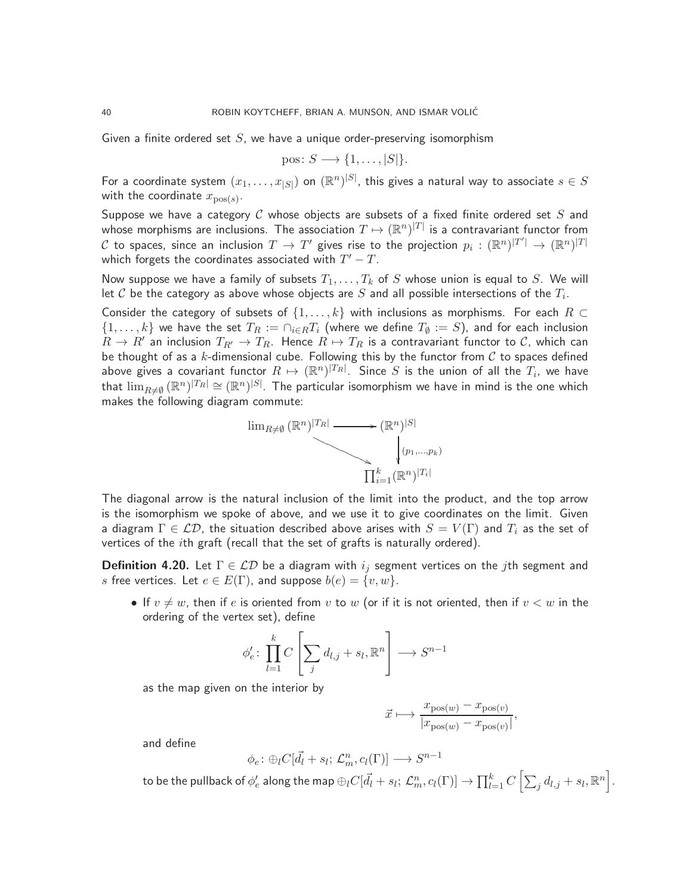Given a finite ordered set $S$, we have a unique order-preserving isomorphism

$$\text{pos}\colon S \longrightarrow \{1, \ldots, |S|\}.$$

For a coordinate system $(x_1, \ldots, x_{|S|})$ on $(\mathbb{R}^n)^{|S|}$, this gives a natural way to associate $s \in S$ with the coordinate $x_{\text{pos}(s)}$.

Suppose we have a category $\mathcal{C}$ whose objects are subsets of a fixed finite ordered set $S$ and whose morphisms are inclusions. The association $T \mapsto (\mathbb{R}^n)^{|T|}$ is a contravariant functor from $\mathcal{C}$ to spaces, since an inclusion $T \to T'$ gives rise to the projection $p_i : (\mathbb{R}^n)^{|T'|} \to (\mathbb{R}^n)^{|T|}$ which forgets the coordinates associated with $T' - T$.

Now suppose we have a family of subsets $T_1, \ldots, T_k$ of $S$ whose union is equal to $S$. We will let $\mathcal{C}$ be the category as above whose objects are $S$ and all possible intersections of the $T_i$.

Consider the category of subsets of $\{1, \ldots, k\}$ with inclusions as morphisms. For each $R \subset \{1, \ldots, k\}$ we have the set $T_R := \cap_{i \in R} T_i$ (where we define $T_\emptyset := S$), and for each inclusion $R \to R'$ an inclusion $T_{R'} \to T_R$. Hence $R \mapsto T_R$ is a contravariant functor to $\mathcal{C}$, which can be thought of as a $k$-dimensional cube. Following this by the functor from $\mathcal{C}$ to spaces defined above gives a covariant functor $R \mapsto (\mathbb{R}^n)^{|T_R|}$. Since $S$ is the union of all the $T_i$, we have that $\lim_{R \neq \emptyset} (\mathbb{R}^n)^{|T_R|} \cong (\mathbb{R}^n)^{|S|}$. The particular isomorphism we have in mind is the one which makes the following diagram commute:

$$\begin{array}{ccc}
\lim_{R\neq\emptyset} (\mathbb{R}^n)^{|T_R|} & \longrightarrow & (\mathbb{R}^n)^{|S|} \\
& \searrow & \Big\downarrow {\scriptstyle (p_1,\ldots,p_k)} \\
& & \prod_{i=1}^k (\mathbb{R}^n)^{|T_i|}
\end{array}$$

The diagonal arrow is the natural inclusion of the limit into the product, and the top arrow is the isomorphism we spoke of above, and we use it to give coordinates on the limit. Given a diagram $\Gamma \in \mathcal{LD}$, the situation described above arises with $S = V(\Gamma)$ and $T_i$ as the set of vertices of the $i$th graft (recall that the set of grafts is naturally ordered).

**Definition 4.20.** Let $\Gamma \in \mathcal{LD}$ be a diagram with $i_j$ segment vertices on the $j$th segment and $s$ free vertices. Let $e \in E(\Gamma)$, and suppose $b(e) = \{v, w\}$.

- If $v \neq w$, then if $e$ is oriented from $v$ to $w$ (or if it is not oriented, then if $v < w$ in the ordering of the vertex set), define

$$\phi'_e \colon \prod_{l=1}^{k} C\left[\sum_j d_{l,j} + s_l, \mathbb{R}^n\right] \longrightarrow S^{n-1}$$

as the map given on the interior by

$$\vec{x} \longmapsto \frac{x_{\text{pos}(w)} - x_{\text{pos}(v)}}{|x_{\text{pos}(w)} - x_{\text{pos}(v)}|},$$

and define

$$\phi_e \colon \oplus_l C[\vec{d}_l + s_l;\, \mathcal{L}^n_m, c_l(\Gamma)] \longrightarrow S^{n-1}$$

to be the pullback of $\phi'_e$ along the map $\oplus_l C[\vec{d}_l + s_l;\, \mathcal{L}^n_m, c_l(\Gamma)] \to \prod_{l=1}^k C\left[\sum_j d_{l,j} + s_l, \mathbb{R}^n\right]$.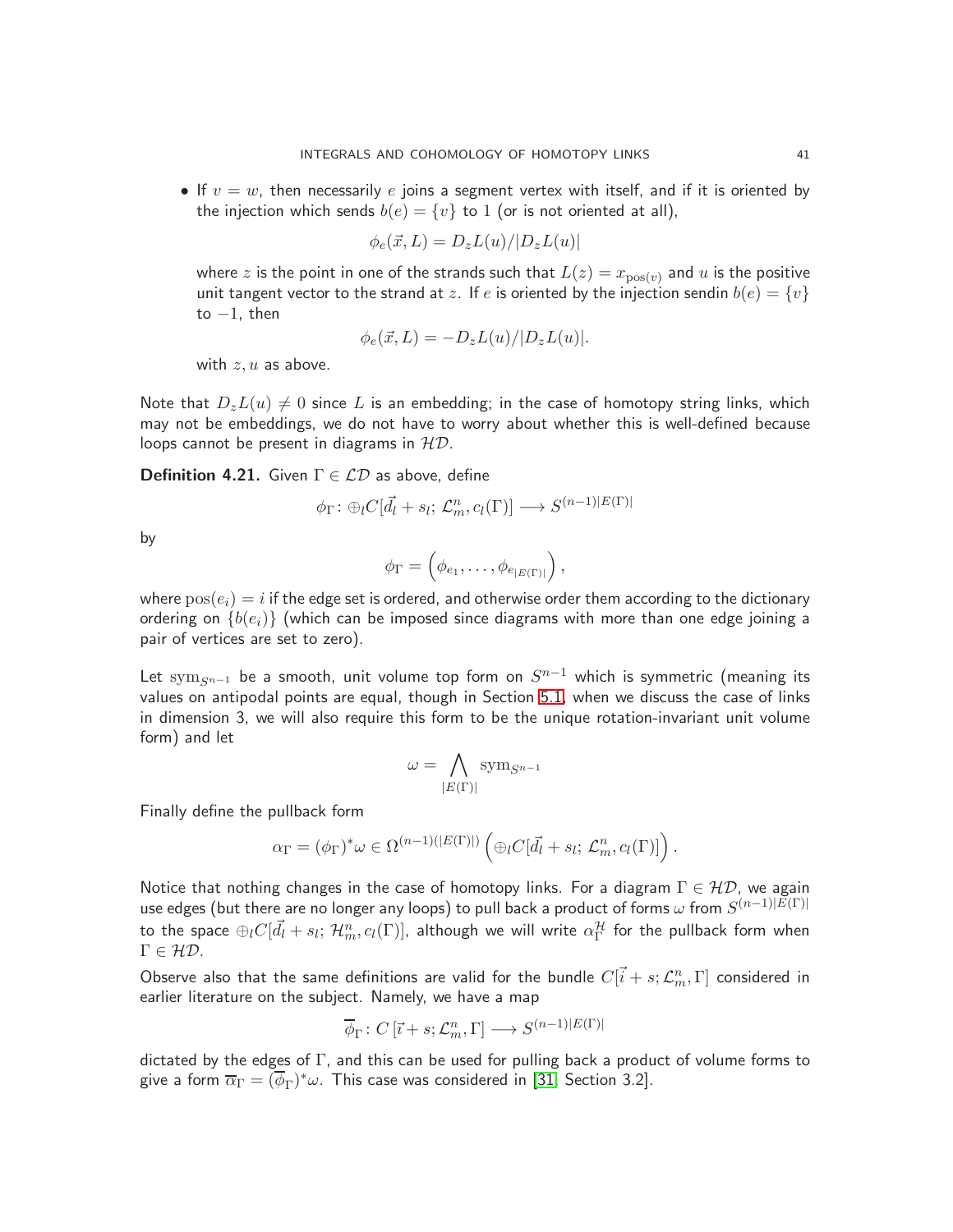- If $v = w$, then necessarily $e$ joins a segment vertex with itself, and if it is oriented by the injection which sends $b(e) = \{v\}$ to 1 (or is not oriented at all),

$$\phi_e(\vec{x}, L) = D_z L(u)/|D_z L(u)|$$

where $z$ is the point in one of the strands such that $L(z) = x_{\mathrm{pos}(v)}$ and $u$ is the positive unit tangent vector to the strand at $z$. If $e$ is oriented by the injection sendin $b(e) = \{v\}$ to $-1$, then

$$\phi_e(\vec{x}, L) = -D_z L(u)/|D_z L(u)|.$$

with $z, u$ as above.

Note that $D_z L(u) \neq 0$ since $L$ is an embedding; in the case of homotopy string links, which may not be embeddings, we do not have to worry about whether this is well-defined because loops cannot be present in diagrams in $\mathcal{HD}$.

**Definition 4.21.** Given $\Gamma \in \mathcal{LD}$ as above, define

$$\phi_\Gamma \colon \oplus_l C[\vec{d}_l + s_l;\, \mathcal{L}^n_m, c_l(\Gamma)] \longrightarrow S^{(n-1)|E(\Gamma)|}$$

by

$$\phi_\Gamma = \left(\phi_{e_1}, \ldots, \phi_{e_{|E(\Gamma)|}}\right),$$

where $\mathrm{pos}(e_i) = i$ if the edge set is ordered, and otherwise order them according to the dictionary ordering on $\{b(e_i)\}$ (which can be imposed since diagrams with more than one edge joining a pair of vertices are set to zero).

Let $\mathrm{sym}_{S^{n-1}}$ be a smooth, unit volume top form on $S^{n-1}$ which is symmetric (meaning its values on antipodal points are equal, though in Section 5.1, when we discuss the case of links in dimension 3, we will also require this form to be the unique rotation-invariant unit volume form) and let

$$\omega = \bigwedge_{|E(\Gamma)|} \mathrm{sym}_{S^{n-1}}$$

Finally define the pullback form

$$\alpha_\Gamma = (\phi_\Gamma)^* \omega \in \Omega^{(n-1)(|E(\Gamma)|)} \left(\oplus_l C[\vec{d}_l + s_l;\, \mathcal{L}^n_m, c_l(\Gamma)]\right).$$

Notice that nothing changes in the case of homotopy links. For a diagram $\Gamma \in \mathcal{HD}$, we again use edges (but there are no longer any loops) to pull back a product of forms $\omega$ from $S^{(n-1)|E(\Gamma)|}$ to the space $\oplus_l C[\vec{d}_l + s_l;\, \mathcal{H}^n_m, c_l(\Gamma)]$, although we will write $\alpha^{\mathcal{H}}_\Gamma$ for the pullback form when $\Gamma \in \mathcal{HD}$.

Observe also that the same definitions are valid for the bundle $C[\vec{i} + s; \mathcal{L}^n_m, \Gamma]$ considered in earlier literature on the subject. Namely, we have a map

$$\overline{\phi}_\Gamma \colon C\left[\vec{i} + s; \mathcal{L}^n_m, \Gamma\right] \longrightarrow S^{(n-1)|E(\Gamma)|}$$

dictated by the edges of $\Gamma$, and this can be used for pulling back a product of volume forms to give a form $\overline{\alpha}_\Gamma = (\overline{\phi}_\Gamma)^* \omega$. This case was considered in [31, Section 3.2].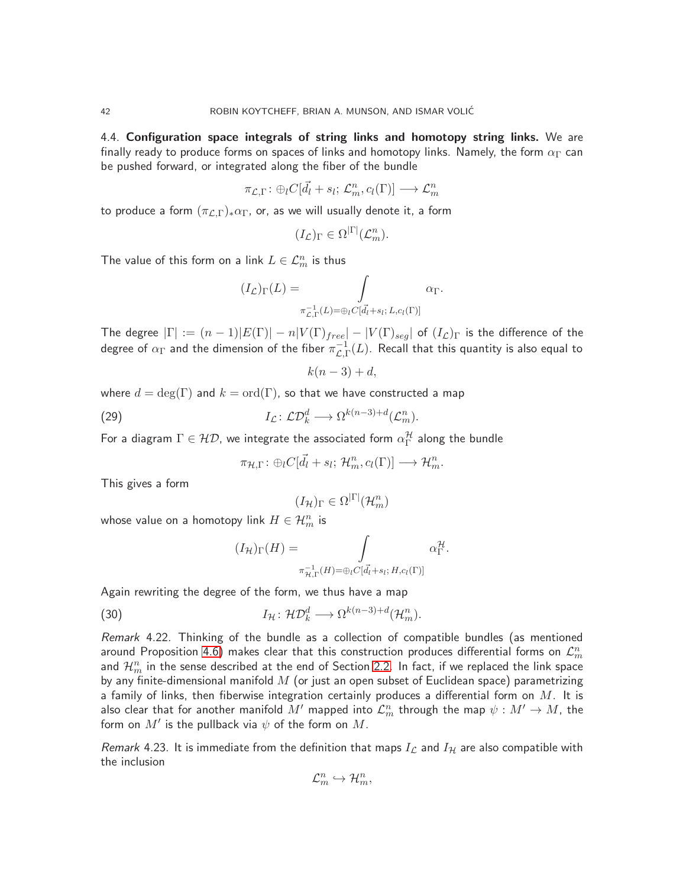### 4.4. **Configuration space integrals of string links and homotopy string links.**

We are finally ready to produce forms on spaces of links and homotopy links. Namely, the form $\alpha_\Gamma$ can be pushed forward, or integrated along the fiber of the bundle

$$\pi_{\mathcal{L},\Gamma} \colon \oplus_l C[\vec{d}_l + s_l;\, \mathcal{L}_m^n, c_l(\Gamma)] \longrightarrow \mathcal{L}_m^n$$

to produce a form $(\pi_{\mathcal{L},\Gamma})_* \alpha_\Gamma$, or, as we will usually denote it, a form

$$(I_{\mathcal{L}})_\Gamma \in \Omega^{|\Gamma|}(\mathcal{L}_m^n).$$

The value of this form on a link $L \in \mathcal{L}_m^n$ is thus

$$(I_{\mathcal{L}})_\Gamma(L) = \int\limits_{\pi_{\mathcal{L},\Gamma}^{-1}(L) = \oplus_l C[\vec{d}_l + s_l;\, L, c_l(\Gamma)]} \alpha_\Gamma.$$

The degree $|\Gamma| := (n-1)|E(\Gamma)| - n|V(\Gamma)_{free}| - |V(\Gamma)_{seg}|$ of $(I_{\mathcal{L}})_\Gamma$ is the difference of the degree of $\alpha_\Gamma$ and the dimension of the fiber $\pi_{\mathcal{L},\Gamma}^{-1}(L)$. Recall that this quantity is also equal to

$$k(n-3) + d,$$

where $d = \deg(\Gamma)$ and $k = \mathrm{ord}(\Gamma)$, so that we have constructed a map

$$I_{\mathcal{L}} \colon \mathcal{LD}_k^d \longrightarrow \Omega^{k(n-3)+d}(\mathcal{L}_m^n). \tag{29}$$

For a diagram $\Gamma \in \mathcal{HD}$, we integrate the associated form $\alpha_\Gamma^{\mathcal{H}}$ along the bundle

$$\pi_{\mathcal{H},\Gamma} \colon \oplus_l C[\vec{d}_l + s_l;\, \mathcal{H}_m^n, c_l(\Gamma)] \longrightarrow \mathcal{H}_m^n.$$

This gives a form

$$(I_{\mathcal{H}})_\Gamma \in \Omega^{|\Gamma|}(\mathcal{H}_m^n)$$

whose value on a homotopy link $H \in \mathcal{H}_m^n$ is

$$(I_{\mathcal{H}})_\Gamma(H) = \int\limits_{\pi_{\mathcal{H},\Gamma}^{-1}(H) = \oplus_l C[\vec{d}_l + s_l;\, H, c_l(\Gamma)]} \alpha_\Gamma^{\mathcal{H}}.$$

Again rewriting the degree of the form, we thus have a map

$$I_{\mathcal{H}} \colon \mathcal{HD}_k^d \longrightarrow \Omega^{k(n-3)+d}(\mathcal{H}_m^n). \tag{30}$$

*Remark* 4.22. Thinking of the bundle as a collection of compatible bundles (as mentioned around Proposition 4.6) makes clear that this construction produces differential forms on $\mathcal{L}_m^n$ and $\mathcal{H}_m^n$ in the sense described at the end of Section 2.2. In fact, if we replaced the link space by any finite-dimensional manifold $M$ (or just an open subset of Euclidean space) parametrizing a family of links, then fiberwise integration certainly produces a differential form on $M$. It is also clear that for another manifold $M'$ mapped into $\mathcal{L}_m^n$ through the map $\psi : M' \to M$, the form on $M'$ is the pullback via $\psi$ of the form on $M$.

*Remark* 4.23. It is immediate from the definition that maps $I_{\mathcal{L}}$ and $I_{\mathcal{H}}$ are also compatible with the inclusion

$$\mathcal{L}_m^n \hookrightarrow \mathcal{H}_m^n,$$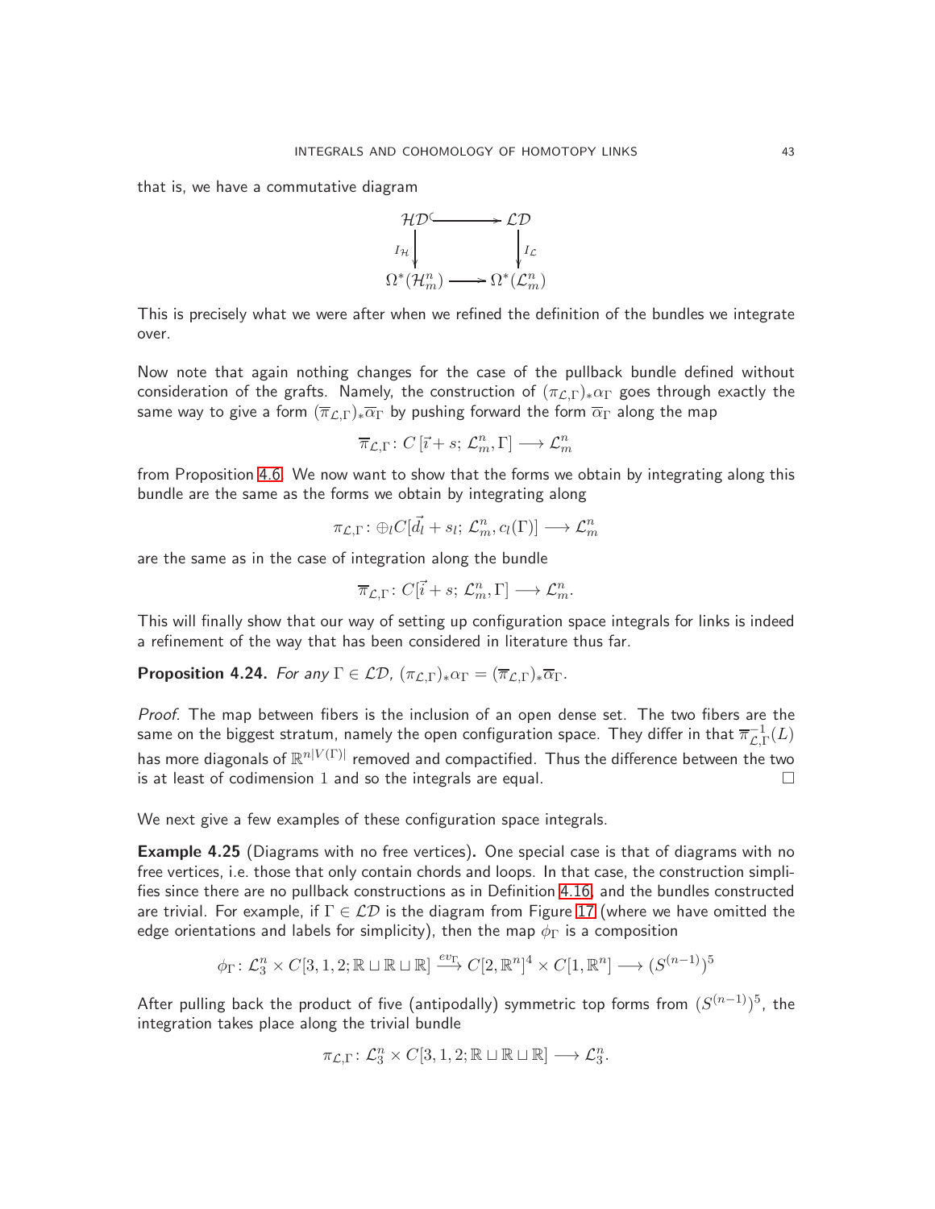that is, we have a commutative diagram

$$
\begin{array}{ccc}
\mathcal{HD} & \hookrightarrow & \mathcal{LD} \\
\downarrow{\scriptstyle I_{\mathcal{H}}} & & \downarrow{\scriptstyle I_{\mathcal{L}}} \\
\Omega^*(\mathcal{H}^n_m) & \longrightarrow & \Omega^*(\mathcal{L}^n_m)
\end{array}
$$

This is precisely what we were after when we refined the definition of the bundles we integrate over.

Now note that again nothing changes for the case of the pullback bundle defined without consideration of the grafts. Namely, the construction of $(\pi_{\mathcal{L},\Gamma})_*\alpha_\Gamma$ goes through exactly the same way to give a form $(\overline{\pi}_{\mathcal{L},\Gamma})_*\overline{\alpha_\Gamma}$ by pushing forward the form $\overline{\alpha_\Gamma}$ along the map

$$\overline{\pi}_{\mathcal{L},\Gamma}\colon C\,[\vec{i}+s;\,\mathcal{L}^n_m,\Gamma] \longrightarrow \mathcal{L}^n_m$$

from Proposition 4.6. We now want to show that the forms we obtain by integrating along this bundle are the same as the forms we obtain by integrating along

$$\pi_{\mathcal{L},\Gamma}\colon \oplus_l C[\vec{d_l}+s_l;\,\mathcal{L}^n_m, c_l(\Gamma)] \longrightarrow \mathcal{L}^n_m$$

are the same as in the case of integration along the bundle

$$\overline{\pi}_{\mathcal{L},\Gamma}\colon C[\vec{i}+s;\,\mathcal{L}^n_m,\Gamma] \longrightarrow \mathcal{L}^n_m.$$

This will finally show that our way of setting up configuration space integrals for links is indeed a refinement of the way that has been considered in literature thus far.

**Proposition 4.24.** *For any* $\Gamma \in \mathcal{LD}$*,* $(\pi_{\mathcal{L},\Gamma})_*\alpha_\Gamma = (\overline{\pi}_{\mathcal{L},\Gamma})_*\overline{\alpha}_\Gamma$*.*

*Proof.* The map between fibers is the inclusion of an open dense set. The two fibers are the same on the biggest stratum, namely the open configuration space. They differ in that $\overline{\pi}^{-1}_{\mathcal{L},\Gamma}(L)$ has more diagonals of $\mathbb{R}^{n|V(\Gamma)|}$ removed and compactified. Thus the difference between the two is at least of codimension 1 and so the integrals are equal. $\square$

We next give a few examples of these configuration space integrals.

**Example 4.25** (Diagrams with no free vertices)**.** One special case is that of diagrams with no free vertices, i.e. those that only contain chords and loops. In that case, the construction simplifies since there are no pullback constructions as in Definition 4.16, and the bundles constructed are trivial. For example, if $\Gamma \in \mathcal{LD}$ is the diagram from Figure 17 (where we have omitted the edge orientations and labels for simplicity), then the map $\phi_\Gamma$ is a composition

$$\phi_\Gamma\colon \mathcal{L}^n_3 \times C[3,1,2;\mathbb{R}\sqcup\mathbb{R}\sqcup\mathbb{R}] \xrightarrow{ev_\Gamma} C[2,\mathbb{R}^n]^4 \times C[1,\mathbb{R}^n] \longrightarrow (S^{(n-1)})^5$$

After pulling back the product of five (antipodally) symmetric top forms from $(S^{(n-1)})^5$, the integration takes place along the trivial bundle

$$\pi_{\mathcal{L},\Gamma}\colon \mathcal{L}^n_3 \times C[3,1,2;\mathbb{R}\sqcup\mathbb{R}\sqcup\mathbb{R}] \longrightarrow \mathcal{L}^n_3.$$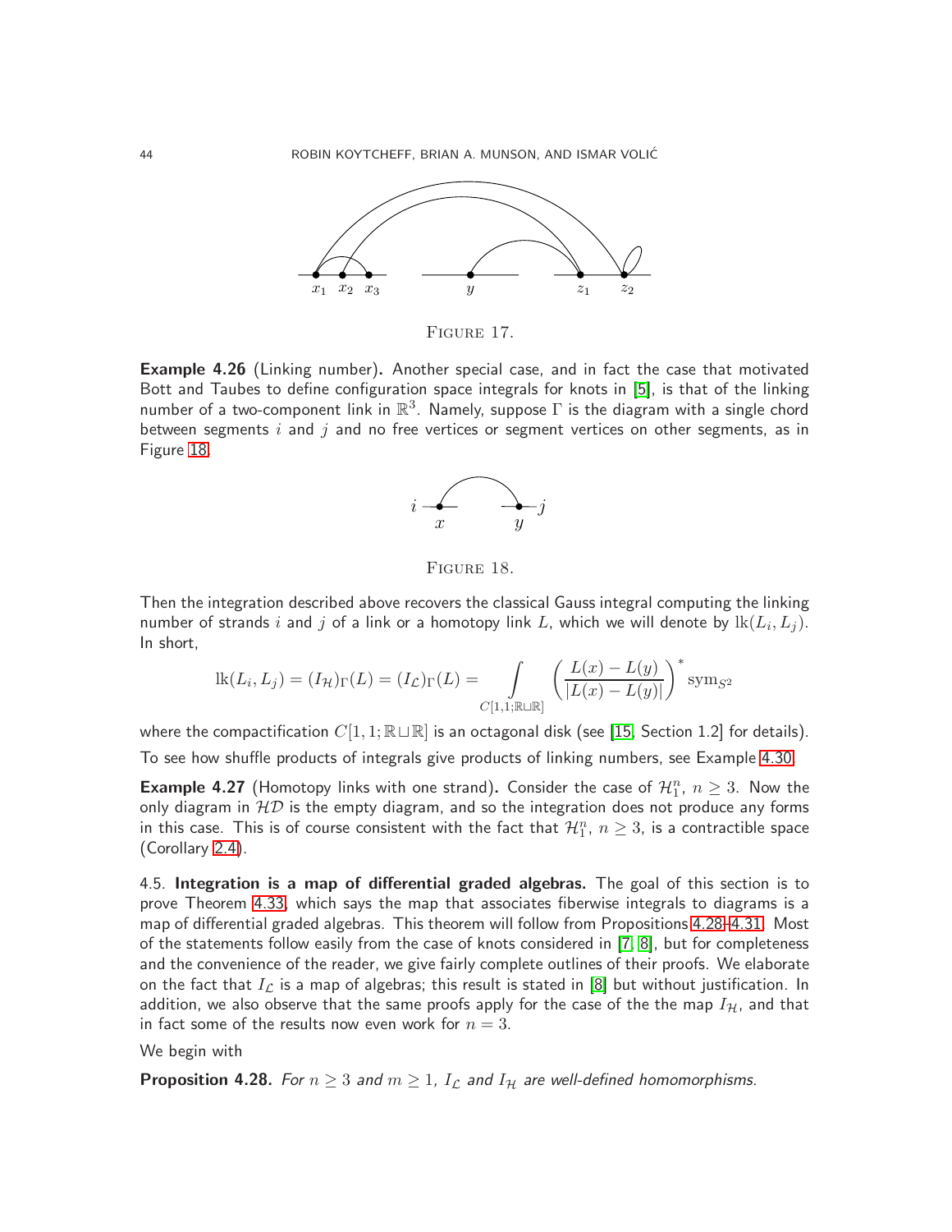FIGURE 17.

**Example 4.26** (Linking number)**.** Another special case, and in fact the case that motivated Bott and Taubes to define configuration space integrals for knots in [5], is that of the linking number of a two-component link in $\mathbb{R}^3$. Namely, suppose $\Gamma$ is the diagram with a single chord between segments $i$ and $j$ and no free vertices or segment vertices on other segments, as in Figure 18.

FIGURE 18.

Then the integration described above recovers the classical Gauss integral computing the linking number of strands $i$ and $j$ of a link or a homotopy link $L$, which we will denote by $\mathrm{lk}(L_i, L_j)$. In short,

$$\mathrm{lk}(L_i, L_j) = (I_{\mathcal{H}})_\Gamma(L) = (I_{\mathcal{L}})_\Gamma(L) = \int_{C[1,1;\mathbb{R}\sqcup\mathbb{R}]} \left( \frac{L(x) - L(y)}{|L(x) - L(y)|} \right)^* \mathrm{sym}_{S^2}$$

where the compactification $C[1, 1; \mathbb{R} \sqcup \mathbb{R}]$ is an octagonal disk (see [15, Section 1.2] for details). To see how shuffle products of integrals give products of linking numbers, see Example 4.30.

**Example 4.27** (Homotopy links with one strand)**.** Consider the case of $\mathcal{H}_1^n$, $n \geq 3$. Now the only diagram in $\mathcal{HD}$ is the empty diagram, and so the integration does not produce any forms in this case. This is of course consistent with the fact that $\mathcal{H}_1^n$, $n \geq 3$, is a contractible space (Corollary 2.4).

4.5. **Integration is a map of differential graded algebras.** The goal of this section is to prove Theorem 4.33, which says the map that associates fiberwise integrals to diagrams is a map of differential graded algebras. This theorem will follow from Propositions 4.28–4.31. Most of the statements follow easily from the case of knots considered in [7, 8], but for completeness and the convenience of the reader, we give fairly complete outlines of their proofs. We elaborate on the fact that $I_{\mathcal{L}}$ is a map of algebras; this result is stated in [8] but without justification. In addition, we also observe that the same proofs apply for the case of the the map $I_{\mathcal{H}}$, and that in fact some of the results now even work for $n = 3$.

We begin with

**Proposition 4.28.** *For $n \geq 3$ and $m \geq 1$, $I_{\mathcal{L}}$ and $I_{\mathcal{H}}$ are well-defined homomorphisms.*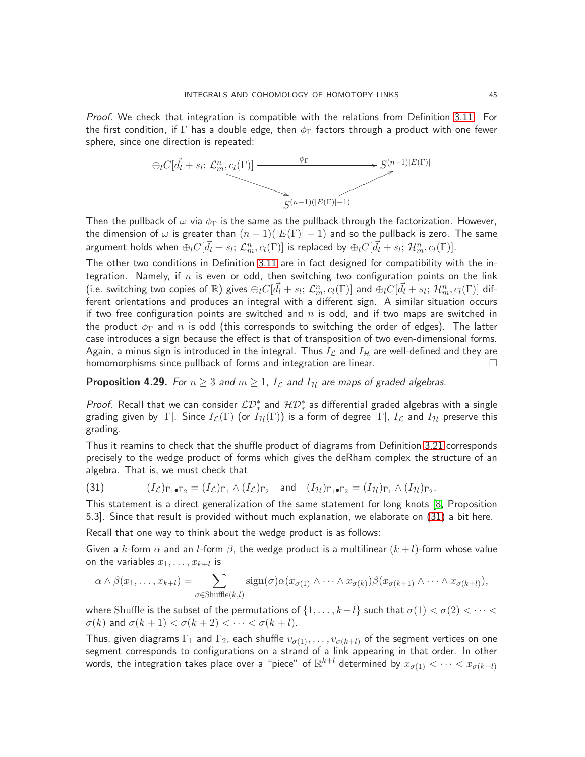*Proof.* We check that integration is compatible with the relations from Definition 3.11. For the first condition, if $\Gamma$ has a double edge, then $\phi_\Gamma$ factors through a product with one fewer sphere, since one direction is repeated:

$$\begin{array}{ccc} \oplus_l C[\vec{d}_l + s_l;\, \mathcal{L}^n_m, c_l(\Gamma)] & \xrightarrow{\quad\phi_\Gamma\quad} & S^{(n-1)|E(\Gamma)|} \\ & \searrow \quad S^{(n-1)(|E(\Gamma)|-1)} \quad \nearrow & \end{array}$$

Then the pullback of $\omega$ via $\phi_\Gamma$ is the same as the pullback through the factorization. However, the dimension of $\omega$ is greater than $(n-1)(|E(\Gamma)|-1)$ and so the pullback is zero. The same argument holds when $\oplus_l C[\vec{d}_l + s_l;\, \mathcal{L}^n_m, c_l(\Gamma)]$ is replaced by $\oplus_l C[\vec{d}_l + s_l;\, \mathcal{H}^n_m, c_l(\Gamma)]$.

The other two conditions in Definition 3.11 are in fact designed for compatibility with the integration. Namely, if $n$ is even or odd, then switching two configuration points on the link (i.e. switching two copies of $\mathbb{R}$) gives $\oplus_l C[\vec{d}_l + s_l;\, \mathcal{L}^n_m, c_l(\Gamma)]$ and $\oplus_l C[\vec{d}_l + s_l;\, \mathcal{H}^n_m, c_l(\Gamma)]$ different orientations and produces an integral with a different sign. A similar situation occurs if two free configuration points are switched and $n$ is odd, and if two maps are switched in the product $\phi_\Gamma$ and $n$ is odd (this corresponds to switching the order of edges). The latter case introduces a sign because the effect is that of transposition of two even-dimensional forms. Again, a minus sign is introduced in the integral. Thus $I_{\mathcal{L}}$ and $I_{\mathcal{H}}$ are well-defined and they are homomorphisms since pullback of forms and integration are linear. $\square$

**Proposition 4.29.** *For $n \geq 3$ and $m \geq 1$, $I_{\mathcal{L}}$ and $I_{\mathcal{H}}$ are maps of graded algebras.*

*Proof.* Recall that we can consider $\mathcal{LD}^*_*$ and $\mathcal{HD}^*_*$ as differential graded algebras with a single grading given by $|\Gamma|$. Since $I_{\mathcal{L}}(\Gamma)$ (or $I_{\mathcal{H}}(\Gamma)$) is a form of degree $|\Gamma|$, $I_{\mathcal{L}}$ and $I_{\mathcal{H}}$ preserve this grading.

Thus it reamins to check that the shuffle product of diagrams from Definition 3.21 corresponds precisely to the wedge product of forms which gives the deRham complex the structure of an algebra. That is, we must check that

$$(I_{\mathcal{L}})_{\Gamma_1 \bullet \Gamma_2} = (I_{\mathcal{L}})_{\Gamma_1} \wedge (I_{\mathcal{L}})_{\Gamma_2} \quad \text{and} \quad (I_{\mathcal{H}})_{\Gamma_1 \bullet \Gamma_2} = (I_{\mathcal{H}})_{\Gamma_1} \wedge (I_{\mathcal{H}})_{\Gamma_2}. \tag{31}$$

This statement is a direct generalization of the same statement for long knots [8, Proposition 5.3]. Since that result is provided without much explanation, we elaborate on (31) a bit here.

Recall that one way to think about the wedge product is as follows:

Given a $k$-form $\alpha$ and an $l$-form $\beta$, the wedge product is a multilinear $(k+l)$-form whose value on the variables $x_1, \ldots, x_{k+l}$ is

$$\alpha \wedge \beta(x_1, \ldots, x_{k+l}) = \sum_{\sigma \in \mathrm{Shuffle}(k,l)} \mathrm{sign}(\sigma)\alpha(x_{\sigma(1)} \wedge \cdots \wedge x_{\sigma(k)})\beta(x_{\sigma(k+1)} \wedge \cdots \wedge x_{\sigma(k+l)}),$$

where Shuffle is the subset of the permutations of $\{1, \ldots, k+l\}$ such that $\sigma(1) < \sigma(2) < \cdots < \sigma(k)$ and $\sigma(k+1) < \sigma(k+2) < \cdots < \sigma(k+l)$.

Thus, given diagrams $\Gamma_1$ and $\Gamma_2$, each shuffle $v_{\sigma(1)}, \ldots, v_{\sigma(k+l)}$ of the segment vertices on one segment corresponds to configurations on a strand of a link appearing in that order. In other words, the integration takes place over a "piece" of $\mathbb{R}^{k+l}$ determined by $x_{\sigma(1)} < \cdots < x_{\sigma(k+l)}$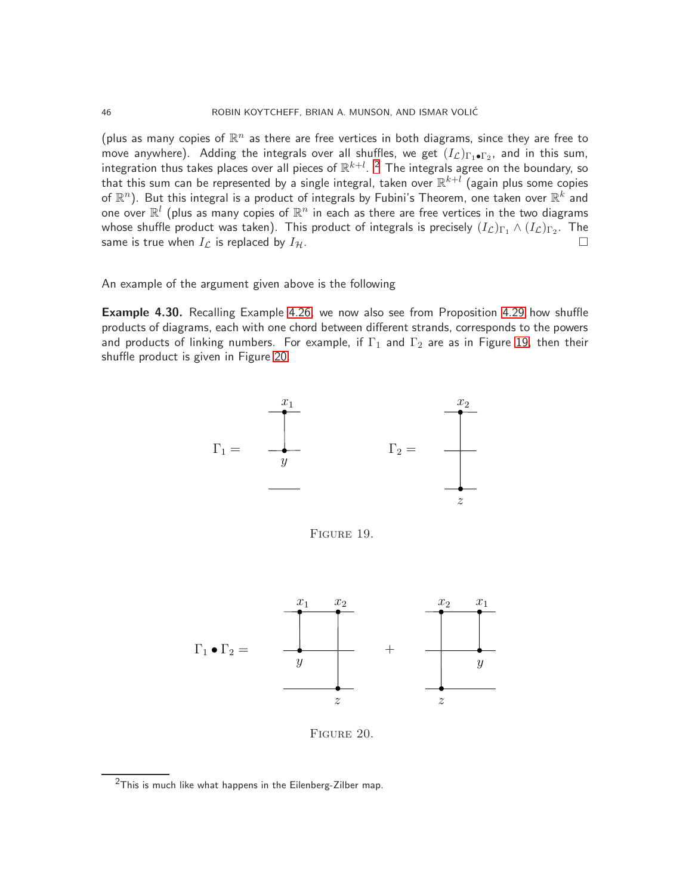(plus as many copies of $\mathbb{R}^n$ as there are free vertices in both diagrams, since they are free to move anywhere). Adding the integrals over all shuffles, we get $(I_{\mathcal{L}})_{\Gamma_1 \bullet \Gamma_2}$, and in this sum, integration thus takes places over all pieces of $\mathbb{R}^{k+l}$. [2] The integrals agree on the boundary, so that this sum can be represented by a single integral, taken over $\mathbb{R}^{k+l}$ (again plus some copies of $\mathbb{R}^n$). But this integral is a product of integrals by Fubini's Theorem, one taken over $\mathbb{R}^k$ and one over $\mathbb{R}^l$ (plus as many copies of $\mathbb{R}^n$ in each as there are free vertices in the two diagrams whose shuffle product was taken). This product of integrals is precisely $(I_{\mathcal{L}})_{\Gamma_1} \wedge (I_{\mathcal{L}})_{\Gamma_2}$. The same is true when $I_{\mathcal{L}}$ is replaced by $I_{\mathcal{H}}$. □

An example of the argument given above is the following

**Example 4.30.** Recalling Example 4.26, we now also see from Proposition 4.29 how shuffle products of diagrams, each with one chord between different strands, corresponds to the powers and products of linking numbers. For example, if $\Gamma_1$ and $\Gamma_2$ are as in Figure 19, then their shuffle product is given in Figure 20.

FIGURE 19.

FIGURE 20.

[2] This is much like what happens in the Eilenberg-Zilber map.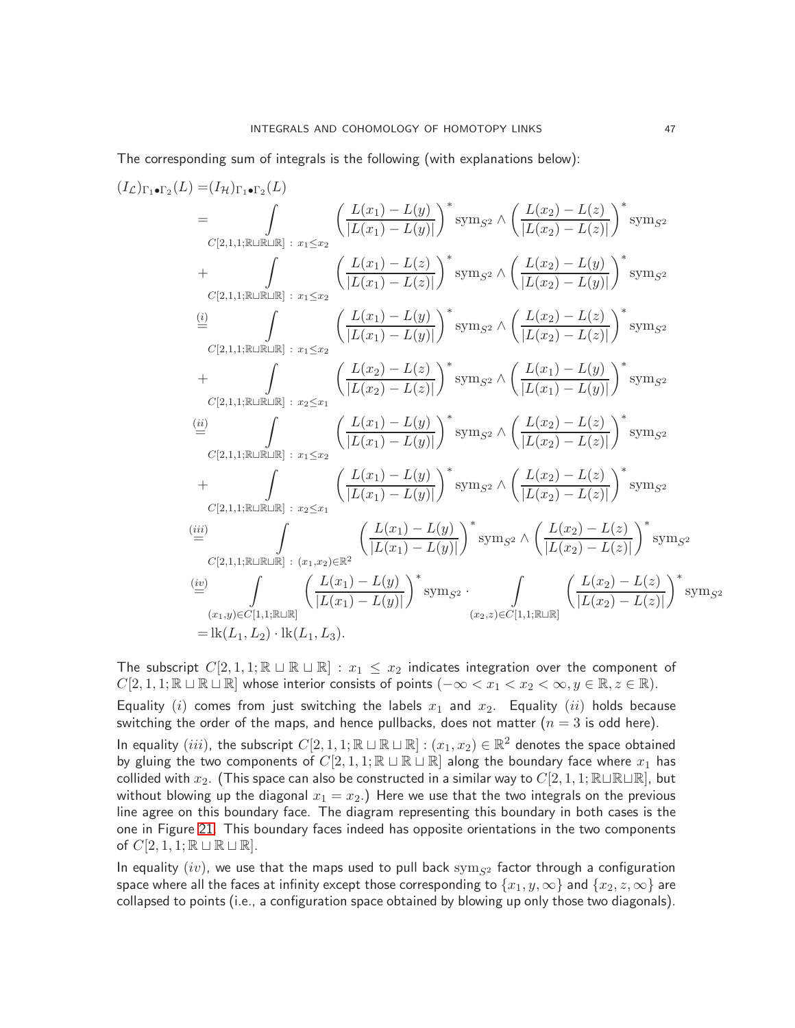The corresponding sum of integrals is the following (with explanations below):

$$
\begin{aligned}
(I_{\mathcal{L}})_{\Gamma_1\bullet\Gamma_2}(L) =& (I_{\mathcal{H}})_{\Gamma_1\bullet\Gamma_2}(L) \\
=& \int\limits_{C[2,1,1;\mathbb{R}\sqcup\mathbb{R}\sqcup\mathbb{R}]\,:\,x_1\leq x_2} \left(\frac{L(x_1)-L(y)}{|L(x_1)-L(y)|}\right)^* \mathrm{sym}_{S^2} \wedge \left(\frac{L(x_2)-L(z)}{|L(x_2)-L(z)|}\right)^* \mathrm{sym}_{S^2} \\
&+ \int\limits_{C[2,1,1;\mathbb{R}\sqcup\mathbb{R}\sqcup\mathbb{R}]\,:\,x_1\leq x_2} \left(\frac{L(x_1)-L(z)}{|L(x_1)-L(z)|}\right)^* \mathrm{sym}_{S^2} \wedge \left(\frac{L(x_2)-L(y)}{|L(x_2)-L(y)|}\right)^* \mathrm{sym}_{S^2} \\
\overset{(i)}{=}& \int\limits_{C[2,1,1;\mathbb{R}\sqcup\mathbb{R}\sqcup\mathbb{R}]\,:\,x_1\leq x_2} \left(\frac{L(x_1)-L(y)}{|L(x_1)-L(y)|}\right)^* \mathrm{sym}_{S^2} \wedge \left(\frac{L(x_2)-L(z)}{|L(x_2)-L(z)|}\right)^* \mathrm{sym}_{S^2} \\
&+ \int\limits_{C[2,1,1;\mathbb{R}\sqcup\mathbb{R}\sqcup\mathbb{R}]\,:\,x_2\leq x_1} \left(\frac{L(x_2)-L(z)}{|L(x_2)-L(z)|}\right)^* \mathrm{sym}_{S^2} \wedge \left(\frac{L(x_1)-L(y)}{|L(x_1)-L(y)|}\right)^* \mathrm{sym}_{S^2} \\
\overset{(ii)}{=}& \int\limits_{C[2,1,1;\mathbb{R}\sqcup\mathbb{R}\sqcup\mathbb{R}]\,:\,x_1\leq x_2} \left(\frac{L(x_1)-L(y)}{|L(x_1)-L(y)|}\right)^* \mathrm{sym}_{S^2} \wedge \left(\frac{L(x_2)-L(z)}{|L(x_2)-L(z)|}\right)^* \mathrm{sym}_{S^2} \\
&+ \int\limits_{C[2,1,1;\mathbb{R}\sqcup\mathbb{R}\sqcup\mathbb{R}]\,:\,x_2\leq x_1} \left(\frac{L(x_1)-L(y)}{|L(x_1)-L(y)|}\right)^* \mathrm{sym}_{S^2} \wedge \left(\frac{L(x_2)-L(z)}{|L(x_2)-L(z)|}\right)^* \mathrm{sym}_{S^2} \\
\overset{(iii)}{=}& \int\limits_{C[2,1,1;\mathbb{R}\sqcup\mathbb{R}\sqcup\mathbb{R}]\,:\,(x_1,x_2)\in\mathbb{R}^2} \left(\frac{L(x_1)-L(y)}{|L(x_1)-L(y)|}\right)^* \mathrm{sym}_{S^2} \wedge \left(\frac{L(x_2)-L(z)}{|L(x_2)-L(z)|}\right)^* \mathrm{sym}_{S^2} \\
\overset{(iv)}{=}& \int\limits_{(x_1,y)\in C[1,1;\mathbb{R}\sqcup\mathbb{R}]} \left(\frac{L(x_1)-L(y)}{|L(x_1)-L(y)|}\right)^* \mathrm{sym}_{S^2} \cdot \int\limits_{(x_2,z)\in C[1,1;\mathbb{R}\sqcup\mathbb{R}]} \left(\frac{L(x_2)-L(z)}{|L(x_2)-L(z)|}\right)^* \mathrm{sym}_{S^2} \\
=& \,\mathrm{lk}(L_1,L_2)\cdot\mathrm{lk}(L_1,L_3).
\end{aligned}
$$

The subscript $C[2,1,1;\mathbb{R}\sqcup\mathbb{R}\sqcup\mathbb{R}]\,:\,x_1\leq x_2$ indicates integration over the component of $C[2,1,1;\mathbb{R}\sqcup\mathbb{R}\sqcup\mathbb{R}]$ whose interior consists of points $(-\infty < x_1 < x_2 < \infty, y\in\mathbb{R}, z\in\mathbb{R})$.

Equality $(i)$ comes from just switching the labels $x_1$ and $x_2$. Equality $(ii)$ holds because switching the order of the maps, and hence pullbacks, does not matter ($n=3$ is odd here).

In equality $(iii)$, the subscript $C[2,1,1;\mathbb{R}\sqcup\mathbb{R}\sqcup\mathbb{R}]:(x_1,x_2)\in\mathbb{R}^2$ denotes the space obtained by gluing the two components of $C[2,1,1;\mathbb{R}\sqcup\mathbb{R}\sqcup\mathbb{R}]$ along the boundary face where $x_1$ has collided with $x_2$. (This space can also be constructed in a similar way to $C[2,1,1;\mathbb{R}\sqcup\mathbb{R}\sqcup\mathbb{R}]$, but without blowing up the diagonal $x_1=x_2$.) Here we use that the two integrals on the previous line agree on this boundary face. The diagram representing this boundary in both cases is the one in Figure 21. This boundary faces indeed has opposite orientations in the two components of $C[2,1,1;\mathbb{R}\sqcup\mathbb{R}\sqcup\mathbb{R}]$.

In equality $(iv)$, we use that the maps used to pull back $\mathrm{sym}_{S^2}$ factor through a configuration space where all the faces at infinity except those corresponding to $\{x_1,y,\infty\}$ and $\{x_2,z,\infty\}$ are collapsed to points (i.e., a configuration space obtained by blowing up only those two diagonals).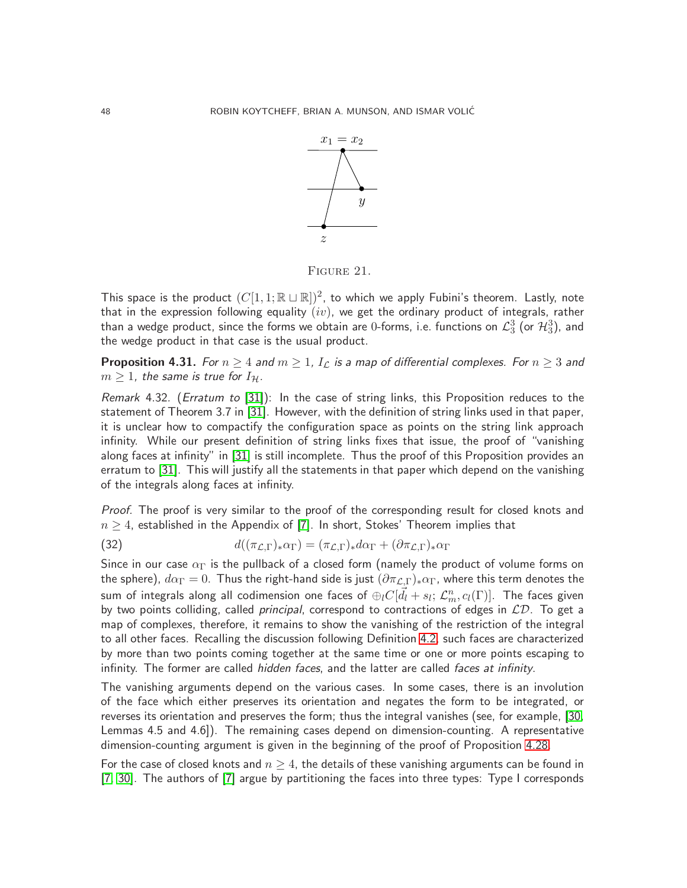FIGURE 21.

This space is the product $(C[1, 1; \mathbb{R} \sqcup \mathbb{R}])^2$, to which we apply Fubini's theorem. Lastly, note that in the expression following equality $(iv)$, we get the ordinary product of integrals, rather than a wedge product, since the forms we obtain are 0-forms, i.e. functions on $\mathcal{L}_3^3$ (or $\mathcal{H}_3^3$), and the wedge product in that case is the usual product.

**Proposition 4.31.** *For $n \geq 4$ and $m \geq 1$, $I_{\mathcal{L}}$ is a map of differential complexes. For $n \geq 3$ and $m \geq 1$, the same is true for $I_{\mathcal{H}}$.*

*Remark* 4.32. (*Erratum to* [31]): In the case of string links, this Proposition reduces to the statement of Theorem 3.7 in [31]. However, with the definition of string links used in that paper, it is unclear how to compactify the configuration space as points on the string link approach infinity. While our present definition of string links fixes that issue, the proof of "vanishing along faces at infinity" in [31] is still incomplete. Thus the proof of this Proposition provides an erratum to [31]. This will justify all the statements in that paper which depend on the vanishing of the integrals along faces at infinity.

*Proof.* The proof is very similar to the proof of the corresponding result for closed knots and $n \geq 4$, established in the Appendix of [7]. In short, Stokes' Theorem implies that

$$d((\pi_{\mathcal{L},\Gamma})_*\alpha_\Gamma) = (\pi_{\mathcal{L},\Gamma})_* d\alpha_\Gamma + (\partial\pi_{\mathcal{L},\Gamma})_*\alpha_\Gamma \tag{32}$$

Since in our case $\alpha_\Gamma$ is the pullback of a closed form (namely the product of volume forms on the sphere), $d\alpha_\Gamma = 0$. Thus the right-hand side is just $(\partial\pi_{\mathcal{L},\Gamma})_*\alpha_\Gamma$, where this term denotes the sum of integrals along all codimension one faces of $\oplus_l C[\vec{d_l} + s_l;\, \mathcal{L}_m^n, c_l(\Gamma)]$. The faces given by two points colliding, called *principal*, correspond to contractions of edges in $\mathcal{LD}$. To get a map of complexes, therefore, it remains to show the vanishing of the restriction of the integral to all other faces. Recalling the discussion following Definition 4.2, such faces are characterized by more than two points coming together at the same time or one or more points escaping to infinity. The former are called *hidden faces*, and the latter are called *faces at infinity*.

The vanishing arguments depend on the various cases. In some cases, there is an involution of the face which either preserves its orientation and negates the form to be integrated, or reverses its orientation and preserves the form; thus the integral vanishes (see, for example, [30, Lemmas 4.5 and 4.6]). The remaining cases depend on dimension-counting. A representative dimension-counting argument is given in the beginning of the proof of Proposition 4.28.

For the case of closed knots and $n \geq 4$, the details of these vanishing arguments can be found in [7, 30]. The authors of [7] argue by partitioning the faces into three types: Type I corresponds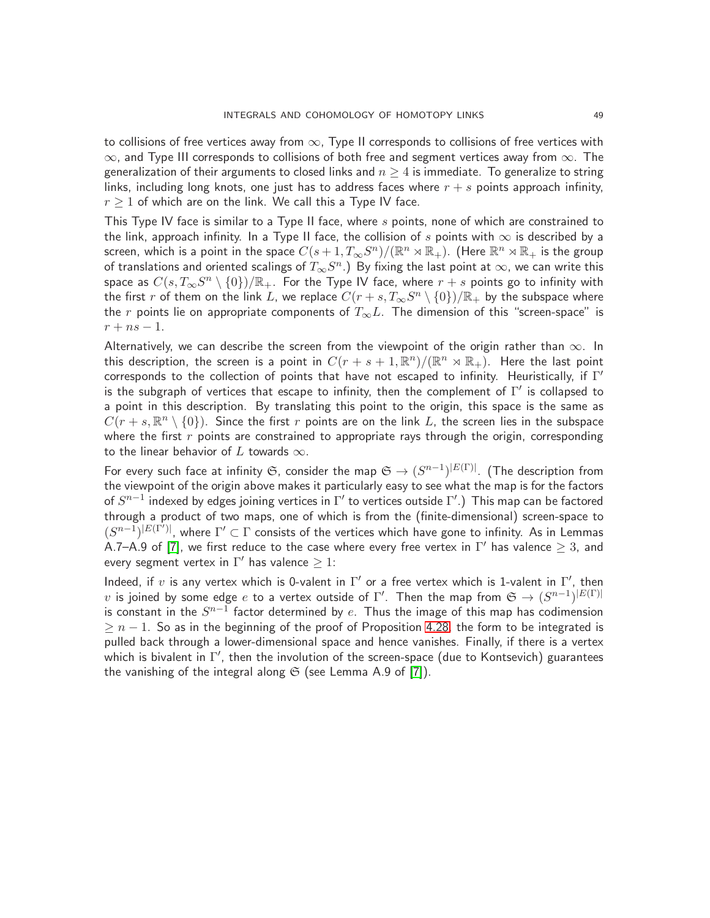to collisions of free vertices away from $\infty$, Type II corresponds to collisions of free vertices with $\infty$, and Type III corresponds to collisions of both free and segment vertices away from $\infty$. The generalization of their arguments to closed links and $n \geq 4$ is immediate. To generalize to string links, including long knots, one just has to address faces where $r+s$ points approach infinity, $r \geq 1$ of which are on the link. We call this a Type IV face.

This Type IV face is similar to a Type II face, where $s$ points, none of which are constrained to the link, approach infinity. In a Type II face, the collision of $s$ points with $\infty$ is described by a screen, which is a point in the space $C(s+1, T_\infty S^n)/(\mathbb{R}^n \rtimes \mathbb{R}_+)$. (Here $\mathbb{R}^n \rtimes \mathbb{R}_+$ is the group of translations and oriented scalings of $T_\infty S^n$.) By fixing the last point at $\infty$, we can write this space as $C(s, T_\infty S^n \setminus \{0\})/\mathbb{R}_+$. For the Type IV face, where $r+s$ points go to infinity with the first $r$ of them on the link $L$, we replace $C(r+s, T_\infty S^n \setminus \{0\})/\mathbb{R}_+$ by the subspace where the $r$ points lie on appropriate components of $T_\infty L$. The dimension of this "screen-space" is $r + ns - 1$.

Alternatively, we can describe the screen from the viewpoint of the origin rather than $\infty$. In this description, the screen is a point in $C(r+s+1, \mathbb{R}^n)/(\mathbb{R}^n \rtimes \mathbb{R}_+)$. Here the last point corresponds to the collection of points that have not escaped to infinity. Heuristically, if $\Gamma'$ is the subgraph of vertices that escape to infinity, then the complement of $\Gamma'$ is collapsed to a point in this description. By translating this point to the origin, this space is the same as $C(r+s, \mathbb{R}^n \setminus \{0\})$. Since the first $r$ points are on the link $L$, the screen lies in the subspace where the first $r$ points are constrained to appropriate rays through the origin, corresponding to the linear behavior of $L$ towards $\infty$.

For every such face at infinity $\mathfrak{S}$, consider the map $\mathfrak{S} \to (S^{n-1})^{|E(\Gamma)|}$. (The description from the viewpoint of the origin above makes it particularly easy to see what the map is for the factors of $S^{n-1}$ indexed by edges joining vertices in $\Gamma'$ to vertices outside $\Gamma'$.) This map can be factored through a product of two maps, one of which is from the (finite-dimensional) screen-space to $(S^{n-1})^{|E(\Gamma')|}$, where $\Gamma' \subset \Gamma$ consists of the vertices which have gone to infinity. As in Lemmas A.7–A.9 of [7], we first reduce to the case where every free vertex in $\Gamma'$ has valence $\geq 3$, and every segment vertex in $\Gamma'$ has valence $\geq 1$:

Indeed, if $v$ is any vertex which is 0-valent in $\Gamma'$ or a free vertex which is 1-valent in $\Gamma'$, then $v$ is joined by some edge $e$ to a vertex outside of $\Gamma'$. Then the map from $\mathfrak{S} \to (S^{n-1})^{|E(\Gamma)|}$ is constant in the $S^{n-1}$ factor determined by $e$. Thus the image of this map has codimension $\geq n-1$. So as in the beginning of the proof of Proposition 4.28, the form to be integrated is pulled back through a lower-dimensional space and hence vanishes. Finally, if there is a vertex which is bivalent in $\Gamma'$, then the involution of the screen-space (due to Kontsevich) guarantees the vanishing of the integral along $\mathfrak{S}$ (see Lemma A.9 of [7]).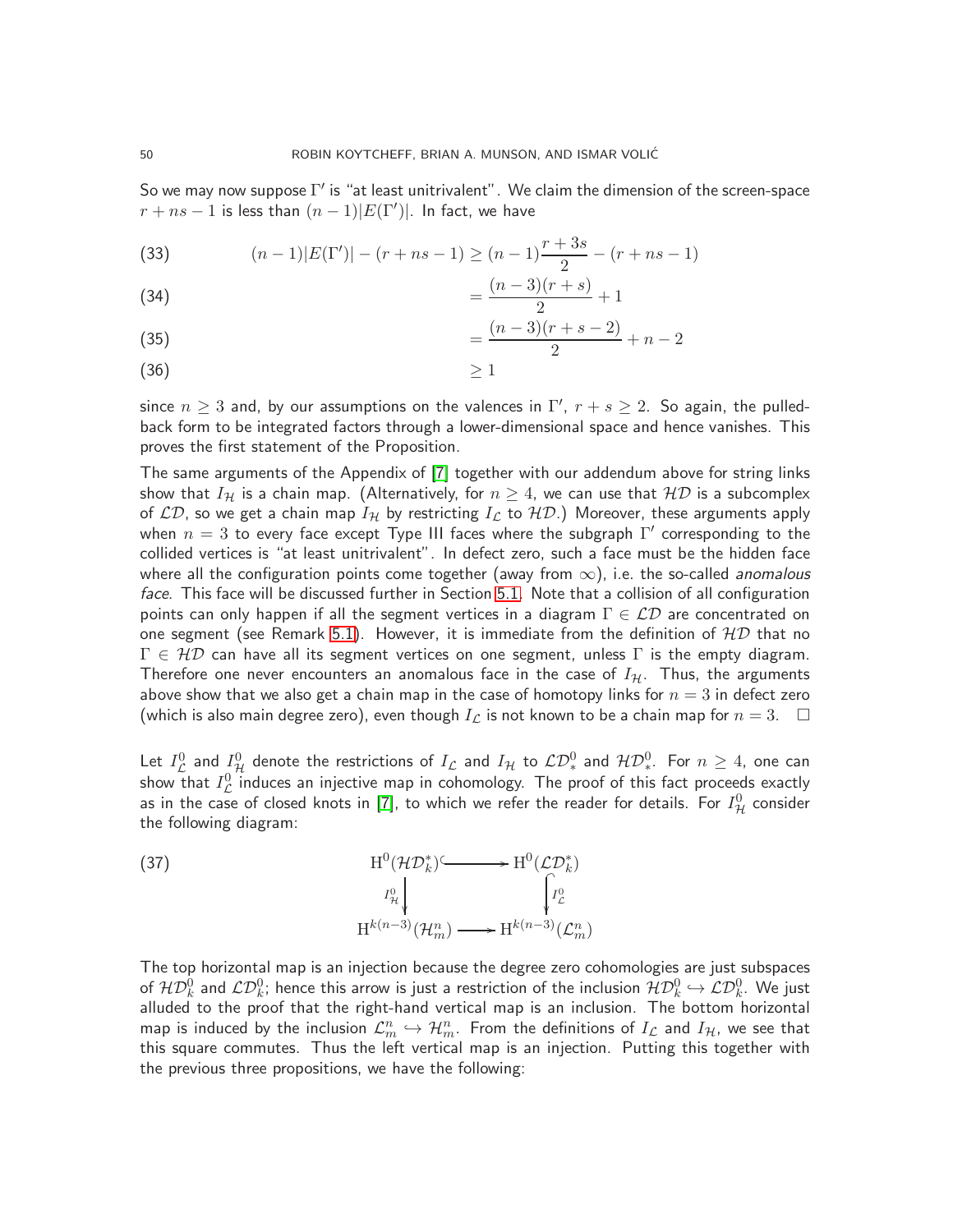So we may now suppose $\Gamma'$ is "at least unitrivalent". We claim the dimension of the screen-space $r + ns - 1$ is less than $(n-1)|E(\Gamma')|$. In fact, we have

$$
\begin{aligned}
(n-1)|E(\Gamma')| - (r + ns - 1) &\geq (n-1)\frac{r+3s}{2} - (r + ns - 1) && (33)\\
&= \frac{(n-3)(r+s)}{2} + 1 && (34)\\
&= \frac{(n-3)(r+s-2)}{2} + n - 2 && (35)\\
&\geq 1 && (36)
\end{aligned}
$$

since $n \geq 3$ and, by our assumptions on the valences in $\Gamma'$, $r + s \geq 2$. So again, the pulled-back form to be integrated factors through a lower-dimensional space and hence vanishes. This proves the first statement of the Proposition.

The same arguments of the Appendix of [7] together with our addendum above for string links show that $I_{\mathcal{H}}$ is a chain map. (Alternatively, for $n \geq 4$, we can use that $\mathcal{HD}$ is a subcomplex of $\mathcal{LD}$, so we get a chain map $I_{\mathcal{H}}$ by restricting $I_{\mathcal{L}}$ to $\mathcal{HD}$.) Moreover, these arguments apply when $n = 3$ to every face except Type III faces where the subgraph $\Gamma'$ corresponding to the collided vertices is "at least unitrivalent". In defect zero, such a face must be the hidden face where all the configuration points come together (away from $\infty$), i.e. the so-called *anomalous face*. This face will be discussed further in Section 5.1. Note that a collision of all configuration points can only happen if all the segment vertices in a diagram $\Gamma \in \mathcal{LD}$ are concentrated on one segment (see Remark 5.1). However, it is immediate from the definition of $\mathcal{HD}$ that no $\Gamma \in \mathcal{HD}$ can have all its segment vertices on one segment, unless $\Gamma$ is the empty diagram. Therefore one never encounters an anomalous face in the case of $I_{\mathcal{H}}$. Thus, the arguments above show that we also get a chain map in the case of homotopy links for $n = 3$ in defect zero (which is also main degree zero), even though $I_{\mathcal{L}}$ is not known to be a chain map for $n = 3$. $\square$

Let $I^0_{\mathcal{L}}$ and $I^0_{\mathcal{H}}$ denote the restrictions of $I_{\mathcal{L}}$ and $I_{\mathcal{H}}$ to $\mathcal{LD}^0_*$ and $\mathcal{HD}^0_*$. For $n \geq 4$, one can show that $I^0_{\mathcal{L}}$ induces an injective map in cohomology. The proof of this fact proceeds exactly as in the case of closed knots in [7], to which we refer the reader for details. For $I^0_{\mathcal{H}}$ consider the following diagram:

$$
\begin{array}{ccc}
\mathrm{H}^0(\mathcal{HD}^*_k) & \hookrightarrow & \mathrm{H}^0(\mathcal{LD}^*_k) \\
{\scriptstyle I^0_{\mathcal{H}}}\downarrow & & \downarrow{\scriptstyle I^0_{\mathcal{L}}} \\
\mathrm{H}^{k(n-3)}(\mathcal{H}^n_m) & \longrightarrow & \mathrm{H}^{k(n-3)}(\mathcal{L}^n_m)
\end{array} \tag{37}
$$

The top horizontal map is an injection because the degree zero cohomologies are just subspaces of $\mathcal{HD}^0_k$ and $\mathcal{LD}^0_k$; hence this arrow is just a restriction of the inclusion $\mathcal{HD}^0_k \hookrightarrow \mathcal{LD}^0_k$. We just alluded to the proof that the right-hand vertical map is an inclusion. The bottom horizontal map is induced by the inclusion $\mathcal{L}^n_m \hookrightarrow \mathcal{H}^n_m$. From the definitions of $I_{\mathcal{L}}$ and $I_{\mathcal{H}}$, we see that this square commutes. Thus the left vertical map is an injection. Putting this together with the previous three propositions, we have the following: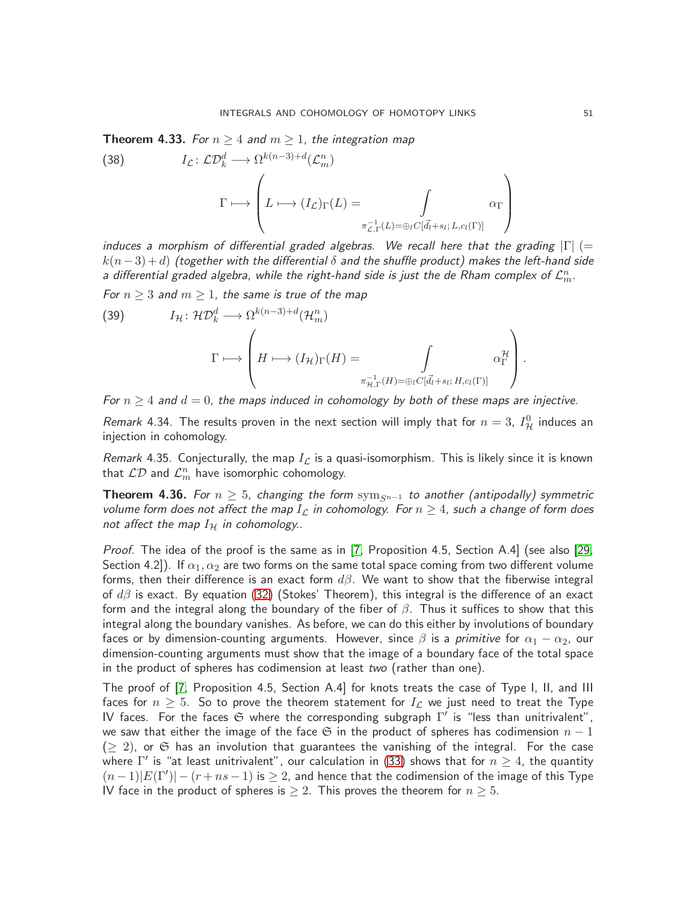**Theorem 4.33.** *For $n \geq 4$ and $m \geq 1$, the integration map*

$$I_{\mathcal{L}} \colon \mathcal{LD}^d_k \longrightarrow \Omega^{k(n-3)+d}(\mathcal{L}^n_m) \tag{38}$$

$$\Gamma \longmapsto \left( L \longmapsto (I_{\mathcal{L}})_\Gamma(L) = \int_{\pi^{-1}_{\mathcal{L},\Gamma}(L) = \oplus_l C[\vec{d}_l + s_l;\, L, c_l(\Gamma)]} \alpha_\Gamma \right)$$

*induces a morphism of differential graded algebras. We recall here that the grading $|\Gamma|$ ($= k(n-3)+d$) (together with the differential $\delta$ and the shuffle product) makes the left-hand side a differential graded algebra, while the right-hand side is just the de Rham complex of $\mathcal{L}^n_m$.*

*For $n \geq 3$ and $m \geq 1$, the same is true of the map*

$$I_{\mathcal{H}} \colon \mathcal{HD}^d_k \longrightarrow \Omega^{k(n-3)+d}(\mathcal{H}^n_m) \tag{39}$$

$$\Gamma \longmapsto \left( H \longmapsto (I_{\mathcal{H}})_\Gamma(H) = \int_{\pi^{-1}_{\mathcal{H},\Gamma}(H) = \oplus_l C[\vec{d}_l + s_l;\, H, c_l(\Gamma)]} \alpha^{\mathcal{H}}_\Gamma \right).$$

*For $n \geq 4$ and $d = 0$, the maps induced in cohomology by both of these maps are injective.*

*Remark* 4.34. The results proven in the next section will imply that for $n = 3$, $I^0_{\mathcal{H}}$ induces an injection in cohomology.

*Remark* 4.35. Conjecturally, the map $I_{\mathcal{L}}$ is a quasi-isomorphism. This is likely since it is known that $\mathcal{LD}$ and $\mathcal{L}^n_m$ have isomorphic cohomology.

**Theorem 4.36.** *For $n \geq 5$, changing the form $\mathrm{sym}_{S^{n-1}}$ to another (antipodally) symmetric volume form does not affect the map $I_{\mathcal{L}}$ in cohomology. For $n \geq 4$, such a change of form does not affect the map $I_{\mathcal{H}}$ in cohomology..*

*Proof.* The idea of the proof is the same as in [7, Proposition 4.5, Section A.4] (see also [29, Section 4.2]). If $\alpha_1, \alpha_2$ are two forms on the same total space coming from two different volume forms, then their difference is an exact form $d\beta$. We want to show that the fiberwise integral of $d\beta$ is exact. By equation (32) (Stokes' Theorem), this integral is the difference of an exact form and the integral along the boundary of the fiber of $\beta$. Thus it suffices to show that this integral along the boundary vanishes. As before, we can do this either by involutions of boundary faces or by dimension-counting arguments. However, since $\beta$ is a *primitive* for $\alpha_1 - \alpha_2$, our dimension-counting arguments must show that the image of a boundary face of the total space in the product of spheres has codimension at least *two* (rather than one).

The proof of [7, Proposition 4.5, Section A.4] for knots treats the case of Type I, II, and III faces for $n \geq 5$. So to prove the theorem statement for $I_{\mathcal{L}}$ we just need to treat the Type IV faces. For the faces $\mathfrak{S}$ where the corresponding subgraph $\Gamma'$ is "less than unitrivalent", we saw that either the image of the face $\mathfrak{S}$ in the product of spheres has codimension $n-1$ ($\geq 2$), or $\mathfrak{S}$ has an involution that guarantees the vanishing of the integral. For the case where $\Gamma'$ is "at least unitrivalent", our calculation in (33) shows that for $n \geq 4$, the quantity $(n-1)|E(\Gamma')| - (r + ns - 1)$ is $\geq 2$, and hence that the codimension of the image of this Type IV face in the product of spheres is $\geq 2$. This proves the theorem for $n \geq 5$.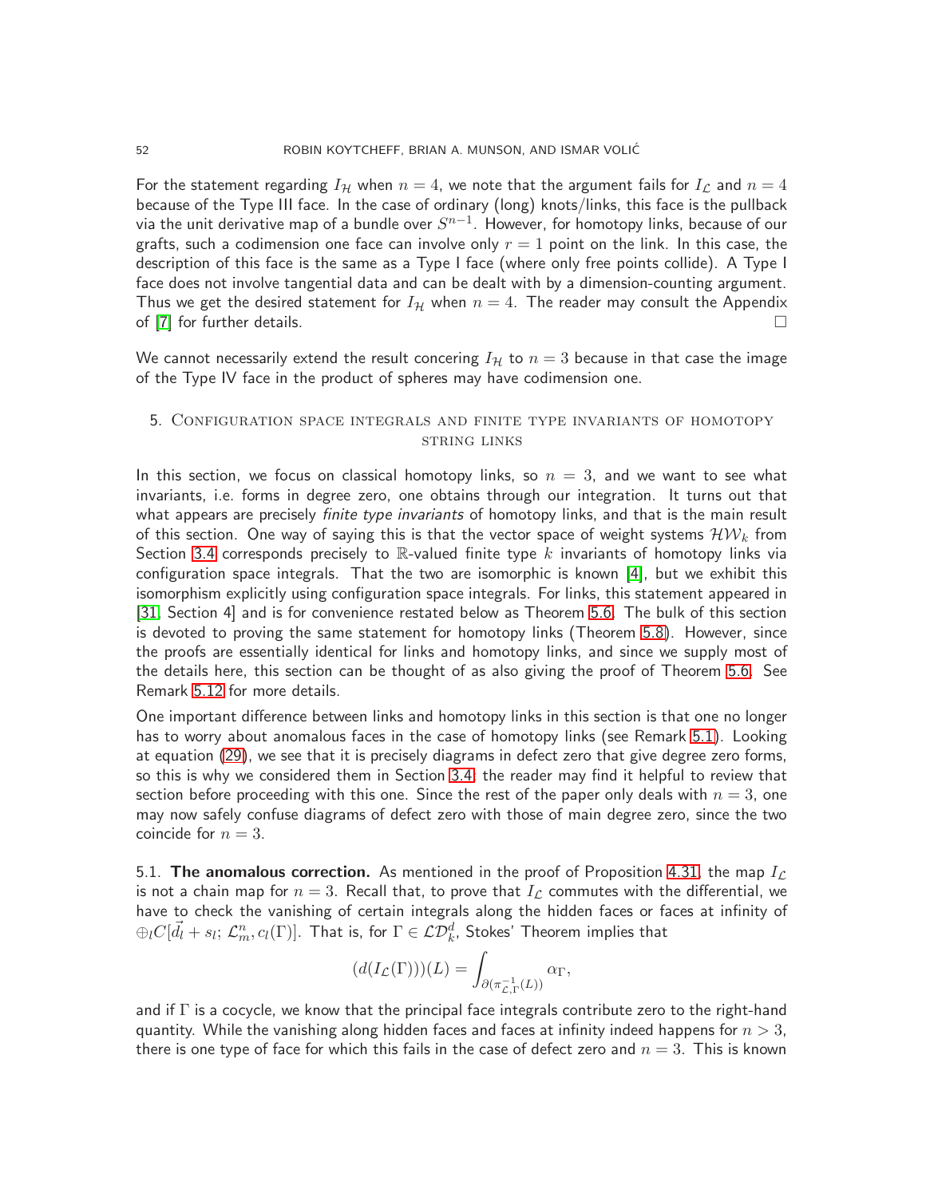For the statement regarding $I_{\mathcal{H}}$ when $n = 4$, we note that the argument fails for $I_{\mathcal{L}}$ and $n = 4$ because of the Type III face. In the case of ordinary (long) knots/links, this face is the pullback via the unit derivative map of a bundle over $S^{n-1}$. However, for homotopy links, because of our grafts, such a codimension one face can involve only $r = 1$ point on the link. In this case, the description of this face is the same as a Type I face (where only free points collide). A Type I face does not involve tangential data and can be dealt with by a dimension-counting argument. Thus we get the desired statement for $I_{\mathcal{H}}$ when $n = 4$. The reader may consult the Appendix of [7] for further details. □

We cannot necessarily extend the result concering $I_{\mathcal{H}}$ to $n = 3$ because in that case the image of the Type IV face in the product of spheres may have codimension one.

## 5. Configuration space integrals and finite type invariants of homotopy string links

In this section, we focus on classical homotopy links, so $n = 3$, and we want to see what invariants, i.e. forms in degree zero, one obtains through our integration. It turns out that what appears are precisely *finite type invariants* of homotopy links, and that is the main result of this section. One way of saying this is that the vector space of weight systems $\mathcal{HW}_k$ from Section 3.4 corresponds precisely to $\mathbb{R}$-valued finite type $k$ invariants of homotopy links via configuration space integrals. That the two are isomorphic is known [4], but we exhibit this isomorphism explicitly using configuration space integrals. For links, this statement appeared in [31, Section 4] and is for convenience restated below as Theorem 5.6. The bulk of this section is devoted to proving the same statement for homotopy links (Theorem 5.8). However, since the proofs are essentially identical for links and homotopy links, and since we supply most of the details here, this section can be thought of as also giving the proof of Theorem 5.6. See Remark 5.12 for more details.

One important difference between links and homotopy links in this section is that one no longer has to worry about anomalous faces in the case of homotopy links (see Remark 5.1). Looking at equation (29), we see that it is precisely diagrams in defect zero that give degree zero forms, so this is why we considered them in Section 3.4; the reader may find it helpful to review that section before proceeding with this one. Since the rest of the paper only deals with $n = 3$, one may now safely confuse diagrams of defect zero with those of main degree zero, since the two coincide for $n = 3$.

5.1. **The anomalous correction.** As mentioned in the proof of Proposition 4.31, the map $I_{\mathcal{L}}$ is not a chain map for $n = 3$. Recall that, to prove that $I_{\mathcal{L}}$ commutes with the differential, we have to check the vanishing of certain integrals along the hidden faces or faces at infinity of $\oplus_l C[\vec{d_l} + s_l;\, \mathcal{L}^n_m, c_l(\Gamma)]$. That is, for $\Gamma \in \mathcal{LD}^d_k$, Stokes' Theorem implies that

$$(d(I_{\mathcal{L}}(\Gamma)))(L) = \int_{\partial(\pi^{-1}_{\mathcal{L},\Gamma}(L))} \alpha_{\Gamma},$$

and if $\Gamma$ is a cocycle, we know that the principal face integrals contribute zero to the right-hand quantity. While the vanishing along hidden faces and faces at infinity indeed happens for $n > 3$, there is one type of face for which this fails in the case of defect zero and $n = 3$. This is known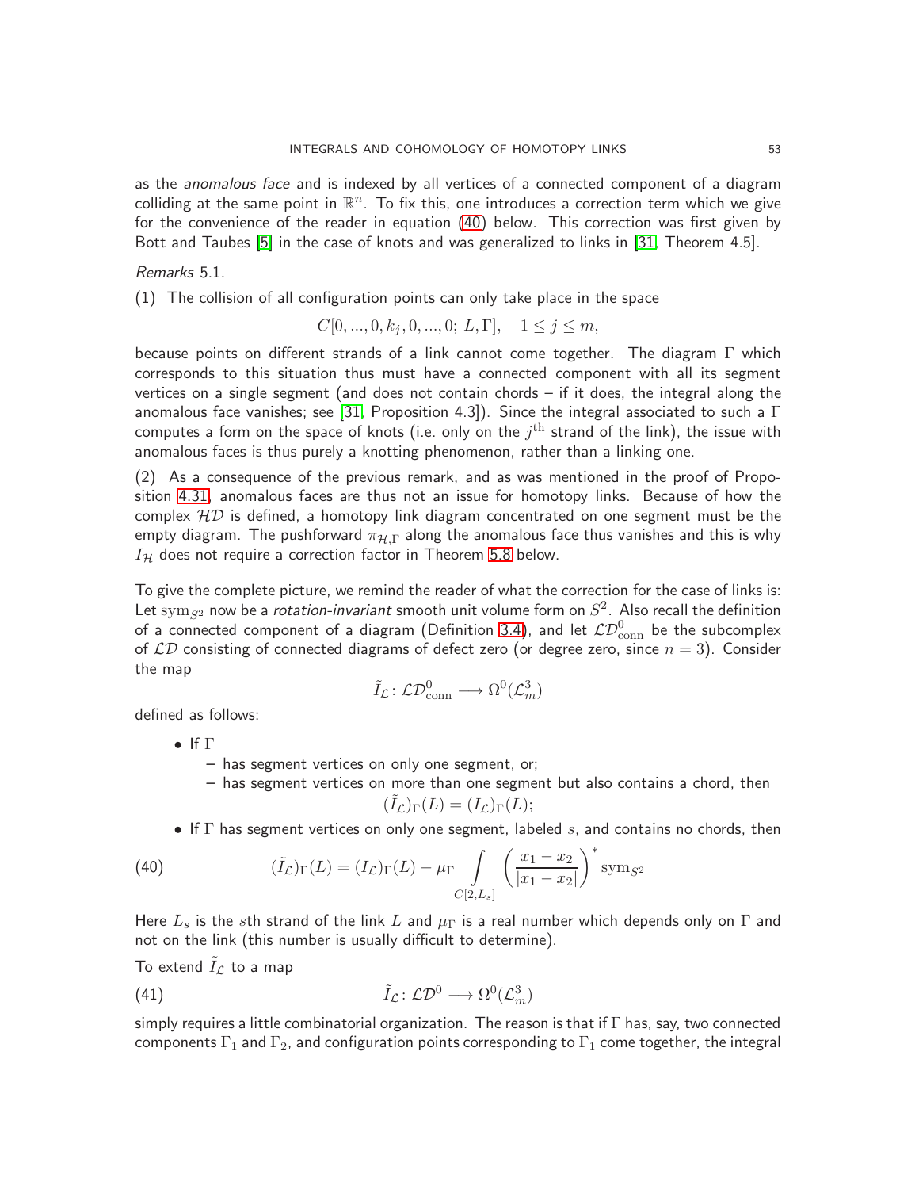as the *anomalous face* and is indexed by all vertices of a connected component of a diagram colliding at the same point in $\mathbb{R}^n$. To fix this, one introduces a correction term which we give for the convenience of the reader in equation (40) below. This correction was first given by Bott and Taubes [5] in the case of knots and was generalized to links in [31, Theorem 4.5].

*Remarks* 5.1.

(1) The collision of all configuration points can only take place in the space

$$C[0, ..., 0, k_j, 0, ..., 0;\ L, \Gamma], \quad 1 \leq j \leq m,$$

because points on different strands of a link cannot come together. The diagram $\Gamma$ which corresponds to this situation thus must have a connected component with all its segment vertices on a single segment (and does not contain chords – if it does, the integral along the anomalous face vanishes; see [31, Proposition 4.3]). Since the integral associated to such a $\Gamma$ computes a form on the space of knots (i.e. only on the $j^{\text{th}}$ strand of the link), the issue with anomalous faces is thus purely a knotting phenomenon, rather than a linking one.

(2) As a consequence of the previous remark, and as was mentioned in the proof of Proposition 4.31, anomalous faces are thus not an issue for homotopy links. Because of how the complex $\mathcal{HD}$ is defined, a homotopy link diagram concentrated on one segment must be the empty diagram. The pushforward $\pi_{\mathcal{H},\Gamma}$ along the anomalous face thus vanishes and this is why $I_{\mathcal{H}}$ does not require a correction factor in Theorem 5.8 below.

To give the complete picture, we remind the reader of what the correction for the case of links is: Let $\mathrm{sym}_{S^2}$ now be a *rotation-invariant* smooth unit volume form on $S^2$. Also recall the definition of a connected component of a diagram (Definition 3.4), and let $\mathcal{LD}^0_{\text{conn}}$ be the subcomplex of $\mathcal{LD}$ consisting of connected diagrams of defect zero (or degree zero, since $n = 3$). Consider the map

$$\tilde{I}_{\mathcal{L}} \colon \mathcal{LD}^0_{\text{conn}} \longrightarrow \Omega^0(\mathcal{L}^3_m)$$

defined as follows:

- If $\Gamma$
  - has segment vertices on only one segment, or;
  - has segment vertices on more than one segment but also contains a chord, then
  
  $$(\tilde{I}_{\mathcal{L}})_\Gamma(L) = (I_{\mathcal{L}})_\Gamma(L);$$

- If $\Gamma$ has segment vertices on only one segment, labeled $s$, and contains no chords, then

$$(\tilde{I}_{\mathcal{L}})_\Gamma(L) = (I_{\mathcal{L}})_\Gamma(L) - \mu_\Gamma \int\limits_{C[2, L_s]} \left(\frac{x_1 - x_2}{|x_1 - x_2|}\right)^* \mathrm{sym}_{S^2} \tag{40}$$

Here $L_s$ is the $s$th strand of the link $L$ and $\mu_\Gamma$ is a real number which depends only on $\Gamma$ and not on the link (this number is usually difficult to determine).

To extend $\tilde{I}_{\mathcal{L}}$ to a map

$$\tilde{I}_{\mathcal{L}} \colon \mathcal{LD}^0 \longrightarrow \Omega^0(\mathcal{L}^3_m) \tag{41}$$

simply requires a little combinatorial organization. The reason is that if $\Gamma$ has, say, two connected components $\Gamma_1$ and $\Gamma_2$, and configuration points corresponding to $\Gamma_1$ come together, the integral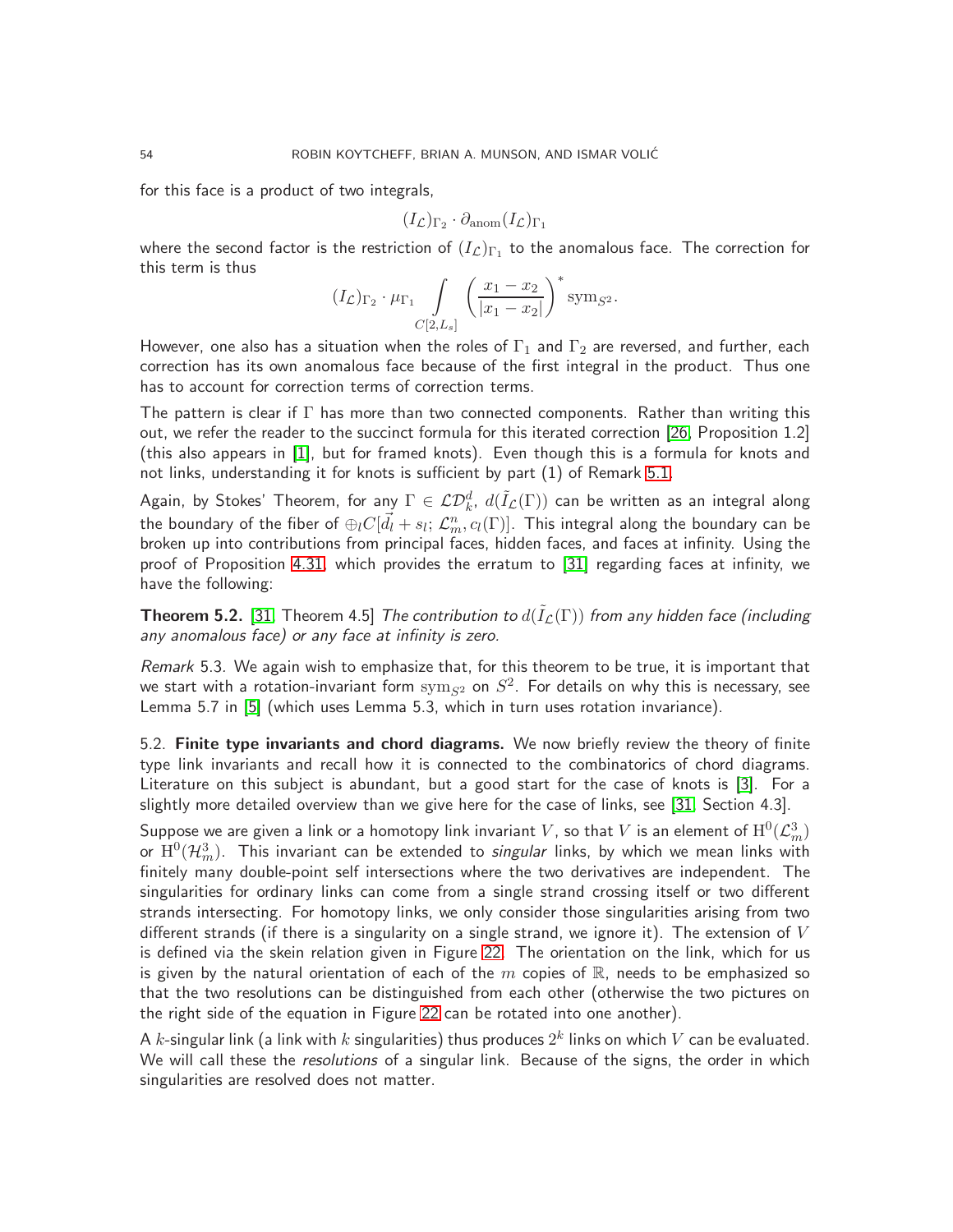for this face is a product of two integrals,

$$(I_{\mathcal{L}})_{\Gamma_2} \cdot \partial_{\mathrm{anom}}(I_{\mathcal{L}})_{\Gamma_1}$$

where the second factor is the restriction of $(I_{\mathcal{L}})_{\Gamma_1}$ to the anomalous face. The correction for this term is thus

$$(I_{\mathcal{L}})_{\Gamma_2} \cdot \mu_{\Gamma_1} \int\limits_{C[2,L_s]} \left(\frac{x_1 - x_2}{|x_1 - x_2|}\right)^* \mathrm{sym}_{S^2}.$$

However, one also has a situation when the roles of $\Gamma_1$ and $\Gamma_2$ are reversed, and further, each correction has its own anomalous face because of the first integral in the product. Thus one has to account for correction terms of correction terms.

The pattern is clear if $\Gamma$ has more than two connected components. Rather than writing this out, we refer the reader to the succinct formula for this iterated correction [26, Proposition 1.2] (this also appears in [1], but for framed knots). Even though this is a formula for knots and not links, understanding it for knots is sufficient by part (1) of Remark 5.1.

Again, by Stokes' Theorem, for any $\Gamma \in \mathcal{LD}_k^d$, $d(\tilde{I}_{\mathcal{L}}(\Gamma))$ can be written as an integral along the boundary of the fiber of $\oplus_l C[\vec{d}_l + s_l;\, \mathcal{L}_m^n, c_l(\Gamma)]$. This integral along the boundary can be broken up into contributions from principal faces, hidden faces, and faces at infinity. Using the proof of Proposition 4.31, which provides the erratum to [31] regarding faces at infinity, we have the following:

**Theorem 5.2.** [31, Theorem 4.5] *The contribution to $d(\tilde{I}_{\mathcal{L}}(\Gamma))$ from any hidden face (including any anomalous face) or any face at infinity is zero.*

*Remark* 5.3. We again wish to emphasize that, for this theorem to be true, it is important that we start with a rotation-invariant form $\mathrm{sym}_{S^2}$ on $S^2$. For details on why this is necessary, see Lemma 5.7 in [5] (which uses Lemma 5.3, which in turn uses rotation invariance).

5.2. **Finite type invariants and chord diagrams.** We now briefly review the theory of finite type link invariants and recall how it is connected to the combinatorics of chord diagrams. Literature on this subject is abundant, but a good start for the case of knots is [3]. For a slightly more detailed overview than we give here for the case of links, see [31, Section 4.3].

Suppose we are given a link or a homotopy link invariant $V$, so that $V$ is an element of $\mathrm{H}^0(\mathcal{L}_m^3)$ or $\mathrm{H}^0(\mathcal{H}_m^3)$. This invariant can be extended to *singular* links, by which we mean links with finitely many double-point self intersections where the two derivatives are independent. The singularities for ordinary links can come from a single strand crossing itself or two different strands intersecting. For homotopy links, we only consider those singularities arising from two different strands (if there is a singularity on a single strand, we ignore it). The extension of $V$ is defined via the skein relation given in Figure 22. The orientation on the link, which for us is given by the natural orientation of each of the $m$ copies of $\mathbb{R}$, needs to be emphasized so that the two resolutions can be distinguished from each other (otherwise the two pictures on the right side of the equation in Figure 22 can be rotated into one another).

A $k$-singular link (a link with $k$ singularities) thus produces $2^k$ links on which $V$ can be evaluated. We will call these the *resolutions* of a singular link. Because of the signs, the order in which singularities are resolved does not matter.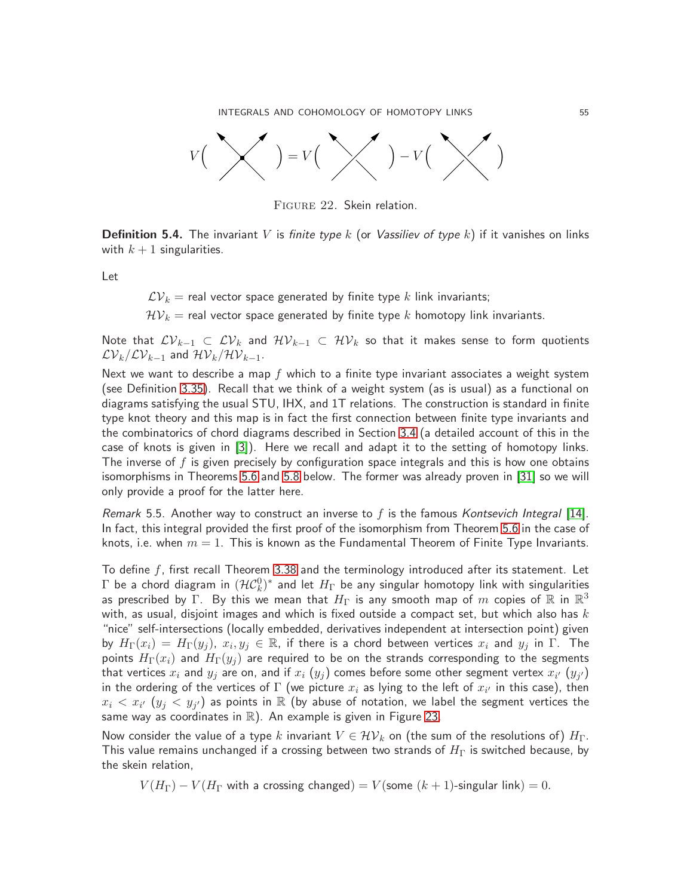$$V\Big(\ \text{(singular crossing)}\ \Big) = V\Big(\ \text{(positive crossing)}\ \Big) - V\Big(\ \text{(negative crossing)}\ \Big)$$

FIGURE 22. Skein relation.

**Definition 5.4.** The invariant $V$ is *finite type* $k$ (or *Vassiliev of type* $k$) if it vanishes on links with $k+1$ singularities.

Let

$$\mathcal{LV}_k = \text{real vector space generated by finite type } k \text{ link invariants;}$$

$$\mathcal{HV}_k = \text{real vector space generated by finite type } k \text{ homotopy link invariants.}$$

Note that $\mathcal{LV}_{k-1} \subset \mathcal{LV}_k$ and $\mathcal{HV}_{k-1} \subset \mathcal{HV}_k$ so that it makes sense to form quotients $\mathcal{LV}_k/\mathcal{LV}_{k-1}$ and $\mathcal{HV}_k/\mathcal{HV}_{k-1}$.

Next we want to describe a map $f$ which to a finite type invariant associates a weight system (see Definition 3.35). Recall that we think of a weight system (as is usual) as a functional on diagrams satisfying the usual STU, IHX, and 1T relations. The construction is standard in finite type knot theory and this map is in fact the first connection between finite type invariants and the combinatorics of chord diagrams described in Section 3.4 (a detailed account of this in the case of knots is given in [3]). Here we recall and adapt it to the setting of homotopy links. The inverse of $f$ is given precisely by configuration space integrals and this is how one obtains isomorphisms in Theorems 5.6 and 5.8 below. The former was already proven in [31] so we will only provide a proof for the latter here.

*Remark* 5.5. Another way to construct an inverse to $f$ is the famous *Kontsevich Integral* [14]. In fact, this integral provided the first proof of the isomorphism from Theorem 5.6 in the case of knots, i.e. when $m = 1$. This is known as the Fundamental Theorem of Finite Type Invariants.

To define $f$, first recall Theorem 3.38 and the terminology introduced after its statement. Let $\Gamma$ be a chord diagram in $(\mathcal{HC}_k^0)^*$ and let $H_\Gamma$ be any singular homotopy link with singularities as prescribed by $\Gamma$. By this we mean that $H_\Gamma$ is any smooth map of $m$ copies of $\mathbb{R}$ in $\mathbb{R}^3$ with, as usual, disjoint images and which is fixed outside a compact set, but which also has $k$ "nice" self-intersections (locally embedded, derivatives independent at intersection point) given by $H_\Gamma(x_i) = H_\Gamma(y_j)$, $x_i, y_j \in \mathbb{R}$, if there is a chord between vertices $x_i$ and $y_j$ in $\Gamma$. The points $H_\Gamma(x_i)$ and $H_\Gamma(y_j)$ are required to be on the strands corresponding to the segments that vertices $x_i$ and $y_j$ are on, and if $x_i$ ($y_j$) comes before some other segment vertex $x_{i'}$ ($y_{j'}$) in the ordering of the vertices of $\Gamma$ (we picture $x_i$ as lying to the left of $x_{i'}$ in this case), then $x_i < x_{i'}$ ($y_j < y_{j'}$) as points in $\mathbb{R}$ (by abuse of notation, we label the segment vertices the same way as coordinates in $\mathbb{R}$). An example is given in Figure 23.

Now consider the value of a type $k$ invariant $V \in \mathcal{HV}_k$ on (the sum of the resolutions of) $H_\Gamma$. This value remains unchanged if a crossing between two strands of $H_\Gamma$ is switched because, by the skein relation,

$$V(H_\Gamma) - V(H_\Gamma \text{ with a crossing changed}) = V(\text{some } (k+1)\text{-singular link}) = 0.$$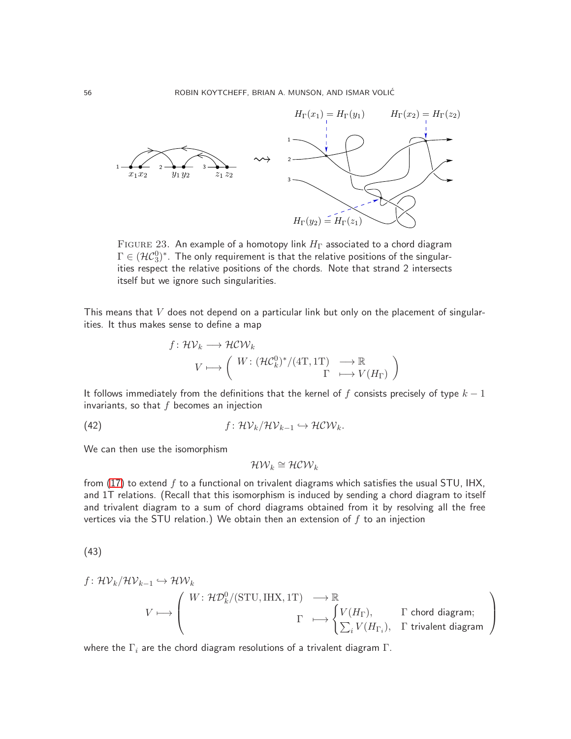FIGURE 23. An example of a homotopy link $H_\Gamma$ associated to a chord diagram $\Gamma \in (\mathcal{HC}_3^0)^*$. The only requirement is that the relative positions of the singularities respect the relative positions of the chords. Note that strand 2 intersects itself but we ignore such singularities.

This means that $V$ does not depend on a particular link but only on the placement of singularities. It thus makes sense to define a map

$$
\begin{aligned}
f\colon \mathcal{HV}_k &\longrightarrow \mathcal{HCW}_k \\
V &\longmapsto \left( \begin{array}{rl} W\colon (\mathcal{HC}_k^0)^*/(4\mathrm{T}, 1\mathrm{T}) & \longrightarrow \mathbb{R} \\ \Gamma & \longmapsto V(H_\Gamma) \end{array} \right)
\end{aligned}
$$

It follows immediately from the definitions that the kernel of $f$ consists precisely of type $k-1$ invariants, so that $f$ becomes an injection

$$
f\colon \mathcal{HV}_k/\mathcal{HV}_{k-1} \hookrightarrow \mathcal{HCW}_k. \tag{42}
$$

We can then use the isomorphism

$$
\mathcal{HW}_k \cong \mathcal{HCW}_k
$$

from (17) to extend $f$ to a functional on trivalent diagrams which satisfies the usual STU, IHX, and 1T relations. (Recall that this isomorphism is induced by sending a chord diagram to itself and trivalent diagram to a sum of chord diagrams obtained from it by resolving all the free vertices via the STU relation.) We obtain then an extension of $f$ to an injection

(43)

$$
\begin{aligned}
&f\colon \mathcal{HV}_k/\mathcal{HV}_{k-1} \hookrightarrow \mathcal{HW}_k \\
&V \longmapsto \left( \begin{array}{rl} W\colon \mathcal{HD}_k^0/(\mathrm{STU}, \mathrm{IHX}, 1\mathrm{T}) & \longrightarrow \mathbb{R} \\ \Gamma & \longmapsto \begin{cases} V(H_\Gamma), & \Gamma \text{ chord diagram;} \\ \sum_i V(H_{\Gamma_i}), & \Gamma \text{ trivalent diagram} \end{cases} \end{array} \right)
\end{aligned}
$$

where the $\Gamma_i$ are the chord diagram resolutions of a trivalent diagram $\Gamma$.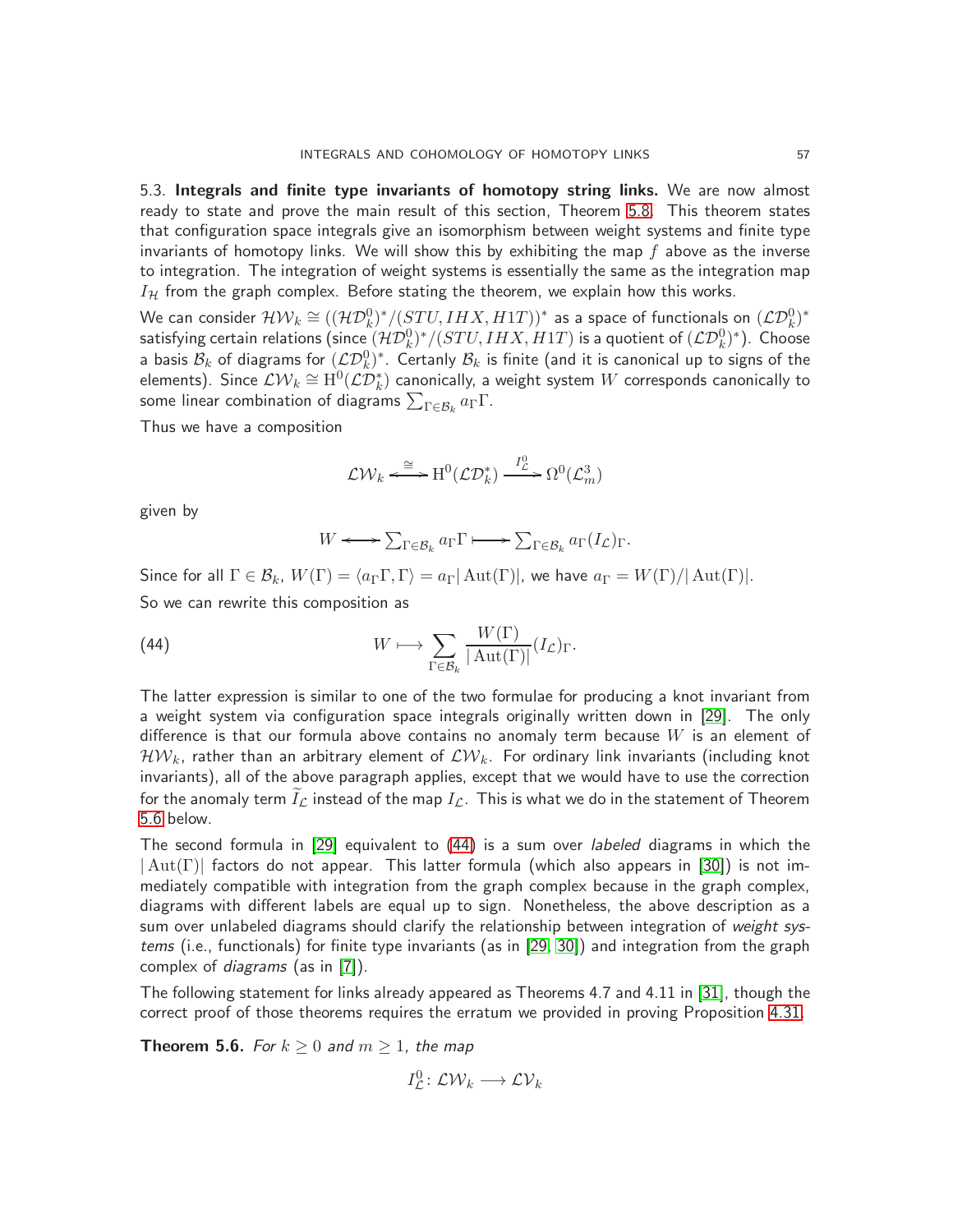5.3. **Integrals and finite type invariants of homotopy string links.** We are now almost ready to state and prove the main result of this section, Theorem 5.8. This theorem states that configuration space integrals give an isomorphism between weight systems and finite type invariants of homotopy links. We will show this by exhibiting the map $f$ above as the inverse to integration. The integration of weight systems is essentially the same as the integration map $I_{\mathcal{H}}$ from the graph complex. Before stating the theorem, we explain how this works.

We can consider $\mathcal{HW}_k \cong ((\mathcal{HD}^0_k)^*/(STU, IHX, H1T))^*$ as a space of functionals on $(\mathcal{LD}^0_k)^*$ satisfying certain relations (since $(\mathcal{HD}^0_k)^*/(STU, IHX, H1T)$ is a quotient of $(\mathcal{LD}^0_k)^*$). Choose a basis $\mathcal{B}_k$ of diagrams for $(\mathcal{LD}^0_k)^*$. Certanly $\mathcal{B}_k$ is finite (and it is canonical up to signs of the elements). Since $\mathcal{LW}_k \cong \mathrm{H}^0(\mathcal{LD}^*_k)$ canonically, a weight system $W$ corresponds canonically to some linear combination of diagrams $\sum_{\Gamma \in \mathcal{B}_k} a_\Gamma \Gamma$.

Thus we have a composition

$$\mathcal{LW}_k \xleftrightarrow{\cong} \mathrm{H}^0(\mathcal{LD}^*_k) \xrightarrow{I^0_{\mathcal{L}}} \Omega^0(\mathcal{L}^3_m)$$

given by

$$W \longleftrightarrow \textstyle\sum_{\Gamma \in \mathcal{B}_k} a_\Gamma \Gamma \longmapsto \textstyle\sum_{\Gamma \in \mathcal{B}_k} a_\Gamma (I_{\mathcal{L}})_\Gamma.$$

Since for all $\Gamma \in \mathcal{B}_k$, $W(\Gamma) = \langle a_\Gamma \Gamma, \Gamma \rangle = a_\Gamma |\operatorname{Aut}(\Gamma)|$, we have $a_\Gamma = W(\Gamma)/|\operatorname{Aut}(\Gamma)|$.

So we can rewrite this composition as

$$W \longmapsto \sum_{\Gamma \in \mathcal{B}_k} \frac{W(\Gamma)}{|\operatorname{Aut}(\Gamma)|} (I_{\mathcal{L}})_\Gamma. \tag{44}$$

The latter expression is similar to one of the two formulae for producing a knot invariant from a weight system via configuration space integrals originally written down in [29]. The only difference is that our formula above contains no anomaly term because $W$ is an element of $\mathcal{HW}_k$, rather than an arbitrary element of $\mathcal{LW}_k$. For ordinary link invariants (including knot invariants), all of the above paragraph applies, except that we would have to use the correction for the anomaly term $\widetilde{I}_{\mathcal{L}}$ instead of the map $I_{\mathcal{L}}$. This is what we do in the statement of Theorem 5.6 below.

The second formula in [29] equivalent to (44) is a sum over *labeled* diagrams in which the $|\operatorname{Aut}(\Gamma)|$ factors do not appear. This latter formula (which also appears in [30]) is not immediately compatible with integration from the graph complex because in the graph complex, diagrams with different labels are equal up to sign. Nonetheless, the above description as a sum over unlabeled diagrams should clarify the relationship between integration of *weight systems* (i.e., functionals) for finite type invariants (as in [29, 30]) and integration from the graph complex of *diagrams* (as in [7]).

The following statement for links already appeared as Theorems 4.7 and 4.11 in [31], though the correct proof of those theorems requires the erratum we provided in proving Proposition 4.31.

**Theorem 5.6.** *For $k \geq 0$ and $m \geq 1$, the map*

$$I^0_{\mathcal{L}} \colon \mathcal{LW}_k \longrightarrow \mathcal{LV}_k$$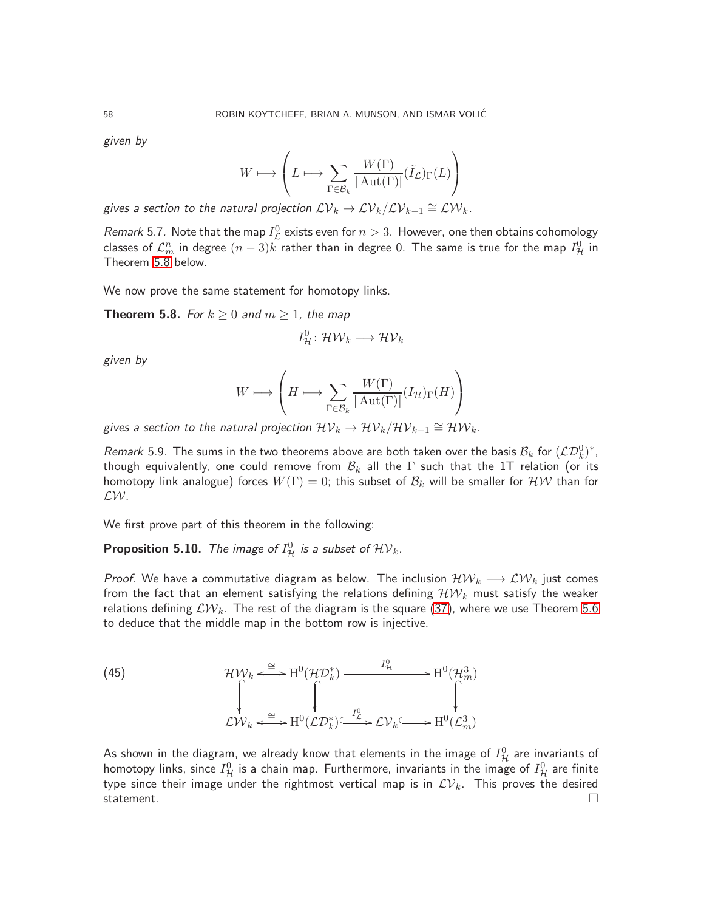given by

$$W \longmapsto \left( L \longmapsto \sum_{\Gamma \in \mathcal{B}_k} \frac{W(\Gamma)}{|\operatorname{Aut}(\Gamma)|} (\tilde{I}_{\mathcal{L}})_\Gamma(L) \right)$$

gives a section to the natural projection $\mathcal{LV}_k \to \mathcal{LV}_k/\mathcal{LV}_{k-1} \cong \mathcal{LW}_k$.

*Remark* 5.7. Note that the map $I^0_{\mathcal{L}}$ exists even for $n > 3$. However, one then obtains cohomology classes of $\mathcal{L}^n_m$ in degree $(n-3)k$ rather than in degree 0. The same is true for the map $I^0_{\mathcal{H}}$ in Theorem 5.8 below.

We now prove the same statement for homotopy links.

**Theorem 5.8.** *For $k \geq 0$ and $m \geq 1$, the map*

$$I^0_{\mathcal{H}} \colon \mathcal{HW}_k \longrightarrow \mathcal{HV}_k$$

*given by*

$$W \longmapsto \left( H \longmapsto \sum_{\Gamma \in \mathcal{B}_k} \frac{W(\Gamma)}{|\operatorname{Aut}(\Gamma)|} (I_{\mathcal{H}})_\Gamma(H) \right)$$

*gives a section to the natural projection $\mathcal{HV}_k \to \mathcal{HV}_k/\mathcal{HV}_{k-1} \cong \mathcal{HW}_k$.*

*Remark* 5.9. The sums in the two theorems above are both taken over the basis $\mathcal{B}_k$ for $(\mathcal{LD}^0_k)^*$, though equivalently, one could remove from $\mathcal{B}_k$ all the $\Gamma$ such that the 1T relation (or its homotopy link analogue) forces $W(\Gamma) = 0$; this subset of $\mathcal{B}_k$ will be smaller for $\mathcal{HW}$ than for $\mathcal{LW}$.

We first prove part of this theorem in the following:

**Proposition 5.10.** *The image of $I^0_{\mathcal{H}}$ is a subset of $\mathcal{HV}_k$.*

*Proof.* We have a commutative diagram as below. The inclusion $\mathcal{HW}_k \longrightarrow \mathcal{LW}_k$ just comes from the fact that an element satisfying the relations defining $\mathcal{HW}_k$ must satisfy the weaker relations defining $\mathcal{LW}_k$. The rest of the diagram is the square (37), where we use Theorem 5.6 to deduce that the middle map in the bottom row is injective.

$$\begin{array}{ccccccc} \mathcal{HW}_k & \overset{\cong}{\longleftrightarrow} & \mathrm{H}^0(\mathcal{HD}^*_k) & & \xrightarrow{\quad I^0_{\mathcal{H}} \quad} & & \mathrm{H}^0(\mathcal{H}^3_m) \\ \downarrow & & \downarrow & & & & \downarrow \\ \mathcal{LW}_k & \overset{\cong}{\longleftrightarrow} & \mathrm{H}^0(\mathcal{LD}^*_k) & \xhookrightarrow{I^0_{\mathcal{L}}} & \mathcal{LV}_k & \hookrightarrow & \mathrm{H}^0(\mathcal{L}^3_m) \end{array} \tag{45}$$

As shown in the diagram, we already know that elements in the image of $I^0_{\mathcal{H}}$ are invariants of homotopy links, since $I^0_{\mathcal{H}}$ is a chain map. Furthermore, invariants in the image of $I^0_{\mathcal{H}}$ are finite type since their image under the rightmost vertical map is in $\mathcal{LV}_k$. This proves the desired statement. $\square$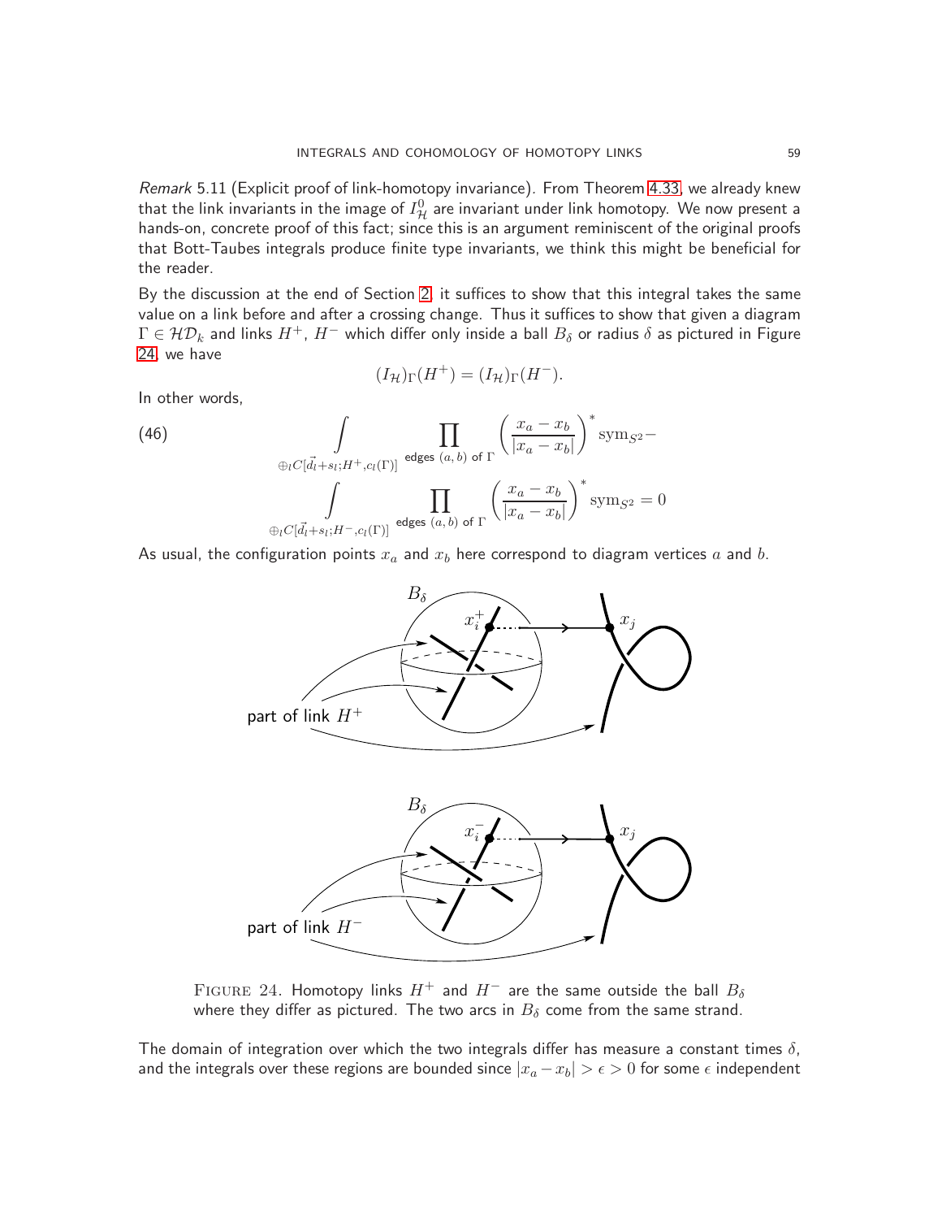*Remark* 5.11 (Explicit proof of link-homotopy invariance). From Theorem 4.33, we already knew that the link invariants in the image of $I^0_{\mathcal{H}}$ are invariant under link homotopy. We now present a hands-on, concrete proof of this fact; since this is an argument reminiscent of the original proofs that Bott-Taubes integrals produce finite type invariants, we think this might be beneficial for the reader.

By the discussion at the end of Section 2, it suffices to show that this integral takes the same value on a link before and after a crossing change. Thus it suffices to show that given a diagram $\Gamma \in \mathcal{HD}_k$ and links $H^+$, $H^-$ which differ only inside a ball $B_\delta$ or radius $\delta$ as pictured in Figure 24, we have

$$(I_{\mathcal{H}})_\Gamma(H^+) = (I_{\mathcal{H}})_\Gamma(H^-).$$

In other words,

$$\int_{\oplus_l C[\vec{d}_l + s_l; H^+, c_l(\Gamma)]} \prod_{\text{edges } (a,b) \text{ of } \Gamma} \left( \frac{x_a - x_b}{|x_a - x_b|} \right)^* \mathrm{sym}_{S^2} - \int_{\oplus_l C[\vec{d}_l + s_l; H^-, c_l(\Gamma)]} \prod_{\text{edges } (a,b) \text{ of } \Gamma} \left( \frac{x_a - x_b}{|x_a - x_b|} \right)^* \mathrm{sym}_{S^2} = 0 \tag{46}$$

As usual, the configuration points $x_a$ and $x_b$ here correspond to diagram vertices $a$ and $b$.

FIGURE 24. Homotopy links $H^+$ and $H^-$ are the same outside the ball $B_\delta$ where they differ as pictured. The two arcs in $B_\delta$ come from the same strand.

The domain of integration over which the two integrals differ has measure a constant times $\delta$, and the integrals over these regions are bounded since $|x_a - x_b| > \epsilon > 0$ for some $\epsilon$ independent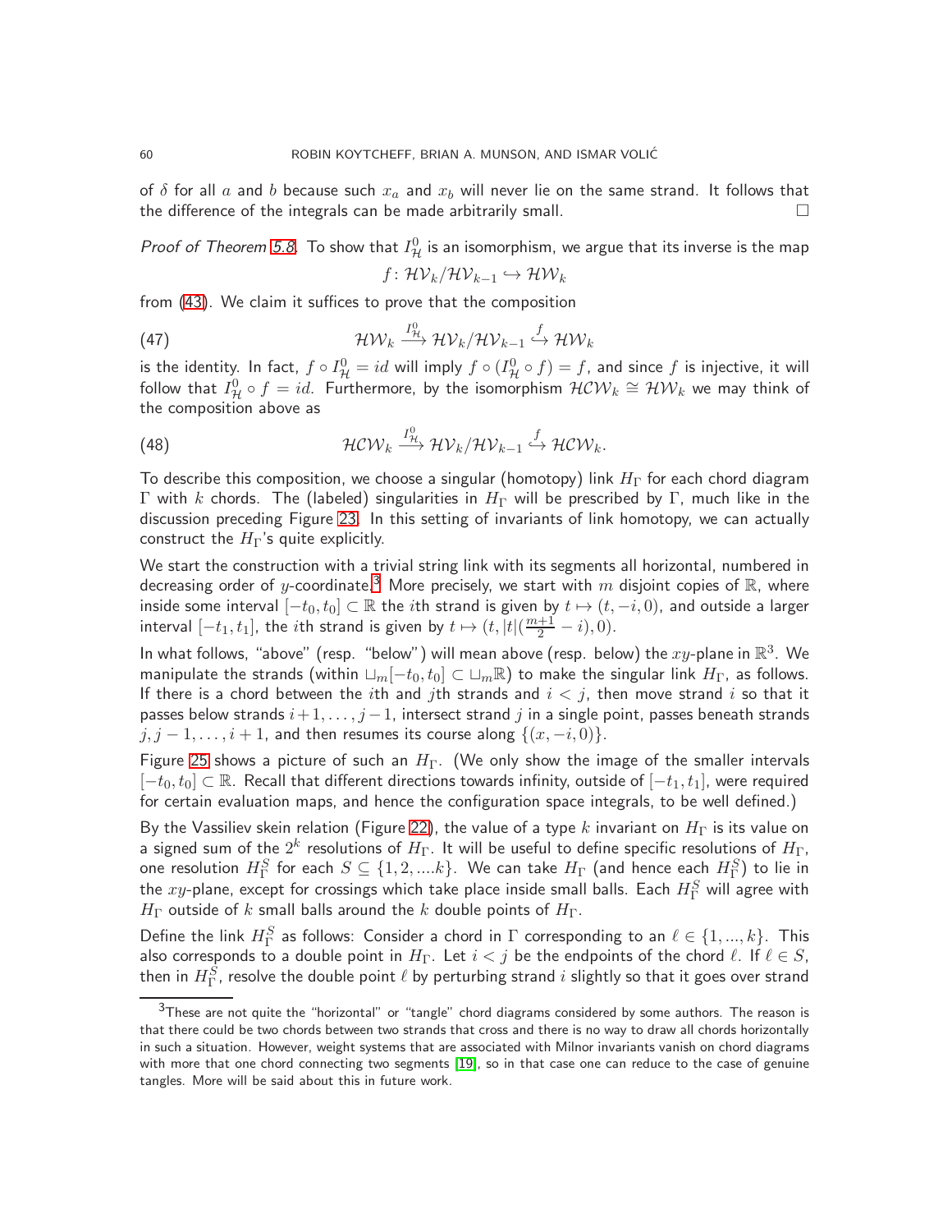of $\delta$ for all $a$ and $b$ because such $x_a$ and $x_b$ will never lie on the same strand. It follows that the difference of the integrals can be made arbitrarily small. $\square$

*Proof of Theorem 5.8.* To show that $I^0_{\mathcal{H}}$ is an isomorphism, we argue that its inverse is the map

$$f\colon \mathcal{HV}_k/\mathcal{HV}_{k-1} \hookrightarrow \mathcal{HW}_k$$

from (43). We claim it suffices to prove that the composition

$$\mathcal{HW}_k \xrightarrow{I^0_{\mathcal{H}}} \mathcal{HV}_k/\mathcal{HV}_{k-1} \overset{f}{\hookrightarrow} \mathcal{HW}_k \tag{47}$$

is the identity. In fact, $f \circ I^0_{\mathcal{H}} = id$ will imply $f \circ (I^0_{\mathcal{H}} \circ f) = f$, and since $f$ is injective, it will follow that $I^0_{\mathcal{H}} \circ f = id$. Furthermore, by the isomorphism $\mathcal{HCW}_k \cong \mathcal{HW}_k$ we may think of the composition above as

$$\mathcal{HCW}_k \xrightarrow{I^0_{\mathcal{H}}} \mathcal{HV}_k/\mathcal{HV}_{k-1} \overset{f}{\hookrightarrow} \mathcal{HCW}_k. \tag{48}$$

To describe this composition, we choose a singular (homotopy) link $H_\Gamma$ for each chord diagram $\Gamma$ with $k$ chords. The (labeled) singularities in $H_\Gamma$ will be prescribed by $\Gamma$, much like in the discussion preceding Figure 23. In this setting of invariants of link homotopy, we can actually construct the $H_\Gamma$'s quite explicitly.

We start the construction with a trivial string link with its segments all horizontal, numbered in decreasing order of $y$-coordinate.[3] More precisely, we start with $m$ disjoint copies of $\mathbb{R}$, where inside some interval $[-t_0, t_0] \subset \mathbb{R}$ the $i$th strand is given by $t \mapsto (t, -i, 0)$, and outside a larger interval $[-t_1, t_1]$, the $i$th strand is given by $t \mapsto (t, |t|(\frac{m+1}{2} - i), 0)$.

In what follows, "above" (resp. "below") will mean above (resp. below) the $xy$-plane in $\mathbb{R}^3$. We manipulate the strands (within $\sqcup_m[-t_0, t_0] \subset \sqcup_m\mathbb{R}$) to make the singular link $H_\Gamma$, as follows. If there is a chord between the $i$th and $j$th strands and $i < j$, then move strand $i$ so that it passes below strands $i+1, \ldots, j-1$, intersect strand $j$ in a single point, passes beneath strands $j, j-1, \ldots, i+1$, and then resumes its course along $\{(x, -i, 0)\}$.

Figure 25 shows a picture of such an $H_\Gamma$. (We only show the image of the smaller intervals $[-t_0, t_0] \subset \mathbb{R}$. Recall that different directions towards infinity, outside of $[-t_1, t_1]$, were required for certain evaluation maps, and hence the configuration space integrals, to be well defined.)

By the Vassiliev skein relation (Figure 22), the value of a type $k$ invariant on $H_\Gamma$ is its value on a signed sum of the $2^k$ resolutions of $H_\Gamma$. It will be useful to define specific resolutions of $H_\Gamma$, one resolution $H^S_\Gamma$ for each $S \subseteq \{1, 2, \ldots k\}$. We can take $H_\Gamma$ (and hence each $H^S_\Gamma$) to lie in the $xy$-plane, except for crossings which take place inside small balls. Each $H^S_\Gamma$ will agree with $H_\Gamma$ outside of $k$ small balls around the $k$ double points of $H_\Gamma$.

Define the link $H^S_\Gamma$ as follows: Consider a chord in $\Gamma$ corresponding to an $\ell \in \{1, \ldots, k\}$. This also corresponds to a double point in $H_\Gamma$. Let $i < j$ be the endpoints of the chord $\ell$. If $\ell \in S$, then in $H^S_\Gamma$, resolve the double point $\ell$ by perturbing strand $i$ slightly so that it goes over strand

[3] These are not quite the "horizontal" or "tangle" chord diagrams considered by some authors. The reason is that there could be two chords between two strands that cross and there is no way to draw all chords horizontally in such a situation. However, weight systems that are associated with Milnor invariants vanish on chord diagrams with more that one chord connecting two segments [19], so in that case one can reduce to the case of genuine tangles. More will be said about this in future work.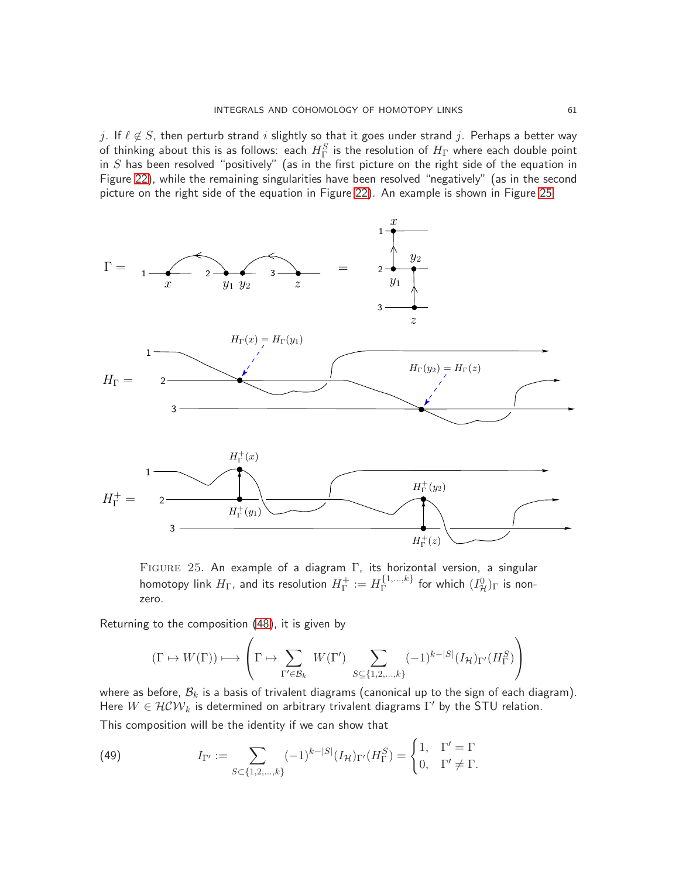$j$. If $\ell \notin S$, then perturb strand $i$ slightly so that it goes under strand $j$. Perhaps a better way of thinking about this is as follows: each $H_\Gamma^S$ is the resolution of $H_\Gamma$ where each double point in $S$ has been resolved "positively" (as in the first picture on the right side of the equation in Figure 22), while the remaining singularities have been resolved "negatively" (as in the second picture on the right side of the equation in Figure 22). An example is shown in Figure 25.

FIGURE 25. An example of a diagram $\Gamma$, its horizontal version, a singular homotopy link $H_\Gamma$, and its resolution $H_\Gamma^+ := H_\Gamma^{\{1,\dots,k\}}$ for which $(I_{\mathcal{H}}^0)_\Gamma$ is nonzero.

Returning to the composition (48), it is given by

$$(\Gamma \mapsto W(\Gamma)) \longmapsto \left( \Gamma \mapsto \sum_{\Gamma' \in \mathcal{B}_k} W(\Gamma') \sum_{S \subseteq \{1,2,\dots,k\}} (-1)^{k-|S|} (I_{\mathcal{H}})_{\Gamma'}(H_\Gamma^S) \right)$$

where as before, $\mathcal{B}_k$ is a basis of trivalent diagrams (canonical up to the sign of each diagram). Here $W \in \mathcal{HCW}_k$ is determined on arbitrary trivalent diagrams $\Gamma'$ by the STU relation.

This composition will be the identity if we can show that

$$I_{\Gamma'} := \sum_{S \subset \{1,2,\dots,k\}} (-1)^{k-|S|} (I_{\mathcal{H}})_{\Gamma'}(H_\Gamma^S) = \begin{cases} 1, & \Gamma' = \Gamma \\ 0, & \Gamma' \neq \Gamma. \end{cases} \tag{49}$$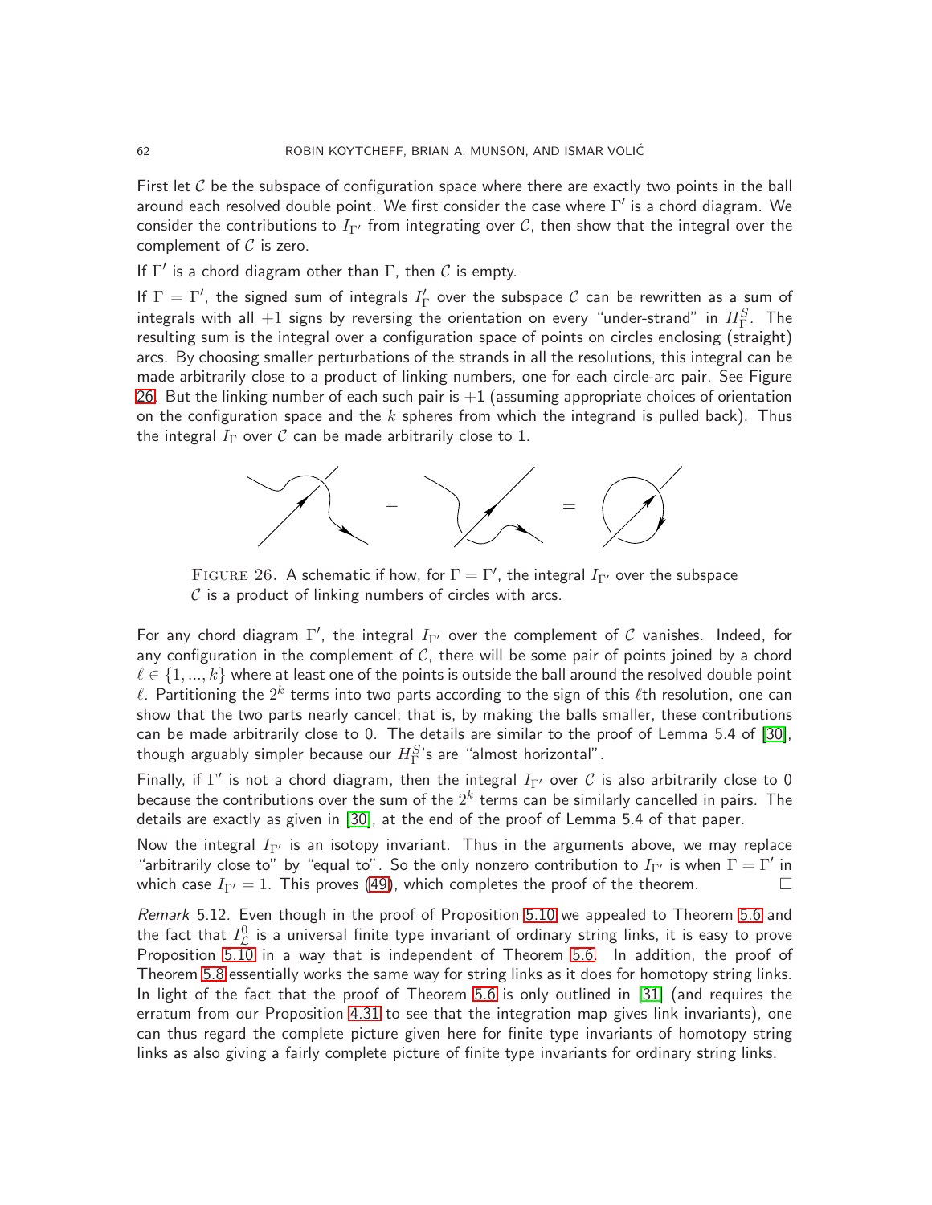First let $\mathcal{C}$ be the subspace of configuration space where there are exactly two points in the ball around each resolved double point. We first consider the case where $\Gamma'$ is a chord diagram. We consider the contributions to $I_{\Gamma'}$ from integrating over $\mathcal{C}$, then show that the integral over the complement of $\mathcal{C}$ is zero.

If $\Gamma'$ is a chord diagram other than $\Gamma$, then $\mathcal{C}$ is empty.

If $\Gamma = \Gamma'$, the signed sum of integrals $I'_\Gamma$ over the subspace $\mathcal{C}$ can be rewritten as a sum of integrals with all $+1$ signs by reversing the orientation on every "under-strand" in $H^S_\Gamma$. The resulting sum is the integral over a configuration space of points on circles enclosing (straight) arcs. By choosing smaller perturbations of the strands in all the resolutions, this integral can be made arbitrarily close to a product of linking numbers, one for each circle-arc pair. See Figure 26. But the linking number of each such pair is $+1$ (assuming appropriate choices of orientation on the configuration space and the $k$ spheres from which the integrand is pulled back). Thus the integral $I_\Gamma$ over $\mathcal{C}$ can be made arbitrarily close to 1.

FIGURE 26. A schematic if how, for $\Gamma = \Gamma'$, the integral $I_{\Gamma'}$ over the subspace $\mathcal{C}$ is a product of linking numbers of circles with arcs.

For any chord diagram $\Gamma'$, the integral $I_{\Gamma'}$ over the complement of $\mathcal{C}$ vanishes. Indeed, for any configuration in the complement of $\mathcal{C}$, there will be some pair of points joined by a chord $\ell \in \{1, ..., k\}$ where at least one of the points is outside the ball around the resolved double point $\ell$. Partitioning the $2^k$ terms into two parts according to the sign of this $\ell$th resolution, one can show that the two parts nearly cancel; that is, by making the balls smaller, these contributions can be made arbitrarily close to 0. The details are similar to the proof of Lemma 5.4 of [30], though arguably simpler because our $H^S_\Gamma$'s are "almost horizontal".

Finally, if $\Gamma'$ is not a chord diagram, then the integral $I_{\Gamma'}$ over $\mathcal{C}$ is also arbitrarily close to 0 because the contributions over the sum of the $2^k$ terms can be similarly cancelled in pairs. The details are exactly as given in [30], at the end of the proof of Lemma 5.4 of that paper.

Now the integral $I_{\Gamma'}$ is an isotopy invariant. Thus in the arguments above, we may replace "arbitrarily close to" by "equal to". So the only nonzero contribution to $I_{\Gamma'}$ is when $\Gamma = \Gamma'$ in which case $I_{\Gamma'} = 1$. This proves (49), which completes the proof of the theorem. □

*Remark* 5.12. Even though in the proof of Proposition 5.10 we appealed to Theorem 5.6 and the fact that $I^0_{\mathcal{L}}$ is a universal finite type invariant of ordinary string links, it is easy to prove Proposition 5.10 in a way that is independent of Theorem 5.6. In addition, the proof of Theorem 5.8 essentially works the same way for string links as it does for homotopy string links. In light of the fact that the proof of Theorem 5.6 is only outlined in [31] (and requires the erratum from our Proposition 4.31 to see that the integration map gives link invariants), one can thus regard the complete picture given here for finite type invariants of homotopy string links as also giving a fairly complete picture of finite type invariants for ordinary string links.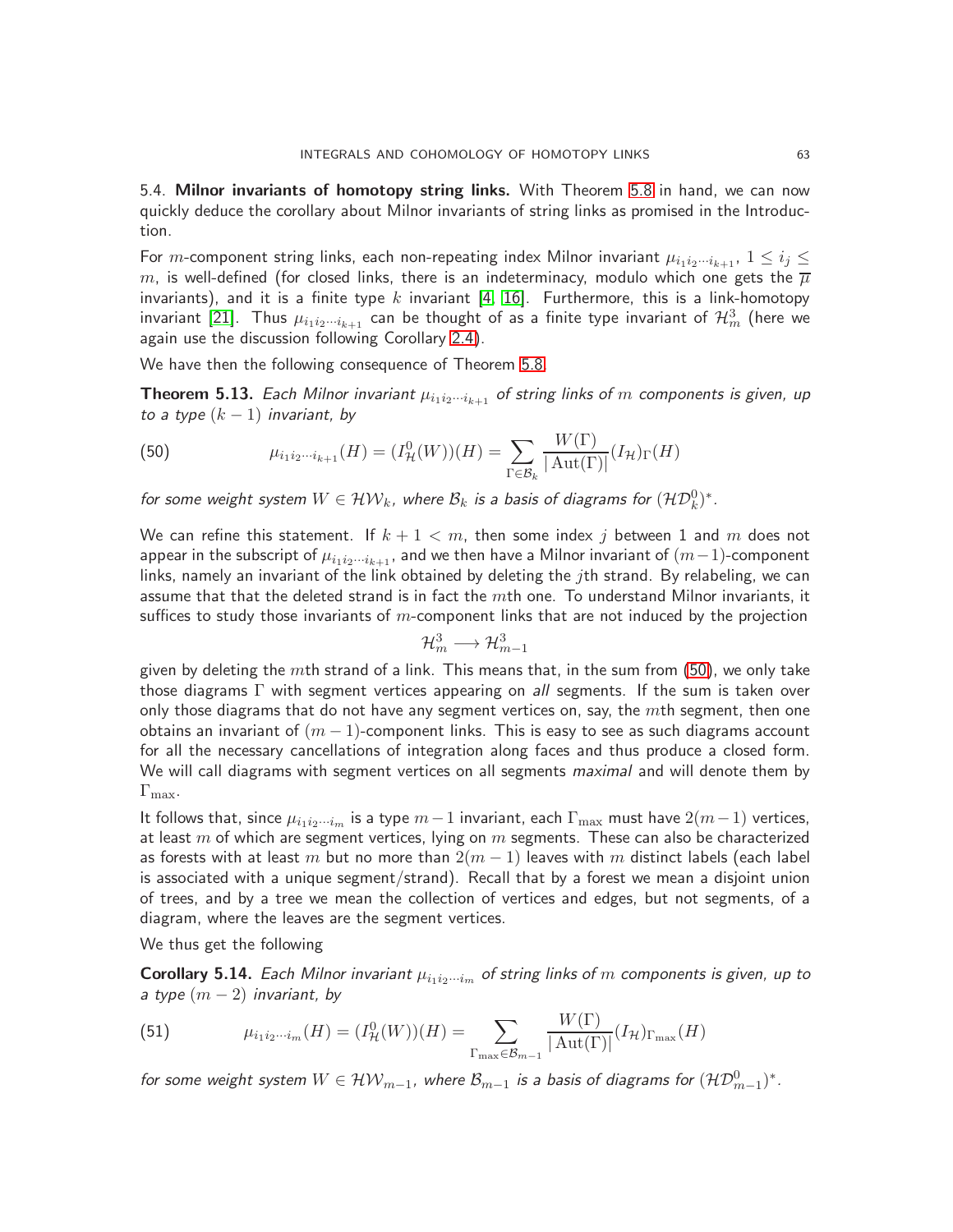## 5.4. Milnor invariants of homotopy string links.

With Theorem 5.8 in hand, we can now quickly deduce the corollary about Milnor invariants of string links as promised in the Introduction.

For $m$-component string links, each non-repeating index Milnor invariant $\mu_{i_1 i_2 \cdots i_{k+1}}$, $1 \leq i_j \leq m$, is well-defined (for closed links, there is an indeterminacy, modulo which one gets the $\overline{\mu}$ invariants), and it is a finite type $k$ invariant [4, 16]. Furthermore, this is a link-homotopy invariant [21]. Thus $\mu_{i_1 i_2 \cdots i_{k+1}}$ can be thought of as a finite type invariant of $\mathcal{H}^3_m$ (here we again use the discussion following Corollary 2.4).

We have then the following consequence of Theorem 5.8.

**Theorem 5.13.** *Each Milnor invariant $\mu_{i_1 i_2 \cdots i_{k+1}}$ of string links of $m$ components is given, up to a type $(k-1)$ invariant, by*

$$\mu_{i_1 i_2 \cdots i_{k+1}}(H) = (I^0_{\mathcal{H}}(W))(H) = \sum_{\Gamma \in \mathcal{B}_k} \frac{W(\Gamma)}{|\operatorname{Aut}(\Gamma)|} (I_{\mathcal{H}})_\Gamma(H) \tag{50}$$

*for some weight system $W \in \mathcal{HW}_k$, where $\mathcal{B}_k$ is a basis of diagrams for $(\mathcal{HD}^0_k)^*$.*

We can refine this statement. If $k+1 < m$, then some index $j$ between 1 and $m$ does not appear in the subscript of $\mu_{i_1 i_2 \cdots i_{k+1}}$, and we then have a Milnor invariant of $(m-1)$-component links, namely an invariant of the link obtained by deleting the $j$th strand. By relabeling, we can assume that that the deleted strand is in fact the $m$th one. To understand Milnor invariants, it suffices to study those invariants of $m$-component links that are not induced by the projection

$$\mathcal{H}^3_m \longrightarrow \mathcal{H}^3_{m-1}$$

given by deleting the $m$th strand of a link. This means that, in the sum from (50), we only take those diagrams $\Gamma$ with segment vertices appearing on *all* segments. If the sum is taken over only those diagrams that do not have any segment vertices on, say, the $m$th segment, then one obtains an invariant of $(m-1)$-component links. This is easy to see as such diagrams account for all the necessary cancellations of integration along faces and thus produce a closed form. We will call diagrams with segment vertices on all segments *maximal* and will denote them by $\Gamma_{\max}$.

It follows that, since $\mu_{i_1 i_2 \cdots i_m}$ is a type $m-1$ invariant, each $\Gamma_{\max}$ must have $2(m-1)$ vertices, at least $m$ of which are segment vertices, lying on $m$ segments. These can also be characterized as forests with at least $m$ but no more than $2(m-1)$ leaves with $m$ distinct labels (each label is associated with a unique segment/strand). Recall that by a forest we mean a disjoint union of trees, and by a tree we mean the collection of vertices and edges, but not segments, of a diagram, where the leaves are the segment vertices.

We thus get the following

**Corollary 5.14.** *Each Milnor invariant $\mu_{i_1 i_2 \cdots i_m}$ of string links of $m$ components is given, up to a type $(m-2)$ invariant, by*

$$\mu_{i_1 i_2 \cdots i_m}(H) = (I^0_{\mathcal{H}}(W))(H) = \sum_{\Gamma_{\max} \in \mathcal{B}_{m-1}} \frac{W(\Gamma)}{|\operatorname{Aut}(\Gamma)|} (I_{\mathcal{H}})_{\Gamma_{\max}}(H) \tag{51}$$

*for some weight system $W \in \mathcal{HW}_{m-1}$, where $\mathcal{B}_{m-1}$ is a basis of diagrams for $(\mathcal{HD}^0_{m-1})^*$.*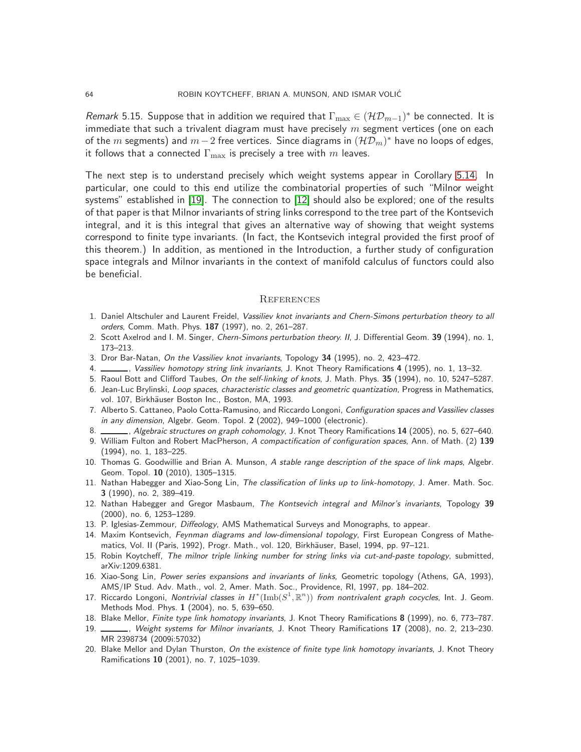*Remark* 5.15. Suppose that in addition we required that $\Gamma_{\max} \in (\mathcal{HD}_{m-1})^*$ be connected. It is immediate that such a trivalent diagram must have precisely $m$ segment vertices (one on each of the $m$ segments) and $m-2$ free vertices. Since diagrams in $(\mathcal{HD}_m)^*$ have no loops of edges, it follows that a connected $\Gamma_{\max}$ is precisely a tree with $m$ leaves.

The next step is to understand precisely which weight systems appear in Corollary 5.14. In particular, one could to this end utilize the combinatorial properties of such "Milnor weight systems" established in [19]. The connection to [12] should also be explored; one of the results of that paper is that Milnor invariants of string links correspond to the tree part of the Kontsevich integral, and it is this integral that gives an alternative way of showing that weight systems correspond to finite type invariants. (In fact, the Kontsevich integral provided the first proof of this theorem.) In addition, as mentioned in the Introduction, a further study of configuration space integrals and Milnor invariants in the context of manifold calculus of functors could also be beneficial.

## References

1. Daniel Altschuler and Laurent Freidel, *Vassiliev knot invariants and Chern-Simons perturbation theory to all orders*, Comm. Math. Phys. **187** (1997), no. 2, 261–287.
2. Scott Axelrod and I. M. Singer, *Chern-Simons perturbation theory. II*, J. Differential Geom. **39** (1994), no. 1, 173–213.
3. Dror Bar-Natan, *On the Vassiliev knot invariants*, Topology **34** (1995), no. 2, 423–472.
4. ______, *Vassiliev homotopy string link invariants*, J. Knot Theory Ramifications **4** (1995), no. 1, 13–32.
5. Raoul Bott and Clifford Taubes, *On the self-linking of knots*, J. Math. Phys. **35** (1994), no. 10, 5247–5287.
6. Jean-Luc Brylinski, *Loop spaces, characteristic classes and geometric quantization*, Progress in Mathematics, vol. 107, Birkhäuser Boston Inc., Boston, MA, 1993.
7. Alberto S. Cattaneo, Paolo Cotta-Ramusino, and Riccardo Longoni, *Configuration spaces and Vassiliev classes in any dimension*, Algebr. Geom. Topol. **2** (2002), 949–1000 (electronic).
8. ______, *Algebraic structures on graph cohomology*, J. Knot Theory Ramifications **14** (2005), no. 5, 627–640.
9. William Fulton and Robert MacPherson, *A compactification of configuration spaces*, Ann. of Math. (2) **139** (1994), no. 1, 183–225.
10. Thomas G. Goodwillie and Brian A. Munson, *A stable range description of the space of link maps*, Algebr. Geom. Topol. **10** (2010), 1305–1315.
11. Nathan Habegger and Xiao-Song Lin, *The classification of links up to link-homotopy*, J. Amer. Math. Soc. **3** (1990), no. 2, 389–419.
12. Nathan Habegger and Gregor Masbaum, *The Kontsevich integral and Milnor's invariants*, Topology **39** (2000), no. 6, 1253–1289.
13. P. Iglesias-Zemmour, *Diffeology*, AMS Mathematical Surveys and Monographs, to appear.
14. Maxim Kontsevich, *Feynman diagrams and low-dimensional topology*, First European Congress of Mathematics, Vol. II (Paris, 1992), Progr. Math., vol. 120, Birkhäuser, Basel, 1994, pp. 97–121.
15. Robin Koytcheff, *The milnor triple linking number for string links via cut-and-paste topology*, submitted, arXiv:1209.6381.
16. Xiao-Song Lin, *Power series expansions and invariants of links*, Geometric topology (Athens, GA, 1993), AMS/IP Stud. Adv. Math., vol. 2, Amer. Math. Soc., Providence, RI, 1997, pp. 184–202.
17. Riccardo Longoni, *Nontrivial classes in $H^*(\mathrm{Imb}(S^1, \mathbb{R}^n))$ from nontrivalent graph cocycles*, Int. J. Geom. Methods Mod. Phys. **1** (2004), no. 5, 639–650.
18. Blake Mellor, *Finite type link homotopy invariants*, J. Knot Theory Ramifications **8** (1999), no. 6, 773–787.
19. ______, *Weight systems for Milnor invariants*, J. Knot Theory Ramifications **17** (2008), no. 2, 213–230. MR 2398734 (2009i:57032)
20. Blake Mellor and Dylan Thurston, *On the existence of finite type link homotopy invariants*, J. Knot Theory Ramifications **10** (2001), no. 7, 1025–1039.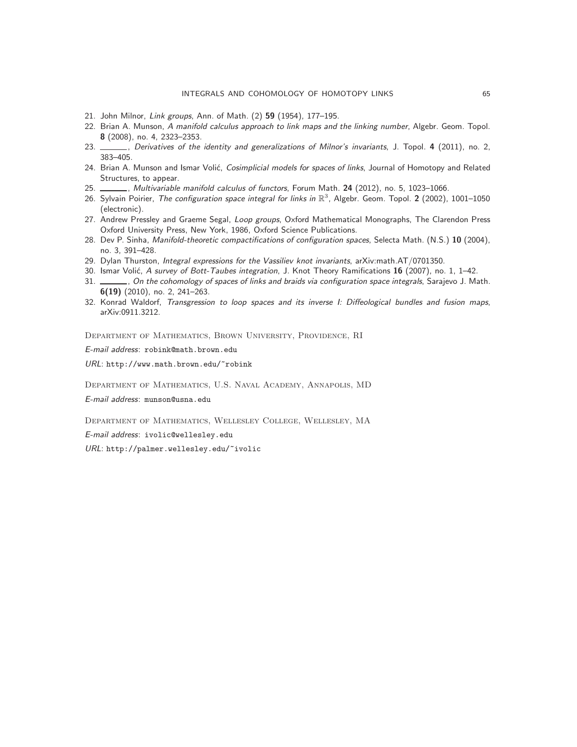21. John Milnor, *Link groups*, Ann. of Math. (2) **59** (1954), 177–195.
22. Brian A. Munson, *A manifold calculus approach to link maps and the linking number*, Algebr. Geom. Topol. **8** (2008), no. 4, 2323–2353.
23. ______, *Derivatives of the identity and generalizations of Milnor's invariants*, J. Topol. **4** (2011), no. 2, 383–405.
24. Brian A. Munson and Ismar Volić, *Cosimplicial models for spaces of links*, Journal of Homotopy and Related Structures, to appear.
25. ______, *Multivariable manifold calculus of functors*, Forum Math. **24** (2012), no. 5, 1023–1066.
26. Sylvain Poirier, *The configuration space integral for links in $\mathbb{R}^3$*, Algebr. Geom. Topol. **2** (2002), 1001–1050 (electronic).
27. Andrew Pressley and Graeme Segal, *Loop groups*, Oxford Mathematical Monographs, The Clarendon Press Oxford University Press, New York, 1986, Oxford Science Publications.
28. Dev P. Sinha, *Manifold-theoretic compactifications of configuration spaces*, Selecta Math. (N.S.) **10** (2004), no. 3, 391–428.
29. Dylan Thurston, *Integral expressions for the Vassiliev knot invariants*, arXiv:math.AT/0701350.
30. Ismar Volić, *A survey of Bott-Taubes integration*, J. Knot Theory Ramifications **16** (2007), no. 1, 1–42.
31. ______, *On the cohomology of spaces of links and braids via configuration space integrals*, Sarajevo J. Math. **6(19)** (2010), no. 2, 241–263.
32. Konrad Waldorf, *Transgression to loop spaces and its inverse I: Diffeological bundles and fusion maps*, arXiv:0911.3212.

Department of Mathematics, Brown University, Providence, RI

*E-mail address*: robink@math.brown.edu

*URL*: http://www.math.brown.edu/~robink

Department of Mathematics, U.S. Naval Academy, Annapolis, MD

*E-mail address*: munson@usna.edu

Department of Mathematics, Wellesley College, Wellesley, MA

*E-mail address*: ivolic@wellesley.edu

*URL*: http://palmer.wellesley.edu/~ivolic